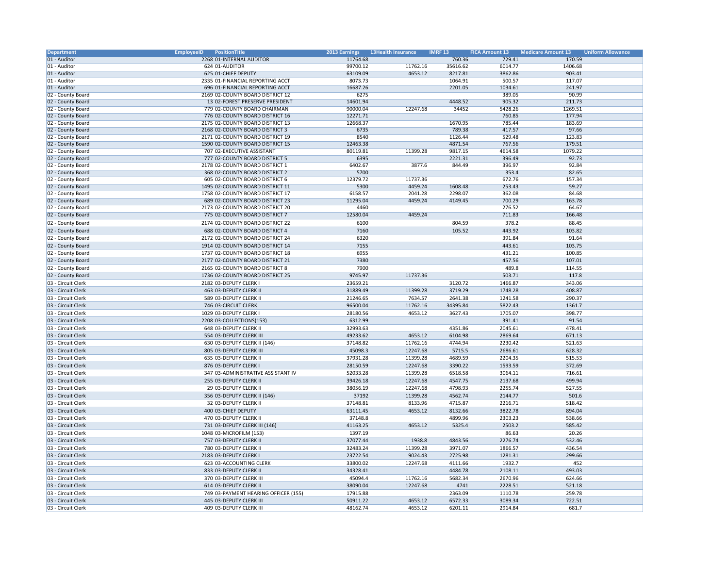| Department | EmployeeID | PositionTitle | 2013 Earnings | 13Health Insurance | IMRF 13 | FICA Amount 13 | Medicare Amount 13 | Uniform Allowance |
|---|---|---|---|---|---|---|---|---|
| 01 - Auditor | 2268 | 01-INTERNAL AUDITOR | 11764.68 | | 760.36 | 729.41 | 170.59 | |
| 01 - Auditor | 624 | 01-AUDITOR | 99700.12 | 11762.16 | 35616.62 | 6014.77 | 1406.68 | |
| 01 - Auditor | 625 | 01-CHIEF DEPUTY | 63109.09 | 4653.12 | 8217.81 | 3862.86 | 903.41 | |
| 01 - Auditor | 2335 | 01-FINANCIAL REPORTING ACCT | 8073.73 | | 1064.91 | 500.57 | 117.07 | |
| 01 - Auditor | 696 | 01-FINANCIAL REPORTING ACCT | 16687.26 | | 2201.05 | 1034.61 | 241.97 | |
| 02 - County Board | 2169 | 02-COUNTY BOARD DISTRICT 12 | 6275 | | | 389.05 | 90.99 | |
| 02 - County Board | 13 | 02-FOREST PRESERVE PRESIDENT | 14601.94 | | 4448.52 | 905.32 | 211.73 | |
| 02 - County Board | 779 | 02-COUNTY BOARD CHAIRMAN | 90000.04 | 12247.68 | 34452 | 5428.26 | 1269.51 | |
| 02 - County Board | 776 | 02-COUNTY BOARD DISTRICT 16 | 12271.71 | | | 760.85 | 177.94 | |
| 02 - County Board | 2175 | 02-COUNTY BOARD DISTRICT 13 | 12668.37 | | 1670.95 | 785.44 | 183.69 | |
| 02 - County Board | 2168 | 02-COUNTY BOARD DISTRICT 3 | 6735 | | 789.38 | 417.57 | 97.66 | |
| 02 - County Board | 2171 | 02-COUNTY BOARD DISTRICT 19 | 8540 | | 1126.44 | 529.48 | 123.83 | |
| 02 - County Board | 1590 | 02-COUNTY BOARD DISTRICT 15 | 12463.38 | | 4871.54 | 767.56 | 179.51 | |
| 02 - County Board | 707 | 02-EXECUTIVE ASSISTANT | 80119.81 | 11399.28 | 9817.15 | 4614.58 | 1079.22 | |
| 02 - County Board | 777 | 02-COUNTY BOARD DISTRICT 5 | 6395 | | 2221.31 | 396.49 | 92.73 | |
| 02 - County Board | 2178 | 02-COUNTY BOARD DISTRICT 1 | 6402.67 | 3877.6 | 844.49 | 396.97 | 92.84 | |
| 02 - County Board | 368 | 02-COUNTY BOARD DISTRICT 2 | 5700 | | | 353.4 | 82.65 | |
| 02 - County Board | 605 | 02-COUNTY BOARD DISTRICT 6 | 12379.72 | 11737.36 | | 672.76 | 157.34 | |
| 02 - County Board | 1495 | 02-COUNTY BOARD DISTRICT 11 | 5300 | 4459.24 | 1608.48 | 253.43 | 59.27 | |
| 02 - County Board | 1758 | 02-COUNTY BOARD DISTRICT 17 | 6158.57 | 2041.28 | 2298.07 | 362.08 | 84.68 | |
| 02 - County Board | 689 | 02-COUNTY BOARD DISTRICT 23 | 11295.04 | 4459.24 | 4149.45 | 700.29 | 163.78 | |
| 02 - County Board | 2173 | 02-COUNTY BOARD DISTRICT 20 | 4460 | | | 276.52 | 64.67 | |
| 02 - County Board | 775 | 02-COUNTY BOARD DISTRICT 7 | 12580.04 | 4459.24 | | 711.83 | 166.48 | |
| 02 - County Board | 2174 | 02-COUNTY BOARD DISTRICT 22 | 6100 | | 804.59 | 378.2 | 88.45 | |
| 02 - County Board | 688 | 02-COUNTY BOARD DISTRICT 4 | 7160 | | 105.52 | 443.92 | 103.82 | |
| 02 - County Board | 2172 | 02-COUNTY BOARD DISTRICT 24 | 6320 | | | 391.84 | 91.64 | |
| 02 - County Board | 1914 | 02-COUNTY BOARD DISTRICT 14 | 7155 | | | 443.61 | 103.75 | |
| 02 - County Board | 1737 | 02-COUNTY BOARD DISTRICT 18 | 6955 | | | 431.21 | 100.85 | |
| 02 - County Board | 2177 | 02-COUNTY BOARD DISTRICT 21 | 7380 | | | 457.56 | 107.01 | |
| 02 - County Board | 2165 | 02-COUNTY BOARD DISTRICT 8 | 7900 | | | 489.8 | 114.55 | |
| 02 - County Board | 1736 | 02-COUNTY BOARD DISTRICT 25 | 9745.97 | 11737.36 | | 503.71 | 117.8 | |
| 03 - Circuit Clerk | 2182 | 03-DEPUTY CLERK I | 23659.21 | | 3120.72 | 1466.87 | 343.06 | |
| 03 - Circuit Clerk | 463 | 03-DEPUTY CLERK II | 31889.49 | 11399.28 | 3719.29 | 1748.28 | 408.87 | |
| 03 - Circuit Clerk | 589 | 03-DEPUTY CLERK II | 21246.65 | 7634.57 | 2641.38 | 1241.58 | 290.37 | |
| 03 - Circuit Clerk | 746 | 03-CIRCUIT CLERK | 96500.04 | 11762.16 | 34395.84 | 5822.43 | 1361.7 | |
| 03 - Circuit Clerk | 1029 | 03-DEPUTY CLERK I | 28180.56 | 4653.12 | 3627.43 | 1705.07 | 398.77 | |
| 03 - Circuit Clerk | 2208 | 03-COLLECTIONS(153) | 6312.99 | | | 391.41 | 91.54 | |
| 03 - Circuit Clerk | 648 | 03-DEPUTY CLERK II | 32993.63 | | 4351.86 | 2045.61 | 478.41 | |
| 03 - Circuit Clerk | 554 | 03-DEPUTY CLERK III | 49233.62 | 4653.12 | 6104.98 | 2869.64 | 671.13 | |
| 03 - Circuit Clerk | 630 | 03-DEPUTY CLERK II (146) | 37148.82 | 11762.16 | 4744.94 | 2230.42 | 521.63 | |
| 03 - Circuit Clerk | 805 | 03-DEPUTY CLERK III | 45098.3 | 12247.68 | 5715.5 | 2686.61 | 628.32 | |
| 03 - Circuit Clerk | 635 | 03-DEPUTY CLERK II | 37931.28 | 11399.28 | 4689.59 | 2204.35 | 515.53 | |
| 03 - Circuit Clerk | 876 | 03-DEPUTY CLERK I | 28150.59 | 12247.68 | 3390.22 | 1593.59 | 372.69 | |
| 03 - Circuit Clerk | 347 | 03-ADMINISTRATIVE ASSISTANT IV | 52033.28 | 11399.28 | 6518.58 | 3064.11 | 716.61 | |
| 03 - Circuit Clerk | 255 | 03-DEPUTY CLERK II | 39426.18 | 12247.68 | 4547.75 | 2137.68 | 499.94 | |
| 03 - Circuit Clerk | 29 | 03-DEPUTY CLERK II | 38056.19 | 12247.68 | 4798.93 | 2255.74 | 527.55 | |
| 03 - Circuit Clerk | 356 | 03-DEPUTY CLERK II (146) | 37192 | 11399.28 | 4562.74 | 2144.77 | 501.6 | |
| 03 - Circuit Clerk | 32 | 03-DEPUTY CLERK II | 37148.81 | 8133.96 | 4715.87 | 2216.71 | 518.42 | |
| 03 - Circuit Clerk | 400 | 03-CHIEF DEPUTY | 63111.45 | 4653.12 | 8132.66 | 3822.78 | 894.04 | |
| 03 - Circuit Clerk | 470 | 03-DEPUTY CLERK II | 37148.8 | | 4899.96 | 2303.23 | 538.66 | |
| 03 - Circuit Clerk | 731 | 03-DEPUTY CLERK III (146) | 41163.25 | 4653.12 | 5325.4 | 2503.2 | 585.42 | |
| 03 - Circuit Clerk | 1048 | 03-MICROFILM (153) | 1397.19 | | | 86.63 | 20.26 | |
| 03 - Circuit Clerk | 757 | 03-DEPUTY CLERK II | 37077.44 | 1938.8 | 4843.56 | 2276.74 | 532.46 | |
| 03 - Circuit Clerk | 780 | 03-DEPUTY CLERK II | 32483.24 | 11399.28 | 3971.07 | 1866.57 | 436.54 | |
| 03 - Circuit Clerk | 2183 | 03-DEPUTY CLERK I | 23722.54 | 9024.43 | 2725.98 | 1281.31 | 299.66 | |
| 03 - Circuit Clerk | 623 | 03-ACCOUNTING CLERK | 33800.02 | 12247.68 | 4111.66 | 1932.7 | 452 | |
| 03 - Circuit Clerk | 833 | 03-DEPUTY CLERK II | 34328.41 | | 4484.78 | 2108.11 | 493.03 | |
| 03 - Circuit Clerk | 370 | 03-DEPUTY CLERK III | 45094.4 | 11762.16 | 5682.34 | 2670.96 | 624.66 | |
| 03 - Circuit Clerk | 614 | 03-DEPUTY CLERK II | 38090.04 | 12247.68 | 4741 | 2228.51 | 521.18 | |
| 03 - Circuit Clerk | 749 | 03-PAYMENT HEARING OFFICER (155) | 17915.88 | | 2363.09 | 1110.78 | 259.78 | |
| 03 - Circuit Clerk | 445 | 03-DEPUTY CLERK III | 50911.22 | 4653.12 | 6572.33 | 3089.34 | 722.51 | |
| 03 - Circuit Clerk | 409 | 03-DEPUTY CLERK III | 48162.74 | 4653.12 | 6201.11 | 2914.84 | 681.7 | |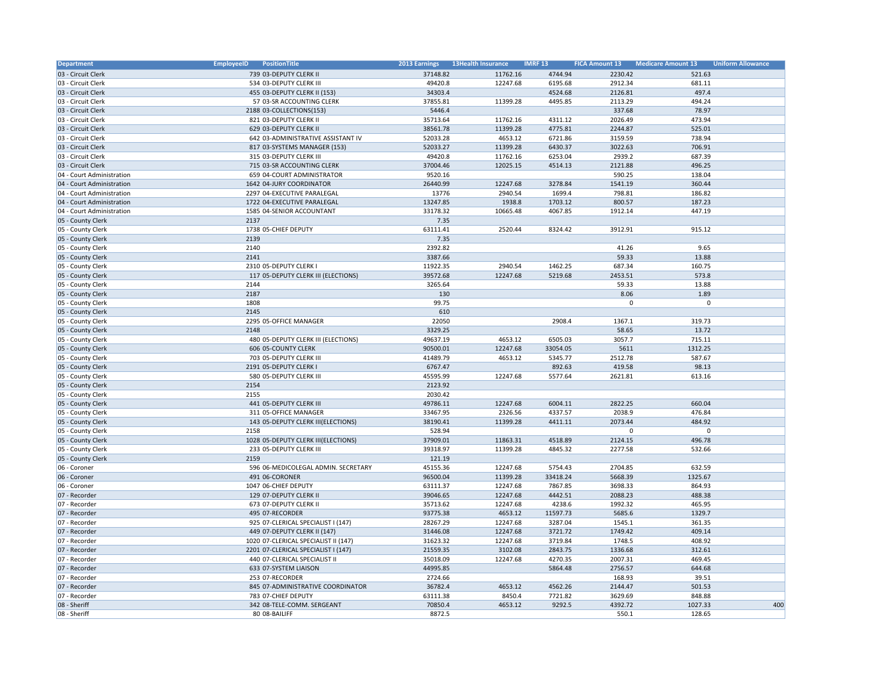| Department | EmployeeID | PositionTitle | 2013 Earnings | 13Health Insurance | IMRF 13 | FICA Amount 13 | Medicare Amount 13 | Uniform Allowance |
|---|---|---|---|---|---|---|---|---|
| 03 - Circuit Clerk | 739 | 03-DEPUTY CLERK II | 37148.82 | 11762.16 | 4744.94 | 2230.42 | 521.63 | |
| 03 - Circuit Clerk | 534 | 03-DEPUTY CLERK III | 49420.8 | 12247.68 | 6195.68 | 2912.34 | 681.11 | |
| 03 - Circuit Clerk | 455 | 03-DEPUTY CLERK II (153) | 34303.4 | | 4524.68 | 2126.81 | 497.4 | |
| 03 - Circuit Clerk | 57 | 03-SR ACCOUNTING CLERK | 37855.81 | 11399.28 | 4495.85 | 2113.29 | 494.24 | |
| 03 - Circuit Clerk | 2188 | 03-COLLECTIONS(153) | 5446.4 | | | 337.68 | 78.97 | |
| 03 - Circuit Clerk | 821 | 03-DEPUTY CLERK II | 35713.64 | 11762.16 | 4311.12 | 2026.49 | 473.94 | |
| 03 - Circuit Clerk | 629 | 03-DEPUTY CLERK II | 38561.78 | 11399.28 | 4775.81 | 2244.87 | 525.01 | |
| 03 - Circuit Clerk | 642 | 03-ADMINISTRATIVE ASSISTANT IV | 52033.28 | 4653.12 | 6721.86 | 3159.59 | 738.94 | |
| 03 - Circuit Clerk | 817 | 03-SYSTEMS MANAGER (153) | 52033.27 | 11399.28 | 6430.37 | 3022.63 | 706.91 | |
| 03 - Circuit Clerk | 315 | 03-DEPUTY CLERK III | 49420.8 | 11762.16 | 6253.04 | 2939.2 | 687.39 | |
| 03 - Circuit Clerk | 715 | 03-SR ACCOUNTING CLERK | 37004.46 | 12025.15 | 4514.13 | 2121.88 | 496.25 | |
| 04 - Court Administration | 659 | 04-COURT ADMINISTRATOR | 9520.16 | | | 590.25 | 138.04 | |
| 04 - Court Administration | 1642 | 04-JURY COORDINATOR | 26440.99 | 12247.68 | 3278.84 | 1541.19 | 360.44 | |
| 04 - Court Administration | 2297 | 04-EXECUTIVE PARALEGAL | 13776 | 2940.54 | 1699.4 | 798.81 | 186.82 | |
| 04 - Court Administration | 1722 | 04-EXECUTIVE PARALEGAL | 13247.85 | 1938.8 | 1703.12 | 800.57 | 187.23 | |
| 04 - Court Administration | 1585 | 04-SENIOR ACCOUNTANT | 33178.32 | 10665.48 | 4067.85 | 1912.14 | 447.19 | |
| 05 - County Clerk | 2137 | | 7.35 | | | | | |
| 05 - County Clerk | 1738 | 05-CHIEF DEPUTY | 63111.41 | 2520.44 | 8324.42 | 3912.91 | 915.12 | |
| 05 - County Clerk | 2139 | | 7.35 | | | | | |
| 05 - County Clerk | 2140 | | 2392.82 | | | 41.26 | 9.65 | |
| 05 - County Clerk | 2141 | | 3387.66 | | | 59.33 | 13.88 | |
| 05 - County Clerk | 2310 | 05-DEPUTY CLERK I | 11922.35 | 2940.54 | 1462.25 | 687.34 | 160.75 | |
| 05 - County Clerk | 117 | 05-DEPUTY CLERK III (ELECTIONS) | 39572.68 | 12247.68 | 5219.68 | 2453.51 | 573.8 | |
| 05 - County Clerk | 2144 | | 3265.64 | | | 59.33 | 13.88 | |
| 05 - County Clerk | 2187 | | 130 | | | 8.06 | 1.89 | |
| 05 - County Clerk | 1808 | | 99.75 | | | 0 | 0 | |
| 05 - County Clerk | 2145 | | 610 | | | | | |
| 05 - County Clerk | 2295 | 05-OFFICE MANAGER | 22050 | | 2908.4 | 1367.1 | 319.73 | |
| 05 - County Clerk | 2148 | | 3329.25 | | | 58.65 | 13.72 | |
| 05 - County Clerk | 480 | 05-DEPUTY CLERK III (ELECTIONS) | 49637.19 | 4653.12 | 6505.03 | 3057.7 | 715.11 | |
| 05 - County Clerk | 606 | 05-COUNTY CLERK | 90500.01 | 12247.68 | 33054.05 | 5611 | 1312.25 | |
| 05 - County Clerk | 703 | 05-DEPUTY CLERK III | 41489.79 | 4653.12 | 5345.77 | 2512.78 | 587.67 | |
| 05 - County Clerk | 2191 | 05-DEPUTY CLERK I | 6767.47 | | 892.63 | 419.58 | 98.13 | |
| 05 - County Clerk | 580 | 05-DEPUTY CLERK III | 45595.99 | 12247.68 | 5577.64 | 2621.81 | 613.16 | |
| 05 - County Clerk | 2154 | | 2123.92 | | | | | |
| 05 - County Clerk | 2155 | | 2030.42 | | | | | |
| 05 - County Clerk | 441 | 05-DEPUTY CLERK III | 49786.11 | 12247.68 | 6004.11 | 2822.25 | 660.04 | |
| 05 - County Clerk | 311 | 05-OFFICE MANAGER | 33467.95 | 2326.56 | 4337.57 | 2038.9 | 476.84 | |
| 05 - County Clerk | 143 | 05-DEPUTY CLERK III(ELECTIONS) | 38190.41 | 11399.28 | 4411.11 | 2073.44 | 484.92 | |
| 05 - County Clerk | 2158 | | 528.94 | | | 0 | 0 | |
| 05 - County Clerk | 1028 | 05-DEPUTY CLERK III(ELECTIONS) | 37909.01 | 11863.31 | 4518.89 | 2124.15 | 496.78 | |
| 05 - County Clerk | 233 | 05-DEPUTY CLERK III | 39318.97 | 11399.28 | 4845.32 | 2277.58 | 532.66 | |
| 05 - County Clerk | 2159 | | 121.19 | | | | | |
| 06 - Coroner | 596 | 06-MEDICOLEGAL ADMIN. SECRETARY | 45155.36 | 12247.68 | 5754.43 | 2704.85 | 632.59 | |
| 06 - Coroner | 491 | 06-CORONER | 96500.04 | 11399.28 | 33418.24 | 5668.39 | 1325.67 | |
| 06 - Coroner | 1047 | 06-CHIEF DEPUTY | 63111.37 | 12247.68 | 7867.85 | 3698.33 | 864.93 | |
| 07 - Recorder | 129 | 07-DEPUTY CLERK II | 39046.65 | 12247.68 | 4442.51 | 2088.23 | 488.38 | |
| 07 - Recorder | 673 | 07-DEPUTY CLERK II | 35713.62 | 12247.68 | 4238.6 | 1992.32 | 465.95 | |
| 07 - Recorder | 495 | 07-RECORDER | 93775.38 | 4653.12 | 11597.73 | 5685.6 | 1329.7 | |
| 07 - Recorder | 925 | 07-CLERICAL SPECIALIST I (147) | 28267.29 | 12247.68 | 3287.04 | 1545.1 | 361.35 | |
| 07 - Recorder | 449 | 07-DEPUTY CLERK II (147) | 31446.08 | 12247.68 | 3721.72 | 1749.42 | 409.14 | |
| 07 - Recorder | 1020 | 07-CLERICAL SPECIALIST II (147) | 31623.32 | 12247.68 | 3719.84 | 1748.5 | 408.92 | |
| 07 - Recorder | 2201 | 07-CLERICAL SPECIALIST I (147) | 21559.35 | 3102.08 | 2843.75 | 1336.68 | 312.61 | |
| 07 - Recorder | 440 | 07-CLERICAL SPECIALIST II | 35018.09 | 12247.68 | 4270.35 | 2007.31 | 469.45 | |
| 07 - Recorder | 633 | 07-SYSTEM LIAISON | 44995.85 | | 5864.48 | 2756.57 | 644.68 | |
| 07 - Recorder | 253 | 07-RECORDER | 2724.66 | | | 168.93 | 39.51 | |
| 07 - Recorder | 845 | 07-ADMINISTRATIVE COORDINATOR | 36782.4 | 4653.12 | 4562.26 | 2144.47 | 501.53 | |
| 07 - Recorder | 783 | 07-CHIEF DEPUTY | 63111.38 | 8450.4 | 7721.82 | 3629.69 | 848.88 | |
| 08 - Sheriff | 342 | 08-TELE-COMM. SERGEANT | 70850.4 | 4653.12 | 9292.5 | 4392.72 | 1027.33 | 400 |
| 08 - Sheriff | 80 | 08-BAILIFF | 8872.5 | | | 550.1 | 128.65 | |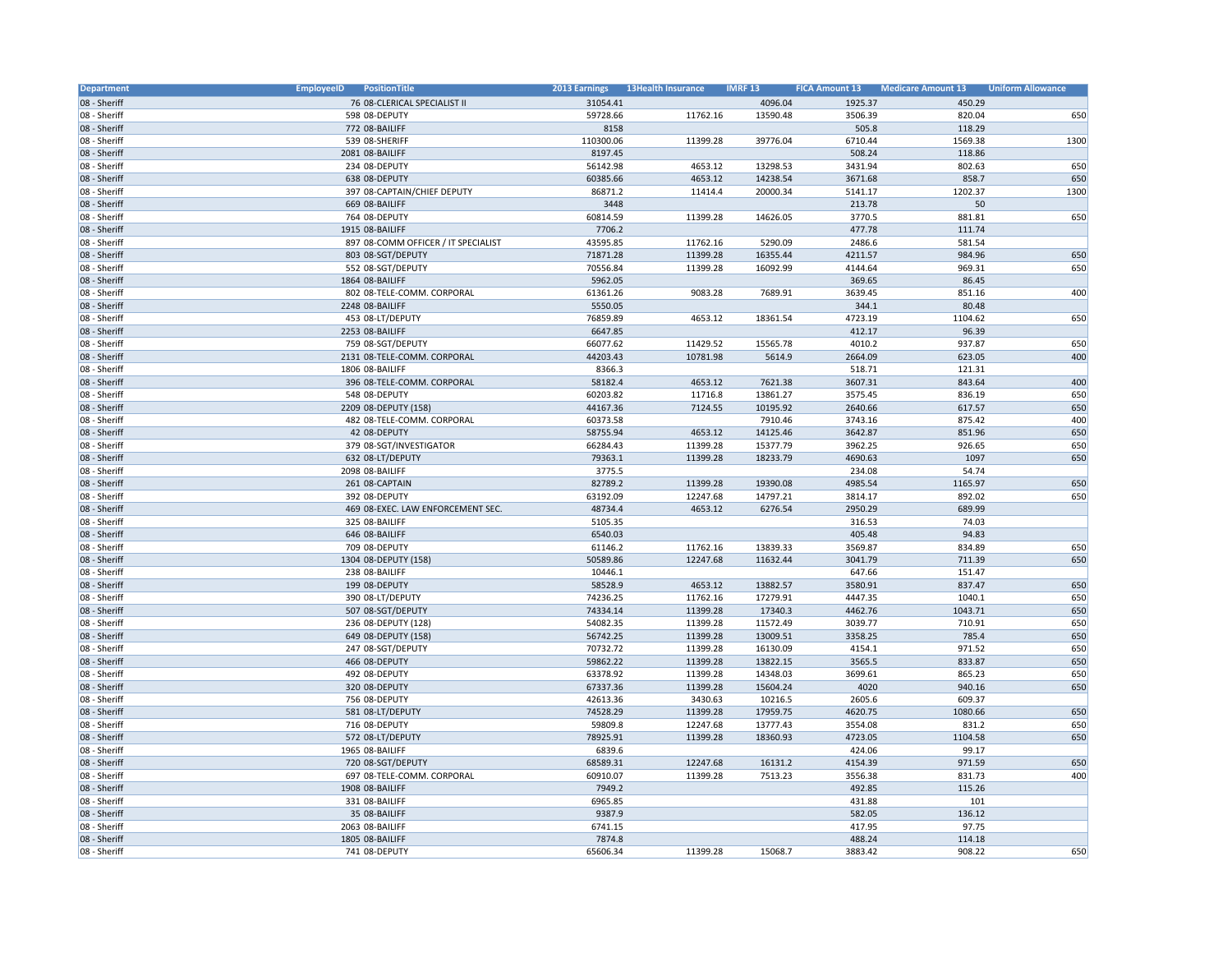| Department | EmployeeID | PositionTitle | 2013 Earnings | 13Health Insurance | IMRF 13 | FICA Amount 13 | Medicare Amount 13 | Uniform Allowance |
|---|---|---|---|---|---|---|---|---|
| 08 - Sheriff | 76 | 08-CLERICAL SPECIALIST II | 31054.41 | | 4096.04 | 1925.37 | 450.29 | |
| 08 - Sheriff | 598 | 08-DEPUTY | 59728.66 | 11762.16 | 13590.48 | 3506.39 | 820.04 | 650 |
| 08 - Sheriff | 772 | 08-BAILIFF | 8158 | | | 505.8 | 118.29 | |
| 08 - Sheriff | 539 | 08-SHERIFF | 110300.06 | 11399.28 | 39776.04 | 6710.44 | 1569.38 | 1300 |
| 08 - Sheriff | 2081 | 08-BAILIFF | 8197.45 | | | 508.24 | 118.86 | |
| 08 - Sheriff | 234 | 08-DEPUTY | 56142.98 | 4653.12 | 13298.53 | 3431.94 | 802.63 | 650 |
| 08 - Sheriff | 638 | 08-DEPUTY | 60385.66 | 4653.12 | 14238.54 | 3671.68 | 858.7 | 650 |
| 08 - Sheriff | 397 | 08-CAPTAIN/CHIEF DEPUTY | 86871.2 | 11414.4 | 20000.34 | 5141.17 | 1202.37 | 1300 |
| 08 - Sheriff | 669 | 08-BAILIFF | 3448 | | | 213.78 | 50 | |
| 08 - Sheriff | 764 | 08-DEPUTY | 60814.59 | 11399.28 | 14626.05 | 3770.5 | 881.81 | 650 |
| 08 - Sheriff | 1915 | 08-BAILIFF | 7706.2 | | | 477.78 | 111.74 | |
| 08 - Sheriff | 897 | 08-COMM OFFICER / IT SPECIALIST | 43595.85 | 11762.16 | 5290.09 | 2486.6 | 581.54 | |
| 08 - Sheriff | 803 | 08-SGT/DEPUTY | 71871.28 | 11399.28 | 16355.44 | 4211.57 | 984.96 | 650 |
| 08 - Sheriff | 552 | 08-SGT/DEPUTY | 70556.84 | 11399.28 | 16092.99 | 4144.64 | 969.31 | 650 |
| 08 - Sheriff | 1864 | 08-BAILIFF | 5962.05 | | | 369.65 | 86.45 | |
| 08 - Sheriff | 802 | 08-TELE-COMM. CORPORAL | 61361.26 | 9083.28 | 7689.91 | 3639.45 | 851.16 | 400 |
| 08 - Sheriff | 2248 | 08-BAILIFF | 5550.05 | | | 344.1 | 80.48 | |
| 08 - Sheriff | 453 | 08-LT/DEPUTY | 76859.89 | 4653.12 | 18361.54 | 4723.19 | 1104.62 | 650 |
| 08 - Sheriff | 2253 | 08-BAILIFF | 6647.85 | | | 412.17 | 96.39 | |
| 08 - Sheriff | 759 | 08-SGT/DEPUTY | 66077.62 | 11429.52 | 15565.78 | 4010.2 | 937.87 | 650 |
| 08 - Sheriff | 2131 | 08-TELE-COMM. CORPORAL | 44203.43 | 10781.98 | 5614.9 | 2664.09 | 623.05 | 400 |
| 08 - Sheriff | 1806 | 08-BAILIFF | 8366.3 | | | 518.71 | 121.31 | |
| 08 - Sheriff | 396 | 08-TELE-COMM. CORPORAL | 58182.4 | 4653.12 | 7621.38 | 3607.31 | 843.64 | 400 |
| 08 - Sheriff | 548 | 08-DEPUTY | 60203.82 | 11716.8 | 13861.27 | 3575.45 | 836.19 | 650 |
| 08 - Sheriff | 2209 | 08-DEPUTY (158) | 44167.36 | 7124.55 | 10195.92 | 2640.66 | 617.57 | 650 |
| 08 - Sheriff | 482 | 08-TELE-COMM. CORPORAL | 60373.58 | | 7910.46 | 3743.16 | 875.42 | 400 |
| 08 - Sheriff | 42 | 08-DEPUTY | 58755.94 | 4653.12 | 14125.46 | 3642.87 | 851.96 | 650 |
| 08 - Sheriff | 379 | 08-SGT/INVESTIGATOR | 66284.43 | 11399.28 | 15377.79 | 3962.25 | 926.65 | 650 |
| 08 - Sheriff | 632 | 08-LT/DEPUTY | 79363.1 | 11399.28 | 18233.79 | 4690.63 | 1097 | 650 |
| 08 - Sheriff | 2098 | 08-BAILIFF | 3775.5 | | | 234.08 | 54.74 | |
| 08 - Sheriff | 261 | 08-CAPTAIN | 82789.2 | 11399.28 | 19390.08 | 4985.54 | 1165.97 | 650 |
| 08 - Sheriff | 392 | 08-DEPUTY | 63192.09 | 12247.68 | 14797.21 | 3814.17 | 892.02 | 650 |
| 08 - Sheriff | 469 | 08-EXEC. LAW ENFORCEMENT SEC. | 48734.4 | 4653.12 | 6276.54 | 2950.29 | 689.99 | |
| 08 - Sheriff | 325 | 08-BAILIFF | 5105.35 | | | 316.53 | 74.03 | |
| 08 - Sheriff | 646 | 08-BAILIFF | 6540.03 | | | 405.48 | 94.83 | |
| 08 - Sheriff | 709 | 08-DEPUTY | 61146.2 | 11762.16 | 13839.33 | 3569.87 | 834.89 | 650 |
| 08 - Sheriff | 1304 | 08-DEPUTY (158) | 50589.86 | 12247.68 | 11632.44 | 3041.79 | 711.39 | 650 |
| 08 - Sheriff | 238 | 08-BAILIFF | 10446.1 | | | 647.66 | 151.47 | |
| 08 - Sheriff | 199 | 08-DEPUTY | 58528.9 | 4653.12 | 13882.57 | 3580.91 | 837.47 | 650 |
| 08 - Sheriff | 390 | 08-LT/DEPUTY | 74236.25 | 11762.16 | 17279.91 | 4447.35 | 1040.1 | 650 |
| 08 - Sheriff | 507 | 08-SGT/DEPUTY | 74334.14 | 11399.28 | 17340.3 | 4462.76 | 1043.71 | 650 |
| 08 - Sheriff | 236 | 08-DEPUTY (128) | 54082.35 | 11399.28 | 11572.49 | 3039.77 | 710.91 | 650 |
| 08 - Sheriff | 649 | 08-DEPUTY (158) | 56742.25 | 11399.28 | 13009.51 | 3358.25 | 785.4 | 650 |
| 08 - Sheriff | 247 | 08-SGT/DEPUTY | 70732.72 | 11399.28 | 16130.09 | 4154.1 | 971.52 | 650 |
| 08 - Sheriff | 466 | 08-DEPUTY | 59862.22 | 11399.28 | 13822.15 | 3565.5 | 833.87 | 650 |
| 08 - Sheriff | 492 | 08-DEPUTY | 63378.92 | 11399.28 | 14348.03 | 3699.61 | 865.23 | 650 |
| 08 - Sheriff | 320 | 08-DEPUTY | 67337.36 | 11399.28 | 15604.24 | 4020 | 940.16 | 650 |
| 08 - Sheriff | 756 | 08-DEPUTY | 42613.36 | 3430.63 | 10216.5 | 2605.6 | 609.37 | |
| 08 - Sheriff | 581 | 08-LT/DEPUTY | 74528.29 | 11399.28 | 17959.75 | 4620.75 | 1080.66 | 650 |
| 08 - Sheriff | 716 | 08-DEPUTY | 59809.8 | 12247.68 | 13777.43 | 3554.08 | 831.2 | 650 |
| 08 - Sheriff | 572 | 08-LT/DEPUTY | 78925.91 | 11399.28 | 18360.93 | 4723.05 | 1104.58 | 650 |
| 08 - Sheriff | 1965 | 08-BAILIFF | 6839.6 | | | 424.06 | 99.17 | |
| 08 - Sheriff | 720 | 08-SGT/DEPUTY | 68589.31 | 12247.68 | 16131.2 | 4154.39 | 971.59 | 650 |
| 08 - Sheriff | 697 | 08-TELE-COMM. CORPORAL | 60910.07 | 11399.28 | 7513.23 | 3556.38 | 831.73 | 400 |
| 08 - Sheriff | 1908 | 08-BAILIFF | 7949.2 | | | 492.85 | 115.26 | |
| 08 - Sheriff | 331 | 08-BAILIFF | 6965.85 | | | 431.88 | 101 | |
| 08 - Sheriff | 35 | 08-BAILIFF | 9387.9 | | | 582.05 | 136.12 | |
| 08 - Sheriff | 2063 | 08-BAILIFF | 6741.15 | | | 417.95 | 97.75 | |
| 08 - Sheriff | 1805 | 08-BAILIFF | 7874.8 | | | 488.24 | 114.18 | |
| 08 - Sheriff | 741 | 08-DEPUTY | 65606.34 | 11399.28 | 15068.7 | 3883.42 | 908.22 | 650 |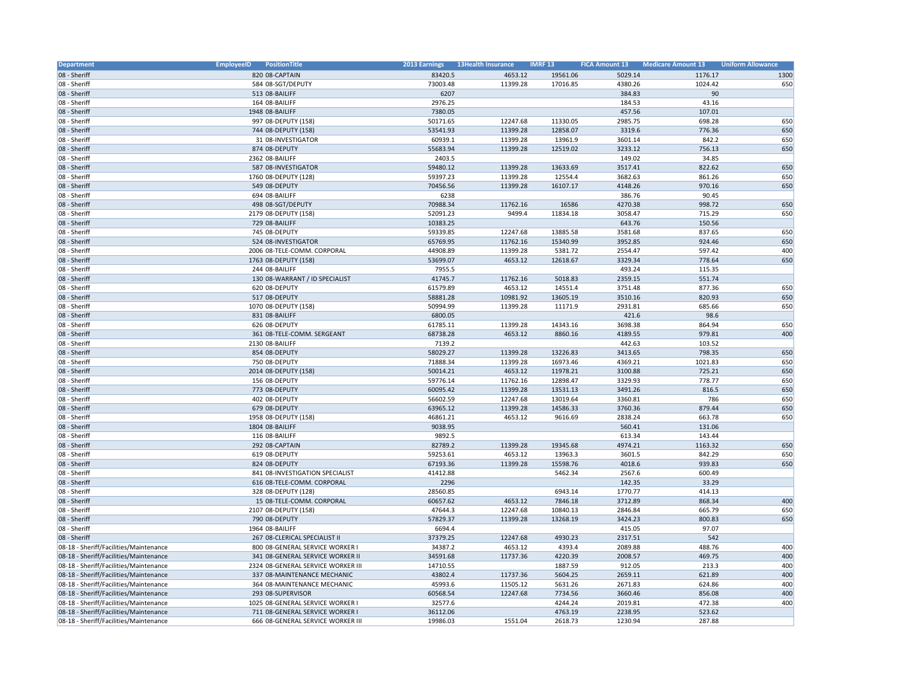| Department | EmployeeID | PositionTitle | 2013 Earnings | 13Health Insurance | IMRF 13 | FICA Amount 13 | Medicare Amount 13 | Uniform Allowance |
|---|---|---|---|---|---|---|---|---|
| 08 - Sheriff | 820 | 08-CAPTAIN | 83420.5 | 4653.12 | 19561.06 | 5029.14 | 1176.17 | 1300 |
| 08 - Sheriff | 584 | 08-SGT/DEPUTY | 73003.48 | 11399.28 | 17016.85 | 4380.26 | 1024.42 | 650 |
| 08 - Sheriff | 513 | 08-BAILIFF | 6207 | | | 384.83 | 90 | |
| 08 - Sheriff | 164 | 08-BAILIFF | 2976.25 | | | 184.53 | 43.16 | |
| 08 - Sheriff | 1948 | 08-BAILIFF | 7380.05 | | | 457.56 | 107.01 | |
| 08 - Sheriff | 997 | 08-DEPUTY (158) | 50171.65 | 12247.68 | 11330.05 | 2985.75 | 698.28 | 650 |
| 08 - Sheriff | 744 | 08-DEPUTY (158) | 53541.93 | 11399.28 | 12858.07 | 3319.6 | 776.36 | 650 |
| 08 - Sheriff | 31 | 08-INVESTIGATOR | 60939.1 | 11399.28 | 13961.9 | 3601.14 | 842.2 | 650 |
| 08 - Sheriff | 874 | 08-DEPUTY | 55683.94 | 11399.28 | 12519.02 | 3233.12 | 756.13 | 650 |
| 08 - Sheriff | 2362 | 08-BAILIFF | 2403.5 | | | 149.02 | 34.85 | |
| 08 - Sheriff | 587 | 08-INVESTIGATOR | 59480.12 | 11399.28 | 13633.69 | 3517.41 | 822.62 | 650 |
| 08 - Sheriff | 1760 | 08-DEPUTY (128) | 59397.23 | 11399.28 | 12554.4 | 3682.63 | 861.26 | 650 |
| 08 - Sheriff | 549 | 08-DEPUTY | 70456.56 | 11399.28 | 16107.17 | 4148.26 | 970.16 | 650 |
| 08 - Sheriff | 694 | 08-BAILIFF | 6238 | | | 386.76 | 90.45 | |
| 08 - Sheriff | 498 | 08-SGT/DEPUTY | 70988.34 | 11762.16 | 16586 | 4270.38 | 998.72 | 650 |
| 08 - Sheriff | 2179 | 08-DEPUTY (158) | 52091.23 | 9499.4 | 11834.18 | 3058.47 | 715.29 | 650 |
| 08 - Sheriff | 729 | 08-BAILIFF | 10383.25 | | | 643.76 | 150.56 | |
| 08 - Sheriff | 745 | 08-DEPUTY | 59339.85 | 12247.68 | 13885.58 | 3581.68 | 837.65 | 650 |
| 08 - Sheriff | 524 | 08-INVESTIGATOR | 65769.95 | 11762.16 | 15340.99 | 3952.85 | 924.46 | 650 |
| 08 - Sheriff | 2006 | 08-TELE-COMM. CORPORAL | 44908.89 | 11399.28 | 5381.72 | 2554.47 | 597.42 | 400 |
| 08 - Sheriff | 1763 | 08-DEPUTY (158) | 53699.07 | 4653.12 | 12618.67 | 3329.34 | 778.64 | 650 |
| 08 - Sheriff | 244 | 08-BAILIFF | 7955.5 | | | 493.24 | 115.35 | |
| 08 - Sheriff | 130 | 08-WARRANT / ID SPECIALIST | 41745.7 | 11762.16 | 5018.83 | 2359.15 | 551.74 | |
| 08 - Sheriff | 620 | 08-DEPUTY | 61579.89 | 4653.12 | 14551.4 | 3751.48 | 877.36 | 650 |
| 08 - Sheriff | 517 | 08-DEPUTY | 58881.28 | 10981.92 | 13605.19 | 3510.16 | 820.93 | 650 |
| 08 - Sheriff | 1070 | 08-DEPUTY (158) | 50994.99 | 11399.28 | 11171.9 | 2931.81 | 685.66 | 650 |
| 08 - Sheriff | 831 | 08-BAILIFF | 6800.05 | | | 421.6 | 98.6 | |
| 08 - Sheriff | 626 | 08-DEPUTY | 61785.11 | 11399.28 | 14343.16 | 3698.38 | 864.94 | 650 |
| 08 - Sheriff | 361 | 08-TELE-COMM. SERGEANT | 68738.28 | 4653.12 | 8860.16 | 4189.55 | 979.81 | 400 |
| 08 - Sheriff | 2130 | 08-BAILIFF | 7139.2 | | | 442.63 | 103.52 | |
| 08 - Sheriff | 854 | 08-DEPUTY | 58029.27 | 11399.28 | 13226.83 | 3413.65 | 798.35 | 650 |
| 08 - Sheriff | 750 | 08-DEPUTY | 71888.34 | 11399.28 | 16973.46 | 4369.21 | 1021.83 | 650 |
| 08 - Sheriff | 2014 | 08-DEPUTY (158) | 50014.21 | 4653.12 | 11978.21 | 3100.88 | 725.21 | 650 |
| 08 - Sheriff | 156 | 08-DEPUTY | 59776.14 | 11762.16 | 12898.47 | 3329.93 | 778.77 | 650 |
| 08 - Sheriff | 773 | 08-DEPUTY | 60095.42 | 11399.28 | 13531.13 | 3491.26 | 816.5 | 650 |
| 08 - Sheriff | 402 | 08-DEPUTY | 56602.59 | 12247.68 | 13019.64 | 3360.81 | 786 | 650 |
| 08 - Sheriff | 679 | 08-DEPUTY | 63965.12 | 11399.28 | 14586.33 | 3760.36 | 879.44 | 650 |
| 08 - Sheriff | 1958 | 08-DEPUTY (158) | 46861.21 | 4653.12 | 9616.69 | 2838.24 | 663.78 | 650 |
| 08 - Sheriff | 1804 | 08-BAILIFF | 9038.95 | | | 560.41 | 131.06 | |
| 08 - Sheriff | 116 | 08-BAILIFF | 9892.5 | | | 613.34 | 143.44 | |
| 08 - Sheriff | 292 | 08-CAPTAIN | 82789.2 | 11399.28 | 19345.68 | 4974.21 | 1163.32 | 650 |
| 08 - Sheriff | 619 | 08-DEPUTY | 59253.61 | 4653.12 | 13963.3 | 3601.5 | 842.29 | 650 |
| 08 - Sheriff | 824 | 08-DEPUTY | 67193.36 | 11399.28 | 15598.76 | 4018.6 | 939.83 | 650 |
| 08 - Sheriff | 841 | 08-INVESTIGATION SPECIALIST | 41412.88 | | 5462.34 | 2567.6 | 600.49 | |
| 08 - Sheriff | 616 | 08-TELE-COMM. CORPORAL | 2296 | | | 142.35 | 33.29 | |
| 08 - Sheriff | 328 | 08-DEPUTY (128) | 28560.85 | | 6943.14 | 1770.77 | 414.13 | |
| 08 - Sheriff | 15 | 08-TELE-COMM. CORPORAL | 60657.62 | 4653.12 | 7846.18 | 3712.89 | 868.34 | 400 |
| 08 - Sheriff | 2107 | 08-DEPUTY (158) | 47644.3 | 12247.68 | 10840.13 | 2846.84 | 665.79 | 650 |
| 08 - Sheriff | 790 | 08-DEPUTY | 57829.37 | 11399.28 | 13268.19 | 3424.23 | 800.83 | 650 |
| 08 - Sheriff | 1964 | 08-BAILIFF | 6694.4 | | | 415.05 | 97.07 | |
| 08 - Sheriff | 267 | 08-CLERICAL SPECIALIST II | 37379.25 | 12247.68 | 4930.23 | 2317.51 | 542 | |
| 08-18 - Sheriff/Facilities/Maintenance | 800 | 08-GENERAL SERVICE WORKER I | 34387.2 | 4653.12 | 4393.4 | 2089.88 | 488.76 | 400 |
| 08-18 - Sheriff/Facilities/Maintenance | 341 | 08-GENERAL SERVICE WORKER II | 34591.68 | 11737.36 | 4220.39 | 2008.57 | 469.75 | 400 |
| 08-18 - Sheriff/Facilities/Maintenance | 2324 | 08-GENERAL SERVICE WORKER III | 14710.55 | | 1887.59 | 912.05 | 213.3 | 400 |
| 08-18 - Sheriff/Facilities/Maintenance | 337 | 08-MAINTENANCE MECHANIC | 43802.4 | 11737.36 | 5604.25 | 2659.11 | 621.89 | 400 |
| 08-18 - Sheriff/Facilities/Maintenance | 364 | 08-MAINTENANCE MECHANIC | 45993.6 | 11505.12 | 5631.26 | 2671.83 | 624.86 | 400 |
| 08-18 - Sheriff/Facilities/Maintenance | 293 | 08-SUPERVISOR | 60568.54 | 12247.68 | 7734.56 | 3660.46 | 856.08 | 400 |
| 08-18 - Sheriff/Facilities/Maintenance | 1025 | 08-GENERAL SERVICE WORKER I | 32577.6 | | 4244.24 | 2019.81 | 472.38 | 400 |
| 08-18 - Sheriff/Facilities/Maintenance | 711 | 08-GENERAL SERVICE WORKER I | 36112.06 | | 4763.19 | 2238.95 | 523.62 | |
| 08-18 - Sheriff/Facilities/Maintenance | 666 | 08-GENERAL SERVICE WORKER III | 19986.03 | 1551.04 | 2618.73 | 1230.94 | 287.88 | |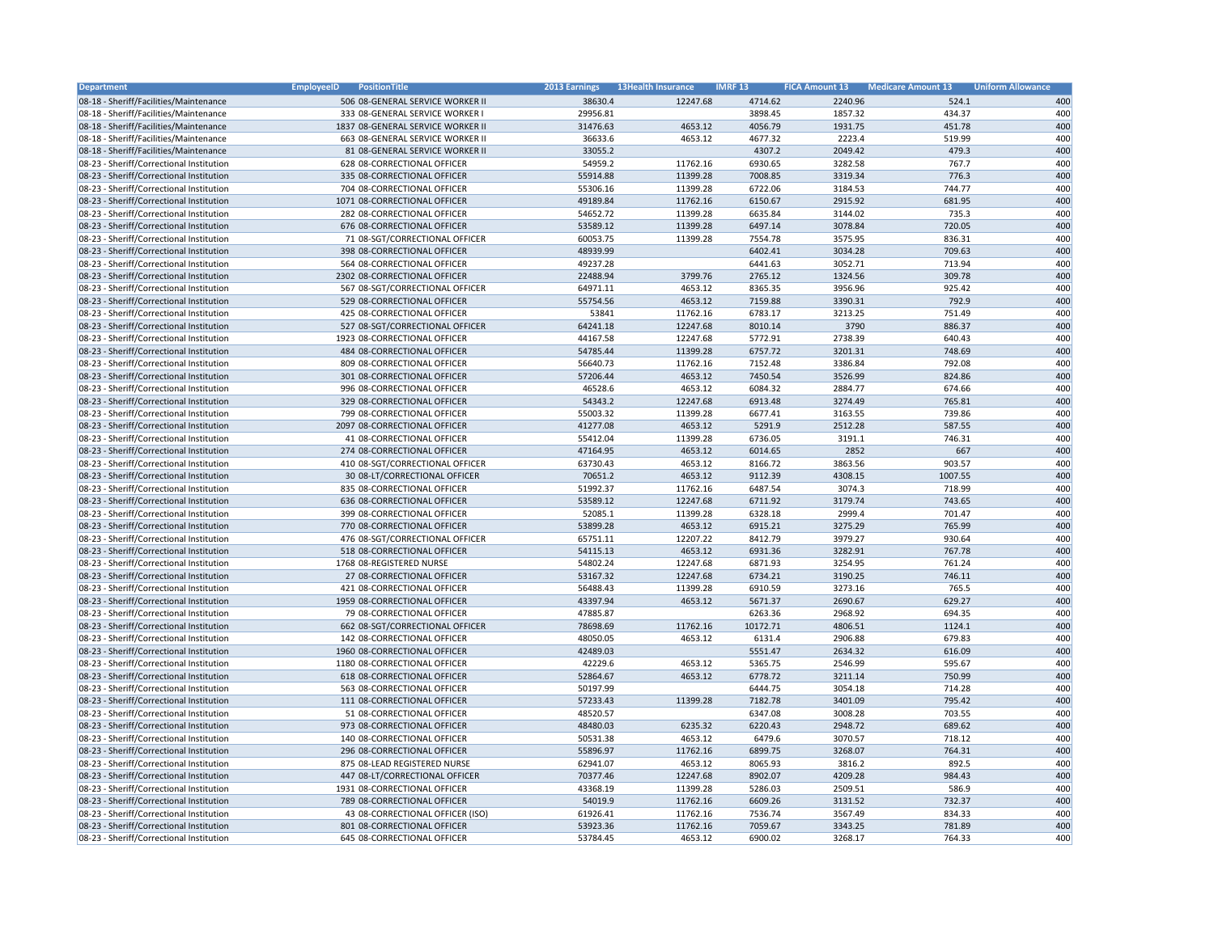| Department | EmployeeID | PositionTitle | 2013 Earnings | 13Health Insurance | IMRF 13 | FICA Amount 13 | Medicare Amount 13 | Uniform Allowance |
|---|---|---|---|---|---|---|---|---|
| 08-18 - Sheriff/Facilities/Maintenance | 506 | 08-GENERAL SERVICE WORKER II | 38630.4 | 12247.68 | 4714.62 | 2240.96 | 524.1 | 400 |
| 08-18 - Sheriff/Facilities/Maintenance | 333 | 08-GENERAL SERVICE WORKER I | 29956.81 | | 3898.45 | 1857.32 | 434.37 | 400 |
| 08-18 - Sheriff/Facilities/Maintenance | 1837 | 08-GENERAL SERVICE WORKER II | 31476.63 | 4653.12 | 4056.79 | 1931.75 | 451.78 | 400 |
| 08-18 - Sheriff/Facilities/Maintenance | 663 | 08-GENERAL SERVICE WORKER II | 36633.6 | 4653.12 | 4677.32 | 2223.4 | 519.99 | 400 |
| 08-18 - Sheriff/Facilities/Maintenance | 81 | 08-GENERAL SERVICE WORKER II | 33055.2 | | 4307.2 | 2049.42 | 479.3 | 400 |
| 08-23 - Sheriff/Correctional Institution | 628 | 08-CORRECTIONAL OFFICER | 54959.2 | 11762.16 | 6930.65 | 3282.58 | 767.7 | 400 |
| 08-23 - Sheriff/Correctional Institution | 335 | 08-CORRECTIONAL OFFICER | 55914.88 | 11399.28 | 7008.85 | 3319.34 | 776.3 | 400 |
| 08-23 - Sheriff/Correctional Institution | 704 | 08-CORRECTIONAL OFFICER | 55306.16 | 11399.28 | 6722.06 | 3184.53 | 744.77 | 400 |
| 08-23 - Sheriff/Correctional Institution | 1071 | 08-CORRECTIONAL OFFICER | 49189.84 | 11762.16 | 6150.67 | 2915.92 | 681.95 | 400 |
| 08-23 - Sheriff/Correctional Institution | 282 | 08-CORRECTIONAL OFFICER | 54652.72 | 11399.28 | 6635.84 | 3144.02 | 735.3 | 400 |
| 08-23 - Sheriff/Correctional Institution | 676 | 08-CORRECTIONAL OFFICER | 53589.12 | 11399.28 | 6497.14 | 3078.84 | 720.05 | 400 |
| 08-23 - Sheriff/Correctional Institution | 71 | 08-SGT/CORRECTIONAL OFFICER | 60053.75 | 11399.28 | 7554.78 | 3575.95 | 836.31 | 400 |
| 08-23 - Sheriff/Correctional Institution | 398 | 08-CORRECTIONAL OFFICER | 48939.99 | | 6402.41 | 3034.28 | 709.63 | 400 |
| 08-23 - Sheriff/Correctional Institution | 564 | 08-CORRECTIONAL OFFICER | 49237.28 | | 6441.63 | 3052.71 | 713.94 | 400 |
| 08-23 - Sheriff/Correctional Institution | 2302 | 08-CORRECTIONAL OFFICER | 22488.94 | 3799.76 | 2765.12 | 1324.56 | 309.78 | 400 |
| 08-23 - Sheriff/Correctional Institution | 567 | 08-SGT/CORRECTIONAL OFFICER | 64971.11 | 4653.12 | 8365.35 | 3956.96 | 925.42 | 400 |
| 08-23 - Sheriff/Correctional Institution | 529 | 08-CORRECTIONAL OFFICER | 55754.56 | 4653.12 | 7159.88 | 3390.31 | 792.9 | 400 |
| 08-23 - Sheriff/Correctional Institution | 425 | 08-CORRECTIONAL OFFICER | 53841 | 11762.16 | 6783.17 | 3213.25 | 751.49 | 400 |
| 08-23 - Sheriff/Correctional Institution | 527 | 08-SGT/CORRECTIONAL OFFICER | 64241.18 | 12247.68 | 8010.14 | 3790 | 886.37 | 400 |
| 08-23 - Sheriff/Correctional Institution | 1923 | 08-CORRECTIONAL OFFICER | 44167.58 | 12247.68 | 5772.91 | 2738.39 | 640.43 | 400 |
| 08-23 - Sheriff/Correctional Institution | 484 | 08-CORRECTIONAL OFFICER | 54785.44 | 11399.28 | 6757.72 | 3201.31 | 748.69 | 400 |
| 08-23 - Sheriff/Correctional Institution | 809 | 08-CORRECTIONAL OFFICER | 56640.73 | 11762.16 | 7152.48 | 3386.84 | 792.08 | 400 |
| 08-23 - Sheriff/Correctional Institution | 301 | 08-CORRECTIONAL OFFICER | 57206.44 | 4653.12 | 7450.54 | 3526.99 | 824.86 | 400 |
| 08-23 - Sheriff/Correctional Institution | 996 | 08-CORRECTIONAL OFFICER | 46528.6 | 4653.12 | 6084.32 | 2884.77 | 674.66 | 400 |
| 08-23 - Sheriff/Correctional Institution | 329 | 08-CORRECTIONAL OFFICER | 54343.2 | 12247.68 | 6913.48 | 3274.49 | 765.81 | 400 |
| 08-23 - Sheriff/Correctional Institution | 799 | 08-CORRECTIONAL OFFICER | 55003.32 | 11399.28 | 6677.41 | 3163.55 | 739.86 | 400 |
| 08-23 - Sheriff/Correctional Institution | 2097 | 08-CORRECTIONAL OFFICER | 41277.08 | 4653.12 | 5291.9 | 2512.28 | 587.55 | 400 |
| 08-23 - Sheriff/Correctional Institution | 41 | 08-CORRECTIONAL OFFICER | 55412.04 | 11399.28 | 6736.05 | 3191.1 | 746.31 | 400 |
| 08-23 - Sheriff/Correctional Institution | 274 | 08-CORRECTIONAL OFFICER | 47164.95 | 4653.12 | 6014.65 | 2852 | 667 | 400 |
| 08-23 - Sheriff/Correctional Institution | 410 | 08-SGT/CORRECTIONAL OFFICER | 63730.43 | 4653.12 | 8166.72 | 3863.56 | 903.57 | 400 |
| 08-23 - Sheriff/Correctional Institution | 30 | 08-LT/CORRECTIONAL OFFICER | 70651.2 | 4653.12 | 9112.39 | 4308.15 | 1007.55 | 400 |
| 08-23 - Sheriff/Correctional Institution | 835 | 08-CORRECTIONAL OFFICER | 51992.37 | 11762.16 | 6487.54 | 3074.3 | 718.99 | 400 |
| 08-23 - Sheriff/Correctional Institution | 636 | 08-CORRECTIONAL OFFICER | 53589.12 | 12247.68 | 6711.92 | 3179.74 | 743.65 | 400 |
| 08-23 - Sheriff/Correctional Institution | 399 | 08-CORRECTIONAL OFFICER | 52085.1 | 11399.28 | 6328.18 | 2999.4 | 701.47 | 400 |
| 08-23 - Sheriff/Correctional Institution | 770 | 08-CORRECTIONAL OFFICER | 53899.28 | 4653.12 | 6915.21 | 3275.29 | 765.99 | 400 |
| 08-23 - Sheriff/Correctional Institution | 476 | 08-SGT/CORRECTIONAL OFFICER | 65751.11 | 12207.22 | 8412.79 | 3979.27 | 930.64 | 400 |
| 08-23 - Sheriff/Correctional Institution | 518 | 08-CORRECTIONAL OFFICER | 54115.13 | 4653.12 | 6931.36 | 3282.91 | 767.78 | 400 |
| 08-23 - Sheriff/Correctional Institution | 1768 | 08-REGISTERED NURSE | 54802.24 | 12247.68 | 6871.93 | 3254.95 | 761.24 | 400 |
| 08-23 - Sheriff/Correctional Institution | 27 | 08-CORRECTIONAL OFFICER | 53167.32 | 12247.68 | 6734.21 | 3190.25 | 746.11 | 400 |
| 08-23 - Sheriff/Correctional Institution | 421 | 08-CORRECTIONAL OFFICER | 56488.43 | 11399.28 | 6910.59 | 3273.16 | 765.5 | 400 |
| 08-23 - Sheriff/Correctional Institution | 1959 | 08-CORRECTIONAL OFFICER | 43397.94 | 4653.12 | 5671.37 | 2690.67 | 629.27 | 400 |
| 08-23 - Sheriff/Correctional Institution | 79 | 08-CORRECTIONAL OFFICER | 47885.87 | | 6263.36 | 2968.92 | 694.35 | 400 |
| 08-23 - Sheriff/Correctional Institution | 662 | 08-SGT/CORRECTIONAL OFFICER | 78698.69 | 11762.16 | 10172.71 | 4806.51 | 1124.1 | 400 |
| 08-23 - Sheriff/Correctional Institution | 142 | 08-CORRECTIONAL OFFICER | 48050.05 | 4653.12 | 6131.4 | 2906.88 | 679.83 | 400 |
| 08-23 - Sheriff/Correctional Institution | 1960 | 08-CORRECTIONAL OFFICER | 42489.03 | | 5551.47 | 2634.32 | 616.09 | 400 |
| 08-23 - Sheriff/Correctional Institution | 1180 | 08-CORRECTIONAL OFFICER | 42229.6 | 4653.12 | 5365.75 | 2546.99 | 595.67 | 400 |
| 08-23 - Sheriff/Correctional Institution | 618 | 08-CORRECTIONAL OFFICER | 52864.67 | 4653.12 | 6778.72 | 3211.14 | 750.99 | 400 |
| 08-23 - Sheriff/Correctional Institution | 563 | 08-CORRECTIONAL OFFICER | 50197.99 | | 6444.75 | 3054.18 | 714.28 | 400 |
| 08-23 - Sheriff/Correctional Institution | 111 | 08-CORRECTIONAL OFFICER | 57233.43 | 11399.28 | 7182.78 | 3401.09 | 795.42 | 400 |
| 08-23 - Sheriff/Correctional Institution | 51 | 08-CORRECTIONAL OFFICER | 48520.57 | | 6347.08 | 3008.28 | 703.55 | 400 |
| 08-23 - Sheriff/Correctional Institution | 973 | 08-CORRECTIONAL OFFICER | 48480.03 | 6235.32 | 6220.43 | 2948.72 | 689.62 | 400 |
| 08-23 - Sheriff/Correctional Institution | 140 | 08-CORRECTIONAL OFFICER | 50531.38 | 4653.12 | 6479.6 | 3070.57 | 718.12 | 400 |
| 08-23 - Sheriff/Correctional Institution | 296 | 08-CORRECTIONAL OFFICER | 55896.97 | 11762.16 | 6899.75 | 3268.07 | 764.31 | 400 |
| 08-23 - Sheriff/Correctional Institution | 875 | 08-LEAD REGISTERED NURSE | 62941.07 | 4653.12 | 8065.93 | 3816.2 | 892.5 | 400 |
| 08-23 - Sheriff/Correctional Institution | 447 | 08-LT/CORRECTIONAL OFFICER | 70377.46 | 12247.68 | 8902.07 | 4209.28 | 984.43 | 400 |
| 08-23 - Sheriff/Correctional Institution | 1931 | 08-CORRECTIONAL OFFICER | 43368.19 | 11399.28 | 5286.03 | 2509.51 | 586.9 | 400 |
| 08-23 - Sheriff/Correctional Institution | 789 | 08-CORRECTIONAL OFFICER | 54019.9 | 11762.16 | 6609.26 | 3131.52 | 732.37 | 400 |
| 08-23 - Sheriff/Correctional Institution | 43 | 08-CORRECTIONAL OFFICER (ISO) | 61926.41 | 11762.16 | 7536.74 | 3567.49 | 834.33 | 400 |
| 08-23 - Sheriff/Correctional Institution | 801 | 08-CORRECTIONAL OFFICER | 53923.36 | 11762.16 | 7059.67 | 3343.25 | 781.89 | 400 |
| 08-23 - Sheriff/Correctional Institution | 645 | 08-CORRECTIONAL OFFICER | 53784.45 | 4653.12 | 6900.02 | 3268.17 | 764.33 | 400 |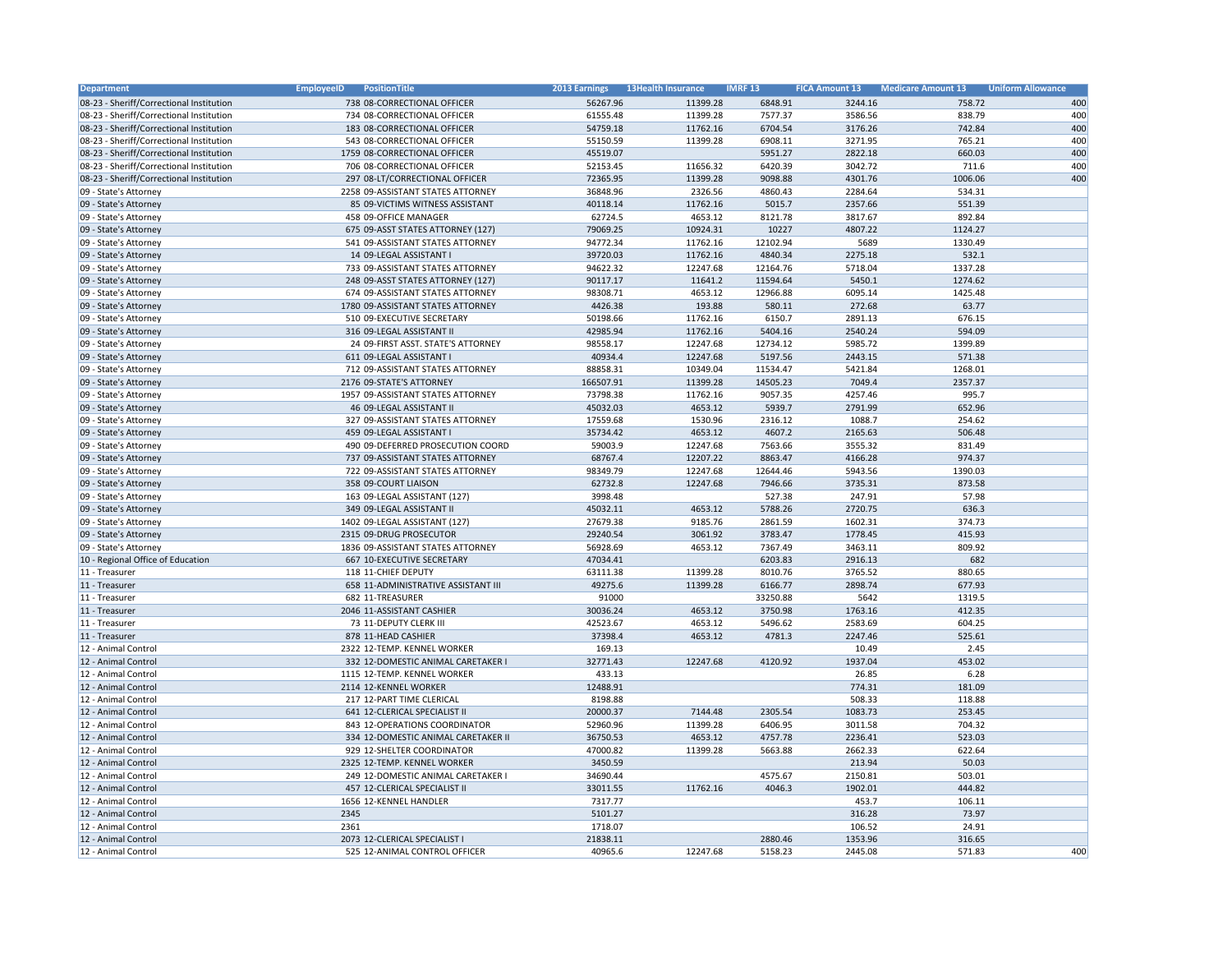| Department | EmployeeID | PositionTitle | 2013 Earnings | 13Health Insurance | IMRF 13 | FICA Amount 13 | Medicare Amount 13 | Uniform Allowance |
|---|---|---|---|---|---|---|---|---|
| 08-23 - Sheriff/Correctional Institution | 738 | 08-CORRECTIONAL OFFICER | 56267.96 | 11399.28 | 6848.91 | 3244.16 | 758.72 | 400 |
| 08-23 - Sheriff/Correctional Institution | 734 | 08-CORRECTIONAL OFFICER | 61555.48 | 11399.28 | 7577.37 | 3586.56 | 838.79 | 400 |
| 08-23 - Sheriff/Correctional Institution | 183 | 08-CORRECTIONAL OFFICER | 54759.18 | 11762.16 | 6704.54 | 3176.26 | 742.84 | 400 |
| 08-23 - Sheriff/Correctional Institution | 543 | 08-CORRECTIONAL OFFICER | 55150.59 | 11399.28 | 6908.11 | 3271.95 | 765.21 | 400 |
| 08-23 - Sheriff/Correctional Institution | 1759 | 08-CORRECTIONAL OFFICER | 45519.07 | | 5951.27 | 2822.18 | 660.03 | 400 |
| 08-23 - Sheriff/Correctional Institution | 706 | 08-CORRECTIONAL OFFICER | 52153.45 | 11656.32 | 6420.39 | 3042.72 | 711.6 | 400 |
| 08-23 - Sheriff/Correctional Institution | 297 | 08-LT/CORRECTIONAL OFFICER | 72365.95 | 11399.28 | 9098.88 | 4301.76 | 1006.06 | 400 |
| 09 - State's Attorney | 2258 | 09-ASSISTANT STATES ATTORNEY | 36848.96 | 2326.56 | 4860.43 | 2284.64 | 534.31 | |
| 09 - State's Attorney | 85 | 09-VICTIMS WITNESS ASSISTANT | 40118.14 | 11762.16 | 5015.7 | 2357.66 | 551.39 | |
| 09 - State's Attorney | 458 | 09-OFFICE MANAGER | 62724.5 | 4653.12 | 8121.78 | 3817.67 | 892.84 | |
| 09 - State's Attorney | 675 | 09-ASST STATES ATTORNEY (127) | 79069.25 | 10924.31 | 10227 | 4807.22 | 1124.27 | |
| 09 - State's Attorney | 541 | 09-ASSISTANT STATES ATTORNEY | 94772.34 | 11762.16 | 12102.94 | 5689 | 1330.49 | |
| 09 - State's Attorney | 14 | 09-LEGAL ASSISTANT I | 39720.03 | 11762.16 | 4840.34 | 2275.18 | 532.1 | |
| 09 - State's Attorney | 733 | 09-ASSISTANT STATES ATTORNEY | 94622.32 | 12247.68 | 12164.76 | 5718.04 | 1337.28 | |
| 09 - State's Attorney | 248 | 09-ASST STATES ATTORNEY (127) | 90117.17 | 11641.2 | 11594.64 | 5450.1 | 1274.62 | |
| 09 - State's Attorney | 674 | 09-ASSISTANT STATES ATTORNEY | 98308.71 | 4653.12 | 12966.88 | 6095.14 | 1425.48 | |
| 09 - State's Attorney | 1780 | 09-ASSISTANT STATES ATTORNEY | 4426.38 | 193.88 | 580.11 | 272.68 | 63.77 | |
| 09 - State's Attorney | 510 | 09-EXECUTIVE SECRETARY | 50198.66 | 11762.16 | 6150.7 | 2891.13 | 676.15 | |
| 09 - State's Attorney | 316 | 09-LEGAL ASSISTANT II | 42985.94 | 11762.16 | 5404.16 | 2540.24 | 594.09 | |
| 09 - State's Attorney | 24 | 09-FIRST ASST. STATE'S ATTORNEY | 98558.17 | 12247.68 | 12734.12 | 5985.72 | 1399.89 | |
| 09 - State's Attorney | 611 | 09-LEGAL ASSISTANT I | 40934.4 | 12247.68 | 5197.56 | 2443.15 | 571.38 | |
| 09 - State's Attorney | 712 | 09-ASSISTANT STATES ATTORNEY | 88858.31 | 10349.04 | 11534.47 | 5421.84 | 1268.01 | |
| 09 - State's Attorney | 2176 | 09-STATE'S ATTORNEY | 166507.91 | 11399.28 | 14505.23 | 7049.4 | 2357.37 | |
| 09 - State's Attorney | 1957 | 09-ASSISTANT STATES ATTORNEY | 73798.38 | 11762.16 | 9057.35 | 4257.46 | 995.7 | |
| 09 - State's Attorney | 46 | 09-LEGAL ASSISTANT II | 45032.03 | 4653.12 | 5939.7 | 2791.99 | 652.96 | |
| 09 - State's Attorney | 327 | 09-ASSISTANT STATES ATTORNEY | 17559.68 | 1530.96 | 2316.12 | 1088.7 | 254.62 | |
| 09 - State's Attorney | 459 | 09-LEGAL ASSISTANT I | 35734.42 | 4653.12 | 4607.2 | 2165.63 | 506.48 | |
| 09 - State's Attorney | 490 | 09-DEFERRED PROSECUTION COORD | 59003.9 | 12247.68 | 7563.66 | 3555.32 | 831.49 | |
| 09 - State's Attorney | 737 | 09-ASSISTANT STATES ATTORNEY | 68767.4 | 12207.22 | 8863.47 | 4166.28 | 974.37 | |
| 09 - State's Attorney | 722 | 09-ASSISTANT STATES ATTORNEY | 98349.79 | 12247.68 | 12644.46 | 5943.56 | 1390.03 | |
| 09 - State's Attorney | 358 | 09-COURT LIAISON | 62732.8 | 12247.68 | 7946.66 | 3735.31 | 873.58 | |
| 09 - State's Attorney | 163 | 09-LEGAL ASSISTANT (127) | 3998.48 | | 527.38 | 247.91 | 57.98 | |
| 09 - State's Attorney | 349 | 09-LEGAL ASSISTANT II | 45032.11 | 4653.12 | 5788.26 | 2720.75 | 636.3 | |
| 09 - State's Attorney | 1402 | 09-LEGAL ASSISTANT (127) | 27679.38 | 9185.76 | 2861.59 | 1602.31 | 374.73 | |
| 09 - State's Attorney | 2315 | 09-DRUG PROSECUTOR | 29240.54 | 3061.92 | 3783.47 | 1778.45 | 415.93 | |
| 09 - State's Attorney | 1836 | 09-ASSISTANT STATES ATTORNEY | 56928.69 | 4653.12 | 7367.49 | 3463.11 | 809.92 | |
| 10 - Regional Office of Education | 667 | 10-EXECUTIVE SECRETARY | 47034.41 | | 6203.83 | 2916.13 | 682 | |
| 11 - Treasurer | 118 | 11-CHIEF DEPUTY | 63111.38 | 11399.28 | 8010.76 | 3765.52 | 880.65 | |
| 11 - Treasurer | 658 | 11-ADMINISTRATIVE ASSISTANT III | 49275.6 | 11399.28 | 6166.77 | 2898.74 | 677.93 | |
| 11 - Treasurer | 682 | 11-TREASURER | 91000 | | 33250.88 | 5642 | 1319.5 | |
| 11 - Treasurer | 2046 | 11-ASSISTANT CASHIER | 30036.24 | 4653.12 | 3750.98 | 1763.16 | 412.35 | |
| 11 - Treasurer | 73 | 11-DEPUTY CLERK III | 42523.67 | 4653.12 | 5496.62 | 2583.69 | 604.25 | |
| 11 - Treasurer | 878 | 11-HEAD CASHIER | 37398.4 | 4653.12 | 4781.3 | 2247.46 | 525.61 | |
| 12 - Animal Control | 2322 | 12-TEMP. KENNEL WORKER | 169.13 | | | 10.49 | 2.45 | |
| 12 - Animal Control | 332 | 12-DOMESTIC ANIMAL CARETAKER I | 32771.43 | 12247.68 | 4120.92 | 1937.04 | 453.02 | |
| 12 - Animal Control | 1115 | 12-TEMP. KENNEL WORKER | 433.13 | | | 26.85 | 6.28 | |
| 12 - Animal Control | 2114 | 12-KENNEL WORKER | 12488.91 | | | 774.31 | 181.09 | |
| 12 - Animal Control | 217 | 12-PART TIME CLERICAL | 8198.88 | | | 508.33 | 118.88 | |
| 12 - Animal Control | 641 | 12-CLERICAL SPECIALIST II | 20000.37 | 7144.48 | 2305.54 | 1083.73 | 253.45 | |
| 12 - Animal Control | 843 | 12-OPERATIONS COORDINATOR | 52960.96 | 11399.28 | 6406.95 | 3011.58 | 704.32 | |
| 12 - Animal Control | 334 | 12-DOMESTIC ANIMAL CARETAKER II | 36750.53 | 4653.12 | 4757.78 | 2236.41 | 523.03 | |
| 12 - Animal Control | 929 | 12-SHELTER COORDINATOR | 47000.82 | 11399.28 | 5663.88 | 2662.33 | 622.64 | |
| 12 - Animal Control | 2325 | 12-TEMP. KENNEL WORKER | 3450.59 | | | 213.94 | 50.03 | |
| 12 - Animal Control | 249 | 12-DOMESTIC ANIMAL CARETAKER I | 34690.44 | | 4575.67 | 2150.81 | 503.01 | |
| 12 - Animal Control | 457 | 12-CLERICAL SPECIALIST II | 33011.55 | 11762.16 | 4046.3 | 1902.01 | 444.82 | |
| 12 - Animal Control | 1656 | 12-KENNEL HANDLER | 7317.77 | | | 453.7 | 106.11 | |
| 12 - Animal Control | 2345 | | 5101.27 | | | 316.28 | 73.97 | |
| 12 - Animal Control | 2361 | | 1718.07 | | | 106.52 | 24.91 | |
| 12 - Animal Control | 2073 | 12-CLERICAL SPECIALIST I | 21838.11 | | 2880.46 | 1353.96 | 316.65 | |
| 12 - Animal Control | 525 | 12-ANIMAL CONTROL OFFICER | 40965.6 | 12247.68 | 5158.23 | 2445.08 | 571.83 | 400 |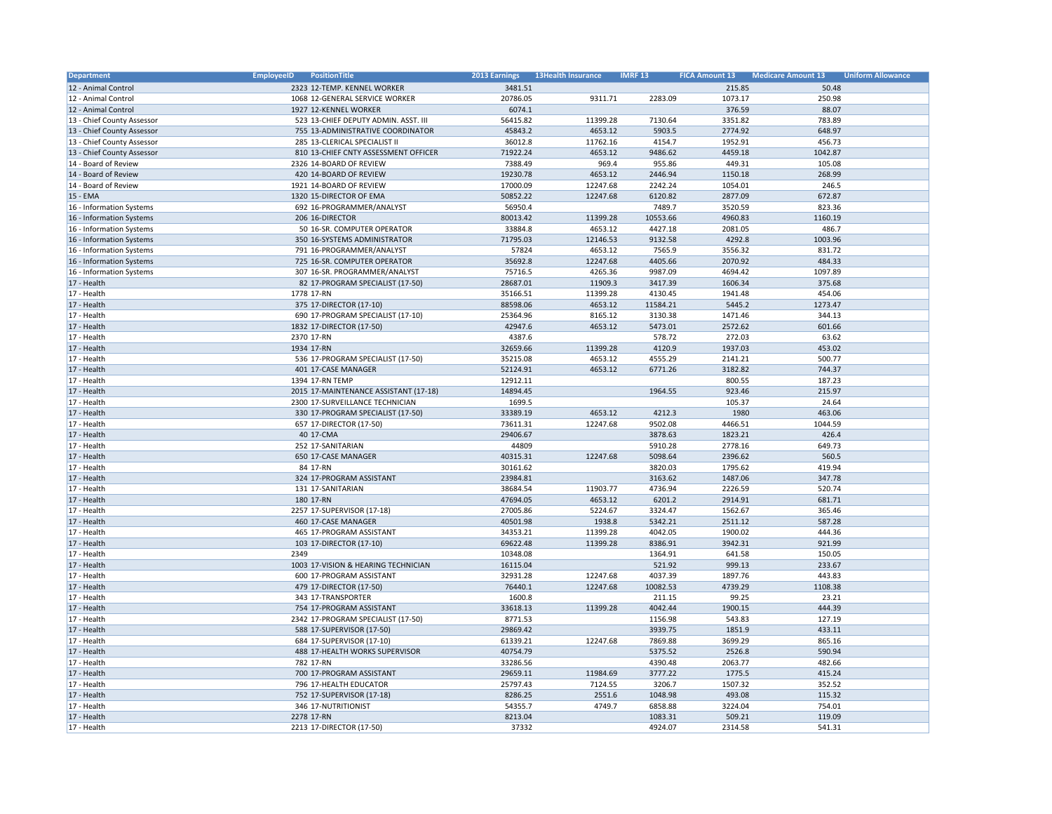| Department | EmployeeID | PositionTitle | 2013 Earnings | 13Health Insurance | IMRF 13 | FICA Amount 13 | Medicare Amount 13 | Uniform Allowance |
|---|---|---|---|---|---|---|---|---|
| 12 - Animal Control | 2323 | 12-TEMP. KENNEL WORKER | 3481.51 | | | 215.85 | 50.48 | |
| 12 - Animal Control | 1068 | 12-GENERAL SERVICE WORKER | 20786.05 | 9311.71 | 2283.09 | 1073.17 | 250.98 | |
| 12 - Animal Control | 1927 | 12-KENNEL WORKER | 6074.1 | | | 376.59 | 88.07 | |
| 13 - Chief County Assessor | 523 | 13-CHIEF DEPUTY ADMIN. ASST. III | 56415.82 | 11399.28 | 7130.64 | 3351.82 | 783.89 | |
| 13 - Chief County Assessor | 755 | 13-ADMINISTRATIVE COORDINATOR | 45843.2 | 4653.12 | 5903.5 | 2774.92 | 648.97 | |
| 13 - Chief County Assessor | 285 | 13-CLERICAL SPECIALIST II | 36012.8 | 11762.16 | 4154.7 | 1952.91 | 456.73 | |
| 13 - Chief County Assessor | 810 | 13-CHIEF CNTY ASSESSMENT OFFICER | 71922.24 | 4653.12 | 9486.62 | 4459.18 | 1042.87 | |
| 14 - Board of Review | 2326 | 14-BOARD OF REVIEW | 7388.49 | 969.4 | 955.86 | 449.31 | 105.08 | |
| 14 - Board of Review | 420 | 14-BOARD OF REVIEW | 19230.78 | 4653.12 | 2446.94 | 1150.18 | 268.99 | |
| 14 - Board of Review | 1921 | 14-BOARD OF REVIEW | 17000.09 | 12247.68 | 2242.24 | 1054.01 | 246.5 | |
| 15 - EMA | 1320 | 15-DIRECTOR OF EMA | 50852.22 | 12247.68 | 6120.82 | 2877.09 | 672.87 | |
| 16 - Information Systems | 692 | 16-PROGRAMMER/ANALYST | 56950.4 | | 7489.7 | 3520.59 | 823.36 | |
| 16 - Information Systems | 206 | 16-DIRECTOR | 80013.42 | 11399.28 | 10553.66 | 4960.83 | 1160.19 | |
| 16 - Information Systems | 50 | 16-SR. COMPUTER OPERATOR | 33884.8 | 4653.12 | 4427.18 | 2081.05 | 486.7 | |
| 16 - Information Systems | 350 | 16-SYSTEMS ADMINISTRATOR | 71795.03 | 12146.53 | 9132.58 | 4292.8 | 1003.96 | |
| 16 - Information Systems | 791 | 16-PROGRAMMER/ANALYST | 57824 | 4653.12 | 7565.9 | 3556.32 | 831.72 | |
| 16 - Information Systems | 725 | 16-SR. COMPUTER OPERATOR | 35692.8 | 12247.68 | 4405.66 | 2070.92 | 484.33 | |
| 16 - Information Systems | 307 | 16-SR. PROGRAMMER/ANALYST | 75716.5 | 4265.36 | 9987.09 | 4694.42 | 1097.89 | |
| 17 - Health | 82 | 17-PROGRAM SPECIALIST (17-50) | 28687.01 | 11909.3 | 3417.39 | 1606.34 | 375.68 | |
| 17 - Health | 1778 | 17-RN | 35166.51 | 11399.28 | 4130.45 | 1941.48 | 454.06 | |
| 17 - Health | 375 | 17-DIRECTOR (17-10) | 88598.06 | 4653.12 | 11584.21 | 5445.2 | 1273.47 | |
| 17 - Health | 690 | 17-PROGRAM SPECIALIST (17-10) | 25364.96 | 8165.12 | 3130.38 | 1471.46 | 344.13 | |
| 17 - Health | 1832 | 17-DIRECTOR (17-50) | 42947.6 | 4653.12 | 5473.01 | 2572.62 | 601.66 | |
| 17 - Health | 2370 | 17-RN | 4387.6 | | 578.72 | 272.03 | 63.62 | |
| 17 - Health | 1934 | 17-RN | 32659.66 | 11399.28 | 4120.9 | 1937.03 | 453.02 | |
| 17 - Health | 536 | 17-PROGRAM SPECIALIST (17-50) | 35215.08 | 4653.12 | 4555.29 | 2141.21 | 500.77 | |
| 17 - Health | 401 | 17-CASE MANAGER | 52124.91 | 4653.12 | 6771.26 | 3182.82 | 744.37 | |
| 17 - Health | 1394 | 17-RN TEMP | 12912.11 | | | 800.55 | 187.23 | |
| 17 - Health | 2015 | 17-MAINTENANCE ASSISTANT (17-18) | 14894.45 | | 1964.55 | 923.46 | 215.97 | |
| 17 - Health | 2300 | 17-SURVEILLANCE TECHNICIAN | 1699.5 | | | 105.37 | 24.64 | |
| 17 - Health | 330 | 17-PROGRAM SPECIALIST (17-50) | 33389.19 | 4653.12 | 4212.3 | 1980 | 463.06 | |
| 17 - Health | 657 | 17-DIRECTOR (17-50) | 73611.31 | 12247.68 | 9502.08 | 4466.51 | 1044.59 | |
| 17 - Health | 40 | 17-CMA | 29406.67 | | 3878.63 | 1823.21 | 426.4 | |
| 17 - Health | 252 | 17-SANITARIAN | 44809 | | 5910.28 | 2778.16 | 649.73 | |
| 17 - Health | 650 | 17-CASE MANAGER | 40315.31 | 12247.68 | 5098.64 | 2396.62 | 560.5 | |
| 17 - Health | 84 | 17-RN | 30161.62 | | 3820.03 | 1795.62 | 419.94 | |
| 17 - Health | 324 | 17-PROGRAM ASSISTANT | 23984.81 | | 3163.62 | 1487.06 | 347.78 | |
| 17 - Health | 131 | 17-SANITARIAN | 38684.54 | 11903.77 | 4736.94 | 2226.59 | 520.74 | |
| 17 - Health | 180 | 17-RN | 47694.05 | 4653.12 | 6201.2 | 2914.91 | 681.71 | |
| 17 - Health | 2257 | 17-SUPERVISOR (17-18) | 27005.86 | 5224.67 | 3324.47 | 1562.67 | 365.46 | |
| 17 - Health | 460 | 17-CASE MANAGER | 40501.98 | 1938.8 | 5342.21 | 2511.12 | 587.28 | |
| 17 - Health | 465 | 17-PROGRAM ASSISTANT | 34353.21 | 11399.28 | 4042.05 | 1900.02 | 444.36 | |
| 17 - Health | 103 | 17-DIRECTOR (17-10) | 69622.48 | 11399.28 | 8386.91 | 3942.31 | 921.99 | |
| 17 - Health | 2349 | | 10348.08 | | 1364.91 | 641.58 | 150.05 | |
| 17 - Health | 1003 | 17-VISION & HEARING TECHNICIAN | 16115.04 | | 521.92 | 999.13 | 233.67 | |
| 17 - Health | 600 | 17-PROGRAM ASSISTANT | 32931.28 | 12247.68 | 4037.39 | 1897.76 | 443.83 | |
| 17 - Health | 479 | 17-DIRECTOR (17-50) | 76440.1 | 12247.68 | 10082.53 | 4739.29 | 1108.38 | |
| 17 - Health | 343 | 17-TRANSPORTER | 1600.8 | | 211.15 | 99.25 | 23.21 | |
| 17 - Health | 754 | 17-PROGRAM ASSISTANT | 33618.13 | 11399.28 | 4042.44 | 1900.15 | 444.39 | |
| 17 - Health | 2342 | 17-PROGRAM SPECIALIST (17-50) | 8771.53 | | 1156.98 | 543.83 | 127.19 | |
| 17 - Health | 588 | 17-SUPERVISOR (17-50) | 29869.42 | | 3939.75 | 1851.9 | 433.11 | |
| 17 - Health | 684 | 17-SUPERVISOR (17-10) | 61339.21 | 12247.68 | 7869.88 | 3699.29 | 865.16 | |
| 17 - Health | 488 | 17-HEALTH WORKS SUPERVISOR | 40754.79 | | 5375.52 | 2526.8 | 590.94 | |
| 17 - Health | 782 | 17-RN | 33286.56 | | 4390.48 | 2063.77 | 482.66 | |
| 17 - Health | 700 | 17-PROGRAM ASSISTANT | 29659.11 | 11984.69 | 3777.22 | 1775.5 | 415.24 | |
| 17 - Health | 796 | 17-HEALTH EDUCATOR | 25797.43 | 7124.55 | 3206.7 | 1507.32 | 352.52 | |
| 17 - Health | 752 | 17-SUPERVISOR (17-18) | 8286.25 | 2551.6 | 1048.98 | 493.08 | 115.32 | |
| 17 - Health | 346 | 17-NUTRITIONIST | 54355.7 | 4749.7 | 6858.88 | 3224.04 | 754.01 | |
| 17 - Health | 2278 | 17-RN | 8213.04 | | 1083.31 | 509.21 | 119.09 | |
| 17 - Health | 2213 | 17-DIRECTOR (17-50) | 37332 | | 4924.07 | 2314.58 | 541.31 | |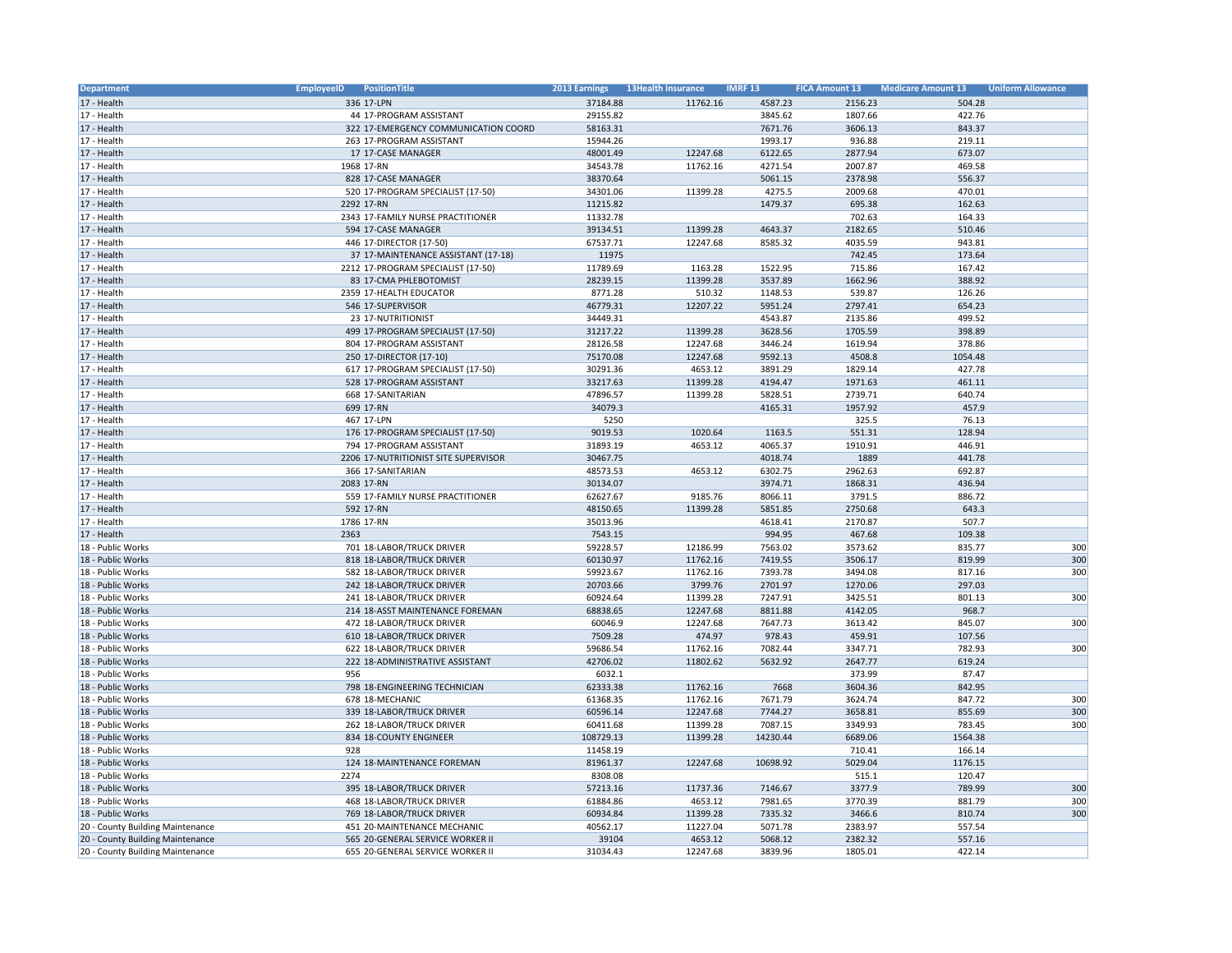| Department | EmployeeID | PositionTitle | 2013 Earnings | 13Health Insurance | IMRF 13 | FICA Amount 13 | Medicare Amount 13 | Uniform Allowance |
|---|---|---|---|---|---|---|---|---|
| 17 - Health | 336 | 17-LPN | 37184.88 | 11762.16 | 4587.23 | 2156.23 | 504.28 | |
| 17 - Health | 44 | 17-PROGRAM ASSISTANT | 29155.82 | | 3845.62 | 1807.66 | 422.76 | |
| 17 - Health | 322 | 17-EMERGENCY COMMUNICATION COORD | 58163.31 | | 7671.76 | 3606.13 | 843.37 | |
| 17 - Health | 263 | 17-PROGRAM ASSISTANT | 15944.26 | | 1993.17 | 936.88 | 219.11 | |
| 17 - Health | 17 | 17-CASE MANAGER | 48001.49 | 12247.68 | 6122.65 | 2877.94 | 673.07 | |
| 17 - Health | 1968 | 17-RN | 34543.78 | 11762.16 | 4271.54 | 2007.87 | 469.58 | |
| 17 - Health | 828 | 17-CASE MANAGER | 38370.64 | | 5061.15 | 2378.98 | 556.37 | |
| 17 - Health | 520 | 17-PROGRAM SPECIALIST (17-50) | 34301.06 | 11399.28 | 4275.5 | 2009.68 | 470.01 | |
| 17 - Health | 2292 | 17-RN | 11215.82 | | 1479.37 | 695.38 | 162.63 | |
| 17 - Health | 2343 | 17-FAMILY NURSE PRACTITIONER | 11332.78 | | | 702.63 | 164.33 | |
| 17 - Health | 594 | 17-CASE MANAGER | 39134.51 | 11399.28 | 4643.37 | 2182.65 | 510.46 | |
| 17 - Health | 446 | 17-DIRECTOR (17-50) | 67537.71 | 12247.68 | 8585.32 | 4035.59 | 943.81 | |
| 17 - Health | 37 | 17-MAINTENANCE ASSISTANT (17-18) | 11975 | | | 742.45 | 173.64 | |
| 17 - Health | 2212 | 17-PROGRAM SPECIALIST (17-50) | 11789.69 | 1163.28 | 1522.95 | 715.86 | 167.42 | |
| 17 - Health | 83 | 17-CMA PHLEBOTOMIST | 28239.15 | 11399.28 | 3537.89 | 1662.96 | 388.92 | |
| 17 - Health | 2359 | 17-HEALTH EDUCATOR | 8771.28 | 510.32 | 1148.53 | 539.87 | 126.26 | |
| 17 - Health | 546 | 17-SUPERVISOR | 46779.31 | 12207.22 | 5951.24 | 2797.41 | 654.23 | |
| 17 - Health | 23 | 17-NUTRITIONIST | 34449.31 | | 4543.87 | 2135.86 | 499.52 | |
| 17 - Health | 499 | 17-PROGRAM SPECIALIST (17-50) | 31217.22 | 11399.28 | 3628.56 | 1705.59 | 398.89 | |
| 17 - Health | 804 | 17-PROGRAM ASSISTANT | 28126.58 | 12247.68 | 3446.24 | 1619.94 | 378.86 | |
| 17 - Health | 250 | 17-DIRECTOR (17-10) | 75170.08 | 12247.68 | 9592.13 | 4508.8 | 1054.48 | |
| 17 - Health | 617 | 17-PROGRAM SPECIALIST (17-50) | 30291.36 | 4653.12 | 3891.29 | 1829.14 | 427.78 | |
| 17 - Health | 528 | 17-PROGRAM ASSISTANT | 33217.63 | 11399.28 | 4194.47 | 1971.63 | 461.11 | |
| 17 - Health | 668 | 17-SANITARIAN | 47896.57 | 11399.28 | 5828.51 | 2739.71 | 640.74 | |
| 17 - Health | 699 | 17-RN | 34079.3 | | 4165.31 | 1957.92 | 457.9 | |
| 17 - Health | 467 | 17-LPN | 5250 | | | 325.5 | 76.13 | |
| 17 - Health | 176 | 17-PROGRAM SPECIALIST (17-50) | 9019.53 | 1020.64 | 1163.5 | 551.31 | 128.94 | |
| 17 - Health | 794 | 17-PROGRAM ASSISTANT | 31893.19 | 4653.12 | 4065.37 | 1910.91 | 446.91 | |
| 17 - Health | 2206 | 17-NUTRITIONIST SITE SUPERVISOR | 30467.75 | | 4018.74 | 1889 | 441.78 | |
| 17 - Health | 366 | 17-SANITARIAN | 48573.53 | 4653.12 | 6302.75 | 2962.63 | 692.87 | |
| 17 - Health | 2083 | 17-RN | 30134.07 | | 3974.71 | 1868.31 | 436.94 | |
| 17 - Health | 559 | 17-FAMILY NURSE PRACTITIONER | 62627.67 | 9185.76 | 8066.11 | 3791.5 | 886.72 | |
| 17 - Health | 592 | 17-RN | 48150.65 | 11399.28 | 5851.85 | 2750.68 | 643.3 | |
| 17 - Health | 1786 | 17-RN | 35013.96 | | 4618.41 | 2170.87 | 507.7 | |
| 17 - Health | 2363 | | 7543.15 | | 994.95 | 467.68 | 109.38 | |
| 18 - Public Works | 701 | 18-LABOR/TRUCK DRIVER | 59228.57 | 12186.99 | 7563.02 | 3573.62 | 835.77 | 300 |
| 18 - Public Works | 818 | 18-LABOR/TRUCK DRIVER | 60130.97 | 11762.16 | 7419.55 | 3506.17 | 819.99 | 300 |
| 18 - Public Works | 582 | 18-LABOR/TRUCK DRIVER | 59923.67 | 11762.16 | 7393.78 | 3494.08 | 817.16 | 300 |
| 18 - Public Works | 242 | 18-LABOR/TRUCK DRIVER | 20703.66 | 3799.76 | 2701.97 | 1270.06 | 297.03 | |
| 18 - Public Works | 241 | 18-LABOR/TRUCK DRIVER | 60924.64 | 11399.28 | 7247.91 | 3425.51 | 801.13 | 300 |
| 18 - Public Works | 214 | 18-ASST MAINTENANCE FOREMAN | 68838.65 | 12247.68 | 8811.88 | 4142.05 | 968.7 | |
| 18 - Public Works | 472 | 18-LABOR/TRUCK DRIVER | 60046.9 | 12247.68 | 7647.73 | 3613.42 | 845.07 | 300 |
| 18 - Public Works | 610 | 18-LABOR/TRUCK DRIVER | 7509.28 | 474.97 | 978.43 | 459.91 | 107.56 | |
| 18 - Public Works | 622 | 18-LABOR/TRUCK DRIVER | 59686.54 | 11762.16 | 7082.44 | 3347.71 | 782.93 | 300 |
| 18 - Public Works | 222 | 18-ADMINISTRATIVE ASSISTANT | 42706.02 | 11802.62 | 5632.92 | 2647.77 | 619.24 | |
| 18 - Public Works | 956 | | 6032.1 | | | 373.99 | 87.47 | |
| 18 - Public Works | 798 | 18-ENGINEERING TECHNICIAN | 62333.38 | 11762.16 | 7668 | 3604.36 | 842.95 | |
| 18 - Public Works | 678 | 18-MECHANIC | 61368.35 | 11762.16 | 7671.79 | 3624.74 | 847.72 | 300 |
| 18 - Public Works | 339 | 18-LABOR/TRUCK DRIVER | 60596.14 | 12247.68 | 7744.27 | 3658.81 | 855.69 | 300 |
| 18 - Public Works | 262 | 18-LABOR/TRUCK DRIVER | 60411.68 | 11399.28 | 7087.15 | 3349.93 | 783.45 | 300 |
| 18 - Public Works | 834 | 18-COUNTY ENGINEER | 108729.13 | 11399.28 | 14230.44 | 6689.06 | 1564.38 | |
| 18 - Public Works | 928 | | 11458.19 | | | 710.41 | 166.14 | |
| 18 - Public Works | 124 | 18-MAINTENANCE FOREMAN | 81961.37 | 12247.68 | 10698.92 | 5029.04 | 1176.15 | |
| 18 - Public Works | 2274 | | 8308.08 | | | 515.1 | 120.47 | |
| 18 - Public Works | 395 | 18-LABOR/TRUCK DRIVER | 57213.16 | 11737.36 | 7146.67 | 3377.9 | 789.99 | 300 |
| 18 - Public Works | 468 | 18-LABOR/TRUCK DRIVER | 61884.86 | 4653.12 | 7981.65 | 3770.39 | 881.79 | 300 |
| 18 - Public Works | 769 | 18-LABOR/TRUCK DRIVER | 60934.84 | 11399.28 | 7335.32 | 3466.6 | 810.74 | 300 |
| 20 - County Building Maintenance | 451 | 20-MAINTENANCE MECHANIC | 40562.17 | 11227.04 | 5071.78 | 2383.97 | 557.54 | |
| 20 - County Building Maintenance | 565 | 20-GENERAL SERVICE WORKER II | 39104 | 4653.12 | 5068.12 | 2382.32 | 557.16 | |
| 20 - County Building Maintenance | 655 | 20-GENERAL SERVICE WORKER II | 31034.43 | 12247.68 | 3839.96 | 1805.01 | 422.14 | |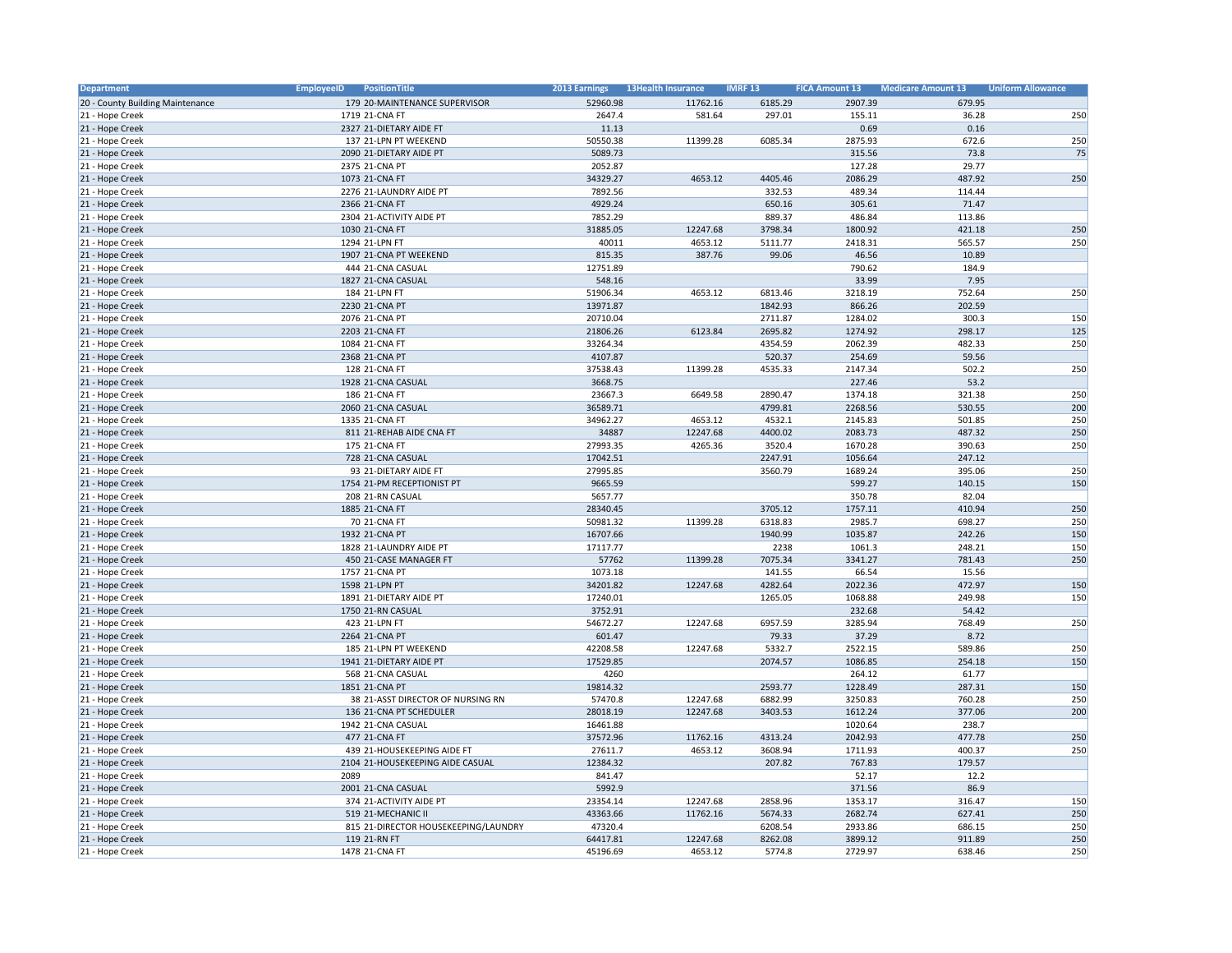| Department | EmployeeID | PositionTitle | 2013 Earnings | 13Health Insurance | IMRF 13 | FICA Amount 13 | Medicare Amount 13 | Uniform Allowance |
|---|---|---|---|---|---|---|---|---|
| 20 - County Building Maintenance | 179 | 20-MAINTENANCE SUPERVISOR | 52960.98 | 11762.16 | 6185.29 | 2907.39 | 679.95 | |
| 21 - Hope Creek | 1719 | 21-CNA FT | 2647.4 | 581.64 | 297.01 | 155.11 | 36.28 | 250 |
| 21 - Hope Creek | 2327 | 21-DIETARY AIDE FT | 11.13 | | | 0.69 | 0.16 | |
| 21 - Hope Creek | 137 | 21-LPN PT WEEKEND | 50550.38 | 11399.28 | 6085.34 | 2875.93 | 672.6 | 250 |
| 21 - Hope Creek | 2090 | 21-DIETARY AIDE PT | 5089.73 | | | 315.56 | 73.8 | 75 |
| 21 - Hope Creek | 2375 | 21-CNA PT | 2052.87 | | | 127.28 | 29.77 | |
| 21 - Hope Creek | 1073 | 21-CNA FT | 34329.27 | 4653.12 | 4405.46 | 2086.29 | 487.92 | 250 |
| 21 - Hope Creek | 2276 | 21-LAUNDRY AIDE PT | 7892.56 | | 332.53 | 489.34 | 114.44 | |
| 21 - Hope Creek | 2366 | 21-CNA FT | 4929.24 | | 650.16 | 305.61 | 71.47 | |
| 21 - Hope Creek | 2304 | 21-ACTIVITY AIDE PT | 7852.29 | | 889.37 | 486.84 | 113.86 | |
| 21 - Hope Creek | 1030 | 21-CNA FT | 31885.05 | 12247.68 | 3798.34 | 1800.92 | 421.18 | 250 |
| 21 - Hope Creek | 1294 | 21-LPN FT | 40011 | 4653.12 | 5111.77 | 2418.31 | 565.57 | 250 |
| 21 - Hope Creek | 1907 | 21-CNA PT WEEKEND | 815.35 | 387.76 | 99.06 | 46.56 | 10.89 | |
| 21 - Hope Creek | 444 | 21-CNA CASUAL | 12751.89 | | | 790.62 | 184.9 | |
| 21 - Hope Creek | 1827 | 21-CNA CASUAL | 548.16 | | | 33.99 | 7.95 | |
| 21 - Hope Creek | 184 | 21-LPN FT | 51906.34 | 4653.12 | 6813.46 | 3218.19 | 752.64 | 250 |
| 21 - Hope Creek | 2230 | 21-CNA PT | 13971.87 | | 1842.93 | 866.26 | 202.59 | |
| 21 - Hope Creek | 2076 | 21-CNA PT | 20710.04 | | 2711.87 | 1284.02 | 300.3 | 150 |
| 21 - Hope Creek | 2203 | 21-CNA FT | 21806.26 | 6123.84 | 2695.82 | 1274.92 | 298.17 | 125 |
| 21 - Hope Creek | 1084 | 21-CNA FT | 33264.34 | | 4354.59 | 2062.39 | 482.33 | 250 |
| 21 - Hope Creek | 2368 | 21-CNA PT | 4107.87 | | 520.37 | 254.69 | 59.56 | |
| 21 - Hope Creek | 128 | 21-CNA FT | 37538.43 | 11399.28 | 4535.33 | 2147.34 | 502.2 | 250 |
| 21 - Hope Creek | 1928 | 21-CNA CASUAL | 3668.75 | | | 227.46 | 53.2 | |
| 21 - Hope Creek | 186 | 21-CNA FT | 23667.3 | 6649.58 | 2890.47 | 1374.18 | 321.38 | 250 |
| 21 - Hope Creek | 2060 | 21-CNA CASUAL | 36589.71 | | 4799.81 | 2268.56 | 530.55 | 200 |
| 21 - Hope Creek | 1335 | 21-CNA FT | 34962.27 | 4653.12 | 4532.1 | 2145.83 | 501.85 | 250 |
| 21 - Hope Creek | 811 | 21-REHAB AIDE CNA FT | 34887 | 12247.68 | 4400.02 | 2083.73 | 487.32 | 250 |
| 21 - Hope Creek | 175 | 21-CNA FT | 27993.35 | 4265.36 | 3520.4 | 1670.28 | 390.63 | 250 |
| 21 - Hope Creek | 728 | 21-CNA CASUAL | 17042.51 | | 2247.91 | 1056.64 | 247.12 | |
| 21 - Hope Creek | 93 | 21-DIETARY AIDE FT | 27995.85 | | 3560.79 | 1689.24 | 395.06 | 250 |
| 21 - Hope Creek | 1754 | 21-PM RECEPTIONIST PT | 9665.59 | | | 599.27 | 140.15 | 150 |
| 21 - Hope Creek | 208 | 21-RN CASUAL | 5657.77 | | | 350.78 | 82.04 | |
| 21 - Hope Creek | 1885 | 21-CNA FT | 28340.45 | | 3705.12 | 1757.11 | 410.94 | 250 |
| 21 - Hope Creek | 70 | 21-CNA FT | 50981.32 | 11399.28 | 6318.83 | 2985.7 | 698.27 | 250 |
| 21 - Hope Creek | 1932 | 21-CNA PT | 16707.66 | | 1940.99 | 1035.87 | 242.26 | 150 |
| 21 - Hope Creek | 1828 | 21-LAUNDRY AIDE PT | 17117.77 | | 2238 | 1061.3 | 248.21 | 150 |
| 21 - Hope Creek | 450 | 21-CASE MANAGER FT | 57762 | 11399.28 | 7075.34 | 3341.27 | 781.43 | 250 |
| 21 - Hope Creek | 1757 | 21-CNA PT | 1073.18 | | 141.55 | 66.54 | 15.56 | |
| 21 - Hope Creek | 1598 | 21-LPN PT | 34201.82 | 12247.68 | 4282.64 | 2022.36 | 472.97 | 150 |
| 21 - Hope Creek | 1891 | 21-DIETARY AIDE PT | 17240.01 | | 1265.05 | 1068.88 | 249.98 | 150 |
| 21 - Hope Creek | 1750 | 21-RN CASUAL | 3752.91 | | | 232.68 | 54.42 | |
| 21 - Hope Creek | 423 | 21-LPN FT | 54672.27 | 12247.68 | 6957.59 | 3285.94 | 768.49 | 250 |
| 21 - Hope Creek | 2264 | 21-CNA PT | 601.47 | | 79.33 | 37.29 | 8.72 | |
| 21 - Hope Creek | 185 | 21-LPN PT WEEKEND | 42208.58 | 12247.68 | 5332.7 | 2522.15 | 589.86 | 250 |
| 21 - Hope Creek | 1941 | 21-DIETARY AIDE PT | 17529.85 | | 2074.57 | 1086.85 | 254.18 | 150 |
| 21 - Hope Creek | 568 | 21-CNA CASUAL | 4260 | | | 264.12 | 61.77 | |
| 21 - Hope Creek | 1851 | 21-CNA PT | 19814.32 | | 2593.77 | 1228.49 | 287.31 | 150 |
| 21 - Hope Creek | 38 | 21-ASST DIRECTOR OF NURSING RN | 57470.8 | 12247.68 | 6882.99 | 3250.83 | 760.28 | 250 |
| 21 - Hope Creek | 136 | 21-CNA PT SCHEDULER | 28018.19 | 12247.68 | 3403.53 | 1612.24 | 377.06 | 200 |
| 21 - Hope Creek | 1942 | 21-CNA CASUAL | 16461.88 | | | 1020.64 | 238.7 | |
| 21 - Hope Creek | 477 | 21-CNA FT | 37572.96 | 11762.16 | 4313.24 | 2042.93 | 477.78 | 250 |
| 21 - Hope Creek | 439 | 21-HOUSEKEEPING AIDE FT | 27611.7 | 4653.12 | 3608.94 | 1711.93 | 400.37 | 250 |
| 21 - Hope Creek | 2104 | 21-HOUSEKEEPING AIDE CASUAL | 12384.32 | | 207.82 | 767.83 | 179.57 | |
| 21 - Hope Creek | 2089 | | 841.47 | | | 52.17 | 12.2 | |
| 21 - Hope Creek | 2001 | 21-CNA CASUAL | 5992.9 | | | 371.56 | 86.9 | |
| 21 - Hope Creek | 374 | 21-ACTIVITY AIDE PT | 23354.14 | 12247.68 | 2858.96 | 1353.17 | 316.47 | 150 |
| 21 - Hope Creek | 519 | 21-MECHANIC II | 43363.66 | 11762.16 | 5674.33 | 2682.74 | 627.41 | 250 |
| 21 - Hope Creek | 815 | 21-DIRECTOR HOUSEKEEPING/LAUNDRY | 47320.4 | | 6208.54 | 2933.86 | 686.15 | 250 |
| 21 - Hope Creek | 119 | 21-RN FT | 64417.81 | 12247.68 | 8262.08 | 3899.12 | 911.89 | 250 |
| 21 - Hope Creek | 1478 | 21-CNA FT | 45196.69 | 4653.12 | 5774.8 | 2729.97 | 638.46 | 250 |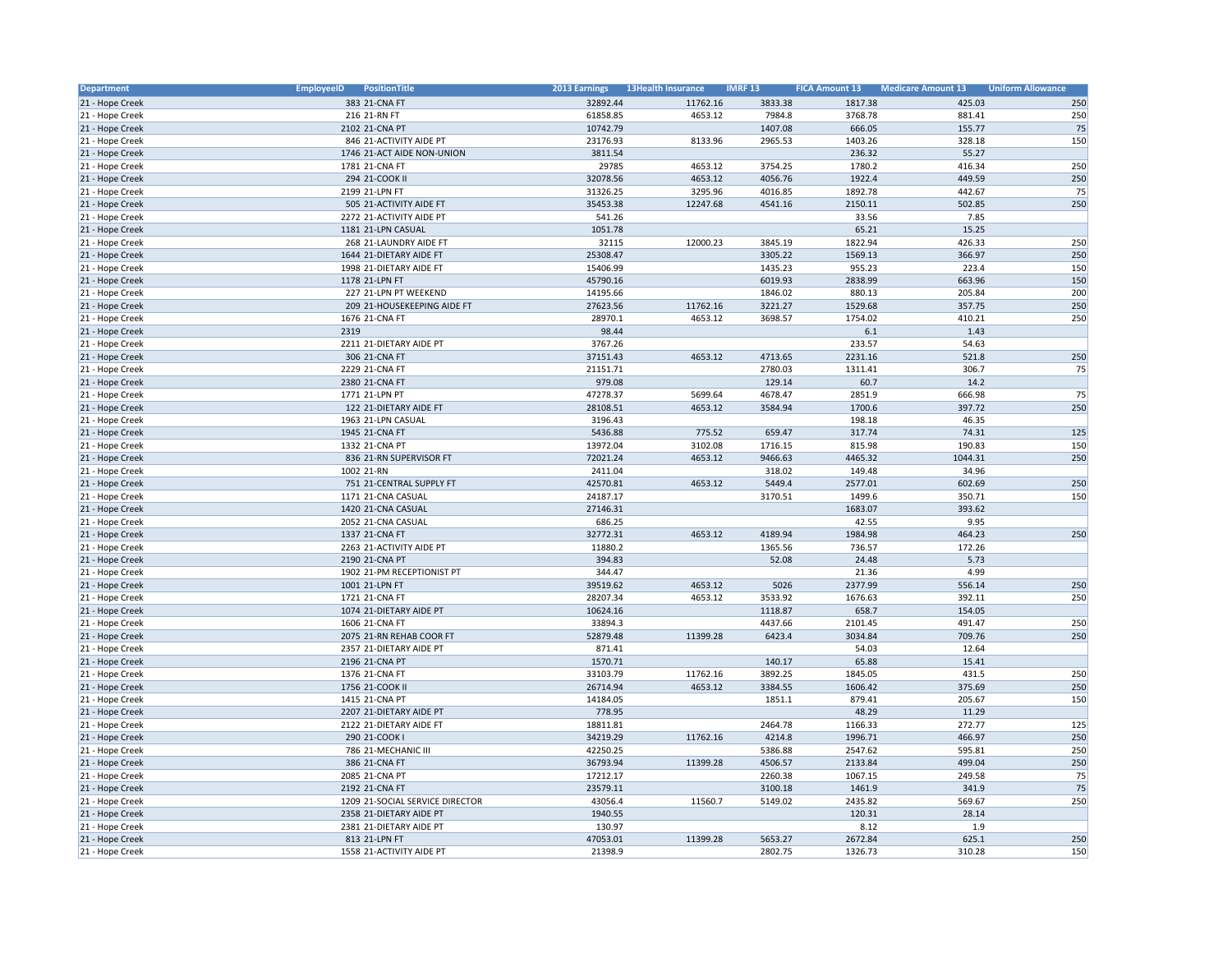| Department | EmployeeID | PositionTitle | 2013 Earnings | 13Health Insurance | IMRF 13 | FICA Amount 13 | Medicare Amount 13 | Uniform Allowance |
|---|---|---|---|---|---|---|---|---|
| 21 - Hope Creek | 383 | 21-CNA FT | 32892.44 | 11762.16 | 3833.38 | 1817.38 | 425.03 | 250 |
| 21 - Hope Creek | 216 | 21-RN FT | 61858.85 | 4653.12 | 7984.8 | 3768.78 | 881.41 | 250 |
| 21 - Hope Creek | 2102 | 21-CNA PT | 10742.79 | | 1407.08 | 666.05 | 155.77 | 75 |
| 21 - Hope Creek | 846 | 21-ACTIVITY AIDE PT | 23176.93 | 8133.96 | 2965.53 | 1403.26 | 328.18 | 150 |
| 21 - Hope Creek | 1746 | 21-ACT AIDE NON-UNION | 3811.54 | | | 236.32 | 55.27 | |
| 21 - Hope Creek | 1781 | 21-CNA FT | 29785 | 4653.12 | 3754.25 | 1780.2 | 416.34 | 250 |
| 21 - Hope Creek | 294 | 21-COOK II | 32078.56 | 4653.12 | 4056.76 | 1922.4 | 449.59 | 250 |
| 21 - Hope Creek | 2199 | 21-LPN FT | 31326.25 | 3295.96 | 4016.85 | 1892.78 | 442.67 | 75 |
| 21 - Hope Creek | 505 | 21-ACTIVITY AIDE FT | 35453.38 | 12247.68 | 4541.16 | 2150.11 | 502.85 | 250 |
| 21 - Hope Creek | 2272 | 21-ACTIVITY AIDE PT | 541.26 | | | 33.56 | 7.85 | |
| 21 - Hope Creek | 1181 | 21-LPN CASUAL | 1051.78 | | | 65.21 | 15.25 | |
| 21 - Hope Creek | 268 | 21-LAUNDRY AIDE FT | 32115 | 12000.23 | 3845.19 | 1822.94 | 426.33 | 250 |
| 21 - Hope Creek | 1644 | 21-DIETARY AIDE FT | 25308.47 | | 3305.22 | 1569.13 | 366.97 | 250 |
| 21 - Hope Creek | 1998 | 21-DIETARY AIDE FT | 15406.99 | | 1435.23 | 955.23 | 223.4 | 150 |
| 21 - Hope Creek | 1178 | 21-LPN FT | 45790.16 | | 6019.93 | 2838.99 | 663.96 | 150 |
| 21 - Hope Creek | 227 | 21-LPN PT WEEKEND | 14195.66 | | 1846.02 | 880.13 | 205.84 | 200 |
| 21 - Hope Creek | 209 | 21-HOUSEKEEPING AIDE FT | 27623.56 | 11762.16 | 3221.27 | 1529.68 | 357.75 | 250 |
| 21 - Hope Creek | 1676 | 21-CNA FT | 28970.1 | 4653.12 | 3698.57 | 1754.02 | 410.21 | 250 |
| 21 - Hope Creek | 2319 | | 98.44 | | | 6.1 | 1.43 | |
| 21 - Hope Creek | 2211 | 21-DIETARY AIDE PT | 3767.26 | | | 233.57 | 54.63 | |
| 21 - Hope Creek | 306 | 21-CNA FT | 37151.43 | 4653.12 | 4713.65 | 2231.16 | 521.8 | 250 |
| 21 - Hope Creek | 2229 | 21-CNA FT | 21151.71 | | 2780.03 | 1311.41 | 306.7 | 75 |
| 21 - Hope Creek | 2380 | 21-CNA FT | 979.08 | | 129.14 | 60.7 | 14.2 | |
| 21 - Hope Creek | 1771 | 21-LPN PT | 47278.37 | 5699.64 | 4678.47 | 2851.9 | 666.98 | 75 |
| 21 - Hope Creek | 122 | 21-DIETARY AIDE FT | 28108.51 | 4653.12 | 3584.94 | 1700.6 | 397.72 | 250 |
| 21 - Hope Creek | 1963 | 21-LPN CASUAL | 3196.43 | | | 198.18 | 46.35 | |
| 21 - Hope Creek | 1945 | 21-CNA FT | 5436.88 | 775.52 | 659.47 | 317.74 | 74.31 | 125 |
| 21 - Hope Creek | 1332 | 21-CNA PT | 13972.04 | 3102.08 | 1716.15 | 815.98 | 190.83 | 150 |
| 21 - Hope Creek | 836 | 21-RN SUPERVISOR FT | 72021.24 | 4653.12 | 9466.63 | 4465.32 | 1044.31 | 250 |
| 21 - Hope Creek | 1002 | 21-RN | 2411.04 | | 318.02 | 149.48 | 34.96 | |
| 21 - Hope Creek | 751 | 21-CENTRAL SUPPLY FT | 42570.81 | 4653.12 | 5449.4 | 2577.01 | 602.69 | 250 |
| 21 - Hope Creek | 1171 | 21-CNA CASUAL | 24187.17 | | 3170.51 | 1499.6 | 350.71 | 150 |
| 21 - Hope Creek | 1420 | 21-CNA CASUAL | 27146.31 | | | 1683.07 | 393.62 | |
| 21 - Hope Creek | 2052 | 21-CNA CASUAL | 686.25 | | | 42.55 | 9.95 | |
| 21 - Hope Creek | 1337 | 21-CNA FT | 32772.31 | 4653.12 | 4189.94 | 1984.98 | 464.23 | 250 |
| 21 - Hope Creek | 2263 | 21-ACTIVITY AIDE PT | 11880.2 | | 1365.56 | 736.57 | 172.26 | |
| 21 - Hope Creek | 2190 | 21-CNA PT | 394.83 | | 52.08 | 24.48 | 5.73 | |
| 21 - Hope Creek | 1902 | 21-PM RECEPTIONIST PT | 344.47 | | | 21.36 | 4.99 | |
| 21 - Hope Creek | 1001 | 21-LPN FT | 39519.62 | 4653.12 | 5026 | 2377.99 | 556.14 | 250 |
| 21 - Hope Creek | 1721 | 21-CNA FT | 28207.34 | 4653.12 | 3533.92 | 1676.63 | 392.11 | 250 |
| 21 - Hope Creek | 1074 | 21-DIETARY AIDE PT | 10624.16 | | 1118.87 | 658.7 | 154.05 | |
| 21 - Hope Creek | 1606 | 21-CNA FT | 33894.3 | | 4437.66 | 2101.45 | 491.47 | 250 |
| 21 - Hope Creek | 2075 | 21-RN REHAB COOR FT | 52879.48 | 11399.28 | 6423.4 | 3034.84 | 709.76 | 250 |
| 21 - Hope Creek | 2357 | 21-DIETARY AIDE PT | 871.41 | | | 54.03 | 12.64 | |
| 21 - Hope Creek | 2196 | 21-CNA PT | 1570.71 | | 140.17 | 65.88 | 15.41 | |
| 21 - Hope Creek | 1376 | 21-CNA FT | 33103.79 | 11762.16 | 3892.25 | 1845.05 | 431.5 | 250 |
| 21 - Hope Creek | 1756 | 21-COOK II | 26714.94 | 4653.12 | 3384.55 | 1606.42 | 375.69 | 250 |
| 21 - Hope Creek | 1415 | 21-CNA PT | 14184.05 | | 1851.1 | 879.41 | 205.67 | 150 |
| 21 - Hope Creek | 2207 | 21-DIETARY AIDE PT | 778.95 | | | 48.29 | 11.29 | |
| 21 - Hope Creek | 2122 | 21-DIETARY AIDE FT | 18811.81 | | 2464.78 | 1166.33 | 272.77 | 125 |
| 21 - Hope Creek | 290 | 21-COOK I | 34219.29 | 11762.16 | 4214.8 | 1996.71 | 466.97 | 250 |
| 21 - Hope Creek | 786 | 21-MECHANIC III | 42250.25 | | 5386.88 | 2547.62 | 595.81 | 250 |
| 21 - Hope Creek | 386 | 21-CNA FT | 36793.94 | 11399.28 | 4506.57 | 2133.84 | 499.04 | 250 |
| 21 - Hope Creek | 2085 | 21-CNA PT | 17212.17 | | 2260.38 | 1067.15 | 249.58 | 75 |
| 21 - Hope Creek | 2192 | 21-CNA FT | 23579.11 | | 3100.18 | 1461.9 | 341.9 | 75 |
| 21 - Hope Creek | 1209 | 21-SOCIAL SERVICE DIRECTOR | 43056.4 | 11560.7 | 5149.02 | 2435.82 | 569.67 | 250 |
| 21 - Hope Creek | 2358 | 21-DIETARY AIDE PT | 1940.55 | | | 120.31 | 28.14 | |
| 21 - Hope Creek | 2381 | 21-DIETARY AIDE PT | 130.97 | | | 8.12 | 1.9 | |
| 21 - Hope Creek | 813 | 21-LPN FT | 47053.01 | 11399.28 | 5653.27 | 2672.84 | 625.1 | 250 |
| 21 - Hope Creek | 1558 | 21-ACTIVITY AIDE PT | 21398.9 | | 2802.75 | 1326.73 | 310.28 | 150 |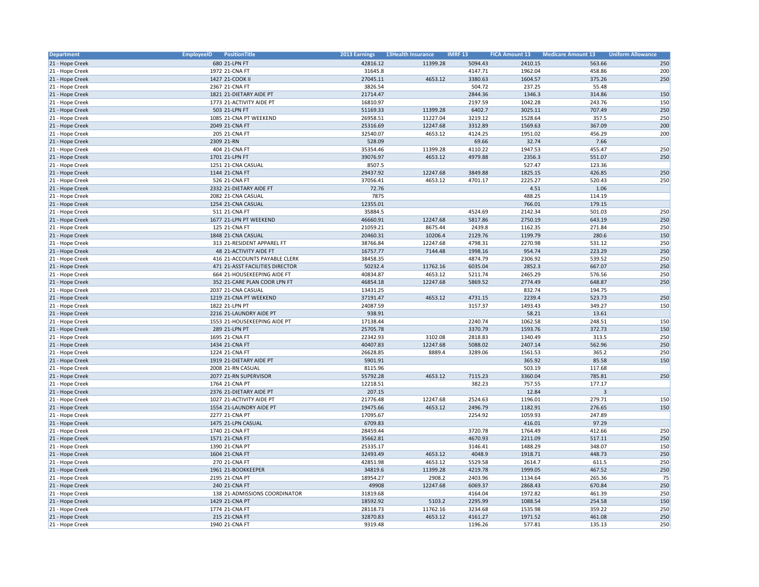| Department | EmployeeID | PositionTitle | 2013 Earnings | 13Health Insurance | IMRF 13 | FICA Amount 13 | Medicare Amount 13 | Uniform Allowance |
|---|---|---|---|---|---|---|---|---|
| 21 - Hope Creek | 680 | 21-LPN FT | 42816.12 | 11399.28 | 5094.43 | 2410.15 | 563.66 | 250 |
| 21 - Hope Creek | 1972 | 21-CNA FT | 31645.8 | | 4147.71 | 1962.04 | 458.86 | 200 |
| 21 - Hope Creek | 1427 | 21-COOK II | 27045.11 | 4653.12 | 3380.63 | 1604.57 | 375.26 | 250 |
| 21 - Hope Creek | 2367 | 21-CNA FT | 3826.54 | | 504.72 | 237.25 | 55.48 | |
| 21 - Hope Creek | 1821 | 21-DIETARY AIDE PT | 21714.47 | | 2844.36 | 1346.3 | 314.86 | 150 |
| 21 - Hope Creek | 1773 | 21-ACTIVITY AIDE PT | 16810.97 | | 2197.59 | 1042.28 | 243.76 | 150 |
| 21 - Hope Creek | 503 | 21-LPN FT | 51169.33 | 11399.28 | 6402.7 | 3025.11 | 707.49 | 250 |
| 21 - Hope Creek | 1085 | 21-CNA PT WEEKEND | 26958.51 | 11227.04 | 3219.12 | 1528.64 | 357.5 | 250 |
| 21 - Hope Creek | 2049 | 21-CNA FT | 25316.69 | 12247.68 | 3312.89 | 1569.63 | 367.09 | 200 |
| 21 - Hope Creek | 205 | 21-CNA FT | 32540.07 | 4653.12 | 4124.25 | 1951.02 | 456.29 | 200 |
| 21 - Hope Creek | 2309 | 21-RN | 528.09 | | 69.66 | 32.74 | 7.66 | |
| 21 - Hope Creek | 404 | 21-CNA FT | 35354.46 | 11399.28 | 4110.22 | 1947.53 | 455.47 | 250 |
| 21 - Hope Creek | 1701 | 21-LPN FT | 39076.97 | 4653.12 | 4979.88 | 2356.3 | 551.07 | 250 |
| 21 - Hope Creek | 1251 | 21-CNA CASUAL | 8507.5 | | | 527.47 | 123.36 | |
| 21 - Hope Creek | 1144 | 21-CNA FT | 29437.92 | 12247.68 | 3849.88 | 1825.15 | 426.85 | 250 |
| 21 - Hope Creek | 526 | 21-CNA FT | 37056.41 | 4653.12 | 4701.17 | 2225.27 | 520.43 | 250 |
| 21 - Hope Creek | 2332 | 21-DIETARY AIDE FT | 72.76 | | | 4.51 | 1.06 | |
| 21 - Hope Creek | 2082 | 21-CNA CASUAL | 7875 | | | 488.25 | 114.19 | |
| 21 - Hope Creek | 1254 | 21-CNA CASUAL | 12355.01 | | | 766.01 | 179.15 | |
| 21 - Hope Creek | 511 | 21-CNA FT | 35884.5 | | 4524.69 | 2142.34 | 501.03 | 250 |
| 21 - Hope Creek | 1677 | 21-LPN PT WEEKEND | 46660.91 | 12247.68 | 5817.86 | 2750.19 | 643.19 | 250 |
| 21 - Hope Creek | 125 | 21-CNA FT | 21059.21 | 8675.44 | 2439.8 | 1162.35 | 271.84 | 250 |
| 21 - Hope Creek | 1848 | 21-CNA CASUAL | 20460.31 | 10206.4 | 2129.76 | 1199.79 | 280.6 | 150 |
| 21 - Hope Creek | 313 | 21-RESIDENT APPAREL FT | 38766.84 | 12247.68 | 4798.31 | 2270.98 | 531.12 | 250 |
| 21 - Hope Creek | 48 | 21-ACTIVITY AIDE FT | 16757.77 | 7144.48 | 1998.16 | 954.74 | 223.29 | 250 |
| 21 - Hope Creek | 416 | 21-ACCOUNTS PAYABLE CLERK | 38458.35 | | 4874.79 | 2306.92 | 539.52 | 250 |
| 21 - Hope Creek | 471 | 21-ASST FACILITIES DIRECTOR | 50232.4 | 11762.16 | 6035.04 | 2852.3 | 667.07 | 250 |
| 21 - Hope Creek | 664 | 21-HOUSEKEEPING AIDE FT | 40834.87 | 4653.12 | 5211.74 | 2465.29 | 576.56 | 250 |
| 21 - Hope Creek | 352 | 21-CARE PLAN COOR LPN FT | 46854.18 | 12247.68 | 5869.52 | 2774.49 | 648.87 | 250 |
| 21 - Hope Creek | 2037 | 21-CNA CASUAL | 13431.25 | | | 832.74 | 194.75 | |
| 21 - Hope Creek | 1219 | 21-CNA PT WEEKEND | 37191.47 | 4653.12 | 4731.15 | 2239.4 | 523.73 | 250 |
| 21 - Hope Creek | 1822 | 21-LPN PT | 24087.59 | | 3157.37 | 1493.43 | 349.27 | 150 |
| 21 - Hope Creek | 2216 | 21-LAUNDRY AIDE PT | 938.91 | | | 58.21 | 13.61 | |
| 21 - Hope Creek | 1553 | 21-HOUSEKEEPING AIDE PT | 17138.44 | | 2240.74 | 1062.58 | 248.51 | 150 |
| 21 - Hope Creek | 289 | 21-LPN PT | 25705.78 | | 3370.79 | 1593.76 | 372.73 | 150 |
| 21 - Hope Creek | 1695 | 21-CNA FT | 22342.93 | 3102.08 | 2818.83 | 1340.49 | 313.5 | 250 |
| 21 - Hope Creek | 1434 | 21-CNA FT | 40407.83 | 12247.68 | 5088.02 | 2407.14 | 562.96 | 250 |
| 21 - Hope Creek | 1224 | 21-CNA FT | 26628.85 | 8889.4 | 3289.06 | 1561.53 | 365.2 | 250 |
| 21 - Hope Creek | 1919 | 21-DIETARY AIDE PT | 5901.91 | | | 365.92 | 85.58 | 150 |
| 21 - Hope Creek | 2008 | 21-RN CASUAL | 8115.96 | | | 503.19 | 117.68 | |
| 21 - Hope Creek | 2077 | 21-RN SUPERVISOR | 55792.28 | 4653.12 | 7115.23 | 3360.04 | 785.81 | 250 |
| 21 - Hope Creek | 1764 | 21-CNA PT | 12218.51 | | 382.23 | 757.55 | 177.17 | |
| 21 - Hope Creek | 2376 | 21-DIETARY AIDE PT | 207.15 | | | 12.84 | 3 | |
| 21 - Hope Creek | 1027 | 21-ACTIVITY AIDE PT | 21776.48 | 12247.68 | 2524.63 | 1196.01 | 279.71 | 150 |
| 21 - Hope Creek | 1554 | 21-LAUNDRY AIDE PT | 19475.66 | 4653.12 | 2496.79 | 1182.91 | 276.65 | 150 |
| 21 - Hope Creek | 2277 | 21-CNA PT | 17095.67 | | 2254.92 | 1059.93 | 247.89 | |
| 21 - Hope Creek | 1475 | 21-LPN CASUAL | 6709.83 | | | 416.01 | 97.29 | |
| 21 - Hope Creek | 1740 | 21-CNA FT | 28459.44 | | 3720.78 | 1764.49 | 412.66 | 250 |
| 21 - Hope Creek | 1571 | 21-CNA FT | 35662.81 | | 4670.93 | 2211.09 | 517.11 | 250 |
| 21 - Hope Creek | 1390 | 21-CNA PT | 25335.17 | | 3146.41 | 1488.29 | 348.07 | 150 |
| 21 - Hope Creek | 1604 | 21-CNA FT | 32493.49 | 4653.12 | 4048.9 | 1918.71 | 448.73 | 250 |
| 21 - Hope Creek | 270 | 21-CNA FT | 42851.98 | 4653.12 | 5529.58 | 2614.7 | 611.5 | 250 |
| 21 - Hope Creek | 1961 | 21-BOOKKEEPER | 34819.6 | 11399.28 | 4219.78 | 1999.05 | 467.52 | 250 |
| 21 - Hope Creek | 2195 | 21-CNA PT | 18954.27 | 2908.2 | 2403.96 | 1134.64 | 265.36 | 75 |
| 21 - Hope Creek | 240 | 21-CNA FT | 49908 | 12247.68 | 6069.37 | 2868.43 | 670.84 | 250 |
| 21 - Hope Creek | 138 | 21-ADMISSIONS COORDINATOR | 31819.68 | | 4164.04 | 1972.82 | 461.39 | 250 |
| 21 - Hope Creek | 1429 | 21-CNA PT | 18592.92 | 5103.2 | 2295.99 | 1088.54 | 254.58 | 150 |
| 21 - Hope Creek | 1774 | 21-CNA FT | 28118.73 | 11762.16 | 3234.68 | 1535.98 | 359.22 | 250 |
| 21 - Hope Creek | 215 | 21-CNA FT | 32870.83 | 4653.12 | 4161.27 | 1971.52 | 461.08 | 250 |
| 21 - Hope Creek | 1940 | 21-CNA FT | 9319.48 | | 1196.26 | 577.81 | 135.13 | 250 |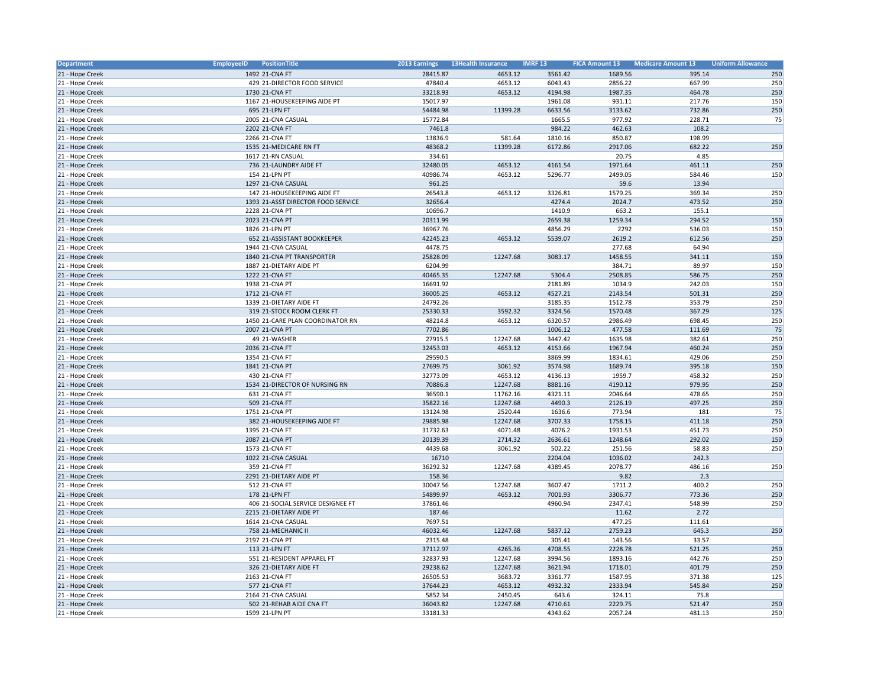| Department | EmployeeID | PositionTitle | 2013 Earnings | 13Health Insurance | IMRF 13 | FICA Amount 13 | Medicare Amount 13 | Uniform Allowance |
|---|---|---|---|---|---|---|---|---|
| 21 - Hope Creek | 1492 | 21-CNA FT | 28415.87 | 4653.12 | 3561.42 | 1689.56 | 395.14 | 250 |
| 21 - Hope Creek | 429 | 21-DIRECTOR FOOD SERVICE | 47840.4 | 4653.12 | 6043.43 | 2856.22 | 667.99 | 250 |
| 21 - Hope Creek | 1730 | 21-CNA FT | 33218.93 | 4653.12 | 4194.98 | 1987.35 | 464.78 | 250 |
| 21 - Hope Creek | 1167 | 21-HOUSEKEEPING AIDE PT | 15017.97 | | 1961.08 | 931.11 | 217.76 | 150 |
| 21 - Hope Creek | 695 | 21-LPN FT | 54484.98 | 11399.28 | 6633.56 | 3133.62 | 732.86 | 250 |
| 21 - Hope Creek | 2005 | 21-CNA CASUAL | 15772.84 | | 1665.5 | 977.92 | 228.71 | 75 |
| 21 - Hope Creek | 2202 | 21-CNA FT | 7461.8 | | 984.22 | 462.63 | 108.2 | |
| 21 - Hope Creek | 2266 | 21-CNA FT | 13836.9 | 581.64 | 1810.16 | 850.87 | 198.99 | |
| 21 - Hope Creek | 1535 | 21-MEDICARE RN FT | 48368.2 | 11399.28 | 6172.86 | 2917.06 | 682.22 | 250 |
| 21 - Hope Creek | 1617 | 21-RN CASUAL | 334.61 | | | 20.75 | 4.85 | |
| 21 - Hope Creek | 736 | 21-LAUNDRY AIDE FT | 32480.05 | 4653.12 | 4161.54 | 1971.64 | 461.11 | 250 |
| 21 - Hope Creek | 154 | 21-LPN PT | 40986.74 | 4653.12 | 5296.77 | 2499.05 | 584.46 | 150 |
| 21 - Hope Creek | 1297 | 21-CNA CASUAL | 961.25 | | | 59.6 | 13.94 | |
| 21 - Hope Creek | 147 | 21-HOUSEKEEPING AIDE FT | 26543.8 | 4653.12 | 3326.81 | 1579.25 | 369.34 | 250 |
| 21 - Hope Creek | 1393 | 21-ASST DIRECTOR FOOD SERVICE | 32656.4 | | 4274.4 | 2024.7 | 473.52 | 250 |
| 21 - Hope Creek | 2228 | 21-CNA PT | 10696.7 | | 1410.9 | 663.2 | 155.1 | |
| 21 - Hope Creek | 2023 | 21-CNA PT | 20311.99 | | 2659.38 | 1259.34 | 294.52 | 150 |
| 21 - Hope Creek | 1826 | 21-LPN PT | 36967.76 | | 4856.29 | 2292 | 536.03 | 150 |
| 21 - Hope Creek | 652 | 21-ASSISTANT BOOKKEEPER | 42245.23 | 4653.12 | 5539.07 | 2619.2 | 612.56 | 250 |
| 21 - Hope Creek | 1944 | 21-CNA CASUAL | 4478.75 | | | 277.68 | 64.94 | |
| 21 - Hope Creek | 1840 | 21-CNA PT TRANSPORTER | 25828.09 | 12247.68 | 3083.17 | 1458.55 | 341.11 | 150 |
| 21 - Hope Creek | 1887 | 21-DIETARY AIDE PT | 6204.99 | | | 384.71 | 89.97 | 150 |
| 21 - Hope Creek | 1222 | 21-CNA FT | 40465.35 | 12247.68 | 5304.4 | 2508.85 | 586.75 | 250 |
| 21 - Hope Creek | 1938 | 21-CNA PT | 16691.92 | | 2181.89 | 1034.9 | 242.03 | 150 |
| 21 - Hope Creek | 1712 | 21-CNA FT | 36005.25 | 4653.12 | 4527.21 | 2143.54 | 501.31 | 250 |
| 21 - Hope Creek | 1339 | 21-DIETARY AIDE FT | 24792.26 | | 3185.35 | 1512.78 | 353.79 | 250 |
| 21 - Hope Creek | 319 | 21-STOCK ROOM CLERK FT | 25330.33 | 3592.32 | 3324.56 | 1570.48 | 367.29 | 125 |
| 21 - Hope Creek | 1450 | 21-CARE PLAN COORDINATOR RN | 48214.8 | 4653.12 | 6320.57 | 2986.49 | 698.45 | 250 |
| 21 - Hope Creek | 2007 | 21-CNA PT | 7702.86 | | 1006.12 | 477.58 | 111.69 | 75 |
| 21 - Hope Creek | 49 | 21-WASHER | 27915.5 | 12247.68 | 3447.42 | 1635.98 | 382.61 | 250 |
| 21 - Hope Creek | 2036 | 21-CNA FT | 32453.03 | 4653.12 | 4153.66 | 1967.94 | 460.24 | 250 |
| 21 - Hope Creek | 1354 | 21-CNA FT | 29590.5 | | 3869.99 | 1834.61 | 429.06 | 250 |
| 21 - Hope Creek | 1841 | 21-CNA PT | 27699.75 | 3061.92 | 3574.98 | 1689.74 | 395.18 | 150 |
| 21 - Hope Creek | 430 | 21-CNA FT | 32773.09 | 4653.12 | 4136.13 | 1959.7 | 458.32 | 250 |
| 21 - Hope Creek | 1534 | 21-DIRECTOR OF NURSING RN | 70886.8 | 12247.68 | 8881.16 | 4190.12 | 979.95 | 250 |
| 21 - Hope Creek | 631 | 21-CNA FT | 36590.1 | 11762.16 | 4321.11 | 2046.64 | 478.65 | 250 |
| 21 - Hope Creek | 509 | 21-CNA FT | 35822.16 | 12247.68 | 4490.3 | 2126.19 | 497.25 | 250 |
| 21 - Hope Creek | 1751 | 21-CNA PT | 13124.98 | 2520.44 | 1636.6 | 773.94 | 181 | 75 |
| 21 - Hope Creek | 382 | 21-HOUSEKEEPING AIDE FT | 29885.98 | 12247.68 | 3707.33 | 1758.15 | 411.18 | 250 |
| 21 - Hope Creek | 1395 | 21-CNA FT | 31732.63 | 4071.48 | 4076.2 | 1931.53 | 451.73 | 250 |
| 21 - Hope Creek | 2087 | 21-CNA PT | 20139.39 | 2714.32 | 2636.61 | 1248.64 | 292.02 | 150 |
| 21 - Hope Creek | 1573 | 21-CNA FT | 4439.68 | 3061.92 | 502.22 | 251.56 | 58.83 | 250 |
| 21 - Hope Creek | 1022 | 21-CNA CASUAL | 16710 | | 2204.04 | 1036.02 | 242.3 | |
| 21 - Hope Creek | 359 | 21-CNA FT | 36292.32 | 12247.68 | 4389.45 | 2078.77 | 486.16 | 250 |
| 21 - Hope Creek | 2291 | 21-DIETARY AIDE PT | 158.36 | | | 9.82 | 2.3 | |
| 21 - Hope Creek | 512 | 21-CNA FT | 30047.56 | 12247.68 | 3607.47 | 1711.2 | 400.2 | 250 |
| 21 - Hope Creek | 178 | 21-LPN FT | 54899.97 | 4653.12 | 7001.93 | 3306.77 | 773.36 | 250 |
| 21 - Hope Creek | 406 | 21-SOCIAL SERVICE DESIGNEE FT | 37861.46 | | 4960.94 | 2347.41 | 548.99 | 250 |
| 21 - Hope Creek | 2215 | 21-DIETARY AIDE PT | 187.46 | | | 11.62 | 2.72 | |
| 21 - Hope Creek | 1614 | 21-CNA CASUAL | 7697.51 | | | 477.25 | 111.61 | |
| 21 - Hope Creek | 758 | 21-MECHANIC II | 46032.46 | 12247.68 | 5837.12 | 2759.23 | 645.3 | 250 |
| 21 - Hope Creek | 2197 | 21-CNA PT | 2315.48 | | 305.41 | 143.56 | 33.57 | |
| 21 - Hope Creek | 113 | 21-LPN FT | 37112.97 | 4265.36 | 4708.55 | 2228.78 | 521.25 | 250 |
| 21 - Hope Creek | 551 | 21-RESIDENT APPAREL FT | 32837.93 | 12247.68 | 3994.56 | 1893.16 | 442.76 | 250 |
| 21 - Hope Creek | 326 | 21-DIETARY AIDE FT | 29238.62 | 12247.68 | 3621.94 | 1718.01 | 401.79 | 250 |
| 21 - Hope Creek | 2163 | 21-CNA FT | 26505.53 | 3683.72 | 3361.77 | 1587.95 | 371.38 | 125 |
| 21 - Hope Creek | 577 | 21-CNA FT | 37644.23 | 4653.12 | 4932.32 | 2333.94 | 545.84 | 250 |
| 21 - Hope Creek | 2164 | 21-CNA CASUAL | 5852.34 | 2450.45 | 643.6 | 324.11 | 75.8 | |
| 21 - Hope Creek | 502 | 21-REHAB AIDE CNA FT | 36043.82 | 12247.68 | 4710.61 | 2229.75 | 521.47 | 250 |
| 21 - Hope Creek | 1599 | 21-LPN PT | 33181.33 | | 4343.62 | 2057.24 | 481.13 | 250 |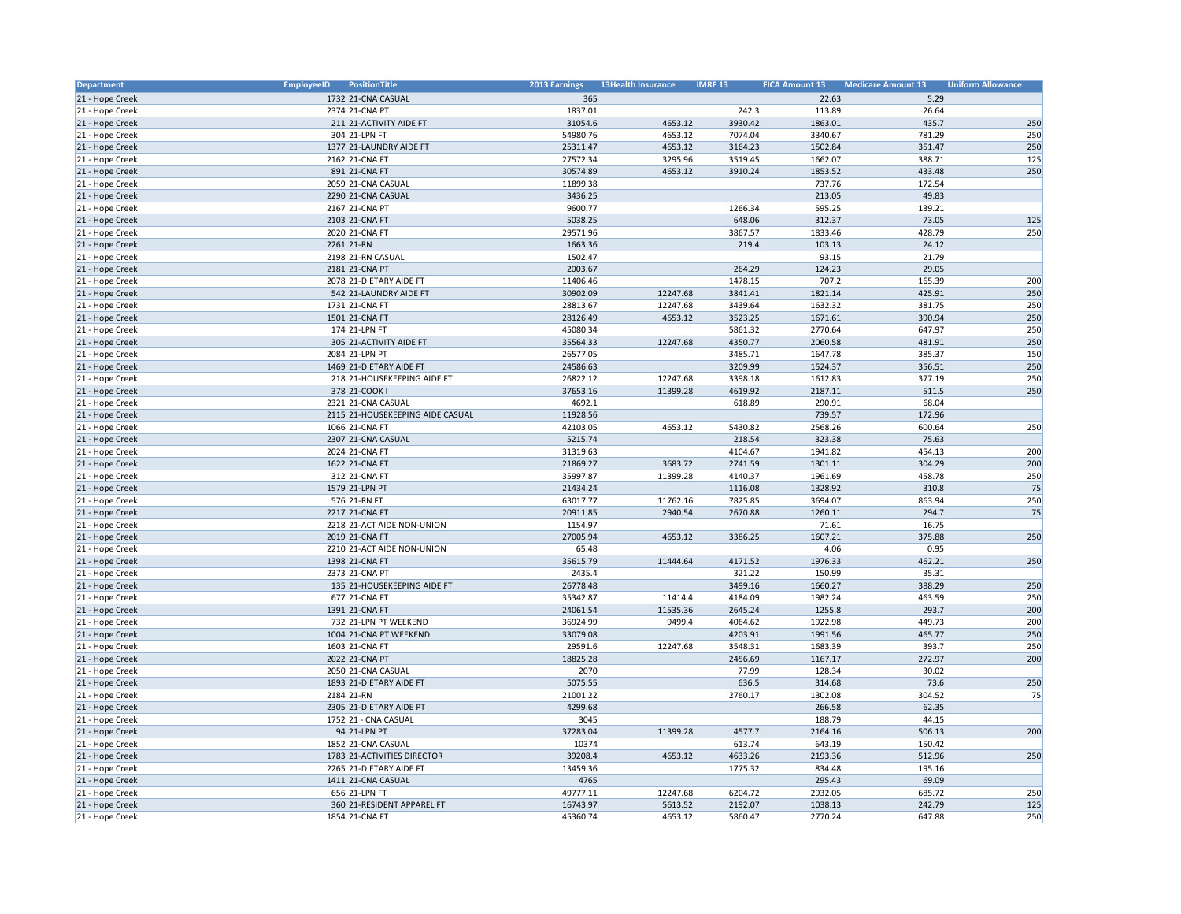| Department | EmployeeID | PositionTitle | 2013 Earnings | 13Health Insurance | IMRF 13 | FICA Amount 13 | Medicare Amount 13 | Uniform Allowance |
|---|---|---|---|---|---|---|---|---|
| 21 - Hope Creek | 1732 | 21-CNA CASUAL | 365 | | | 22.63 | 5.29 | |
| 21 - Hope Creek | 2374 | 21-CNA PT | 1837.01 | | 242.3 | 113.89 | 26.64 | |
| 21 - Hope Creek | 211 | 21-ACTIVITY AIDE FT | 31054.6 | 4653.12 | 3930.42 | 1863.01 | 435.7 | 250 |
| 21 - Hope Creek | 304 | 21-LPN FT | 54980.76 | 4653.12 | 7074.04 | 3340.67 | 781.29 | 250 |
| 21 - Hope Creek | 1377 | 21-LAUNDRY AIDE FT | 25311.47 | 4653.12 | 3164.23 | 1502.84 | 351.47 | 250 |
| 21 - Hope Creek | 2162 | 21-CNA FT | 27572.34 | 3295.96 | 3519.45 | 1662.07 | 388.71 | 125 |
| 21 - Hope Creek | 891 | 21-CNA FT | 30574.89 | 4653.12 | 3910.24 | 1853.52 | 433.48 | 250 |
| 21 - Hope Creek | 2059 | 21-CNA CASUAL | 11899.38 | | | 737.76 | 172.54 | |
| 21 - Hope Creek | 2290 | 21-CNA CASUAL | 3436.25 | | | 213.05 | 49.83 | |
| 21 - Hope Creek | 2167 | 21-CNA PT | 9600.77 | | 1266.34 | 595.25 | 139.21 | |
| 21 - Hope Creek | 2103 | 21-CNA FT | 5038.25 | | 648.06 | 312.37 | 73.05 | 125 |
| 21 - Hope Creek | 2020 | 21-CNA FT | 29571.96 | | 3867.57 | 1833.46 | 428.79 | 250 |
| 21 - Hope Creek | 2261 | 21-RN | 1663.36 | | 219.4 | 103.13 | 24.12 | |
| 21 - Hope Creek | 2198 | 21-RN CASUAL | 1502.47 | | | 93.15 | 21.79 | |
| 21 - Hope Creek | 2181 | 21-CNA PT | 2003.67 | | 264.29 | 124.23 | 29.05 | |
| 21 - Hope Creek | 2078 | 21-DIETARY AIDE FT | 11406.46 | | 1478.15 | 707.2 | 165.39 | 200 |
| 21 - Hope Creek | 542 | 21-LAUNDRY AIDE FT | 30902.09 | 12247.68 | 3841.41 | 1821.14 | 425.91 | 250 |
| 21 - Hope Creek | 1731 | 21-CNA FT | 28813.67 | 12247.68 | 3439.64 | 1632.32 | 381.75 | 250 |
| 21 - Hope Creek | 1501 | 21-CNA FT | 28126.49 | 4653.12 | 3523.25 | 1671.61 | 390.94 | 250 |
| 21 - Hope Creek | 174 | 21-LPN FT | 45080.34 | | 5861.32 | 2770.64 | 647.97 | 250 |
| 21 - Hope Creek | 305 | 21-ACTIVITY AIDE FT | 35564.33 | 12247.68 | 4350.77 | 2060.58 | 481.91 | 250 |
| 21 - Hope Creek | 2084 | 21-LPN PT | 26577.05 | | 3485.71 | 1647.78 | 385.37 | 150 |
| 21 - Hope Creek | 1469 | 21-DIETARY AIDE FT | 24586.63 | | 3209.99 | 1524.37 | 356.51 | 250 |
| 21 - Hope Creek | 218 | 21-HOUSEKEEPING AIDE FT | 26822.12 | 12247.68 | 3398.18 | 1612.83 | 377.19 | 250 |
| 21 - Hope Creek | 378 | 21-COOK I | 37653.16 | 11399.28 | 4619.92 | 2187.11 | 511.5 | 250 |
| 21 - Hope Creek | 2321 | 21-CNA CASUAL | 4692.1 | | 618.89 | 290.91 | 68.04 | |
| 21 - Hope Creek | 2115 | 21-HOUSEKEEPING AIDE CASUAL | 11928.56 | | | 739.57 | 172.96 | |
| 21 - Hope Creek | 1066 | 21-CNA FT | 42103.05 | 4653.12 | 5430.82 | 2568.26 | 600.64 | 250 |
| 21 - Hope Creek | 2307 | 21-CNA CASUAL | 5215.74 | | 218.54 | 323.38 | 75.63 | |
| 21 - Hope Creek | 2024 | 21-CNA FT | 31319.63 | | 4104.67 | 1941.82 | 454.13 | 200 |
| 21 - Hope Creek | 1622 | 21-CNA FT | 21869.27 | 3683.72 | 2741.59 | 1301.11 | 304.29 | 200 |
| 21 - Hope Creek | 312 | 21-CNA FT | 35997.87 | 11399.28 | 4140.37 | 1961.69 | 458.78 | 250 |
| 21 - Hope Creek | 1579 | 21-LPN PT | 21434.24 | | 1116.08 | 1328.92 | 310.8 | 75 |
| 21 - Hope Creek | 576 | 21-RN FT | 63017.77 | 11762.16 | 7825.85 | 3694.07 | 863.94 | 250 |
| 21 - Hope Creek | 2217 | 21-CNA FT | 20911.85 | 2940.54 | 2670.88 | 1260.11 | 294.7 | 75 |
| 21 - Hope Creek | 2218 | 21-ACT AIDE NON-UNION | 1154.97 | | | 71.61 | 16.75 | |
| 21 - Hope Creek | 2019 | 21-CNA FT | 27005.94 | 4653.12 | 3386.25 | 1607.21 | 375.88 | 250 |
| 21 - Hope Creek | 2210 | 21-ACT AIDE NON-UNION | 65.48 | | | 4.06 | 0.95 | |
| 21 - Hope Creek | 1398 | 21-CNA FT | 35615.79 | 11444.64 | 4171.52 | 1976.33 | 462.21 | 250 |
| 21 - Hope Creek | 2373 | 21-CNA PT | 2435.4 | | 321.22 | 150.99 | 35.31 | |
| 21 - Hope Creek | 135 | 21-HOUSEKEEPING AIDE FT | 26778.48 | | 3499.16 | 1660.27 | 388.29 | 250 |
| 21 - Hope Creek | 677 | 21-CNA FT | 35342.87 | 11414.4 | 4184.09 | 1982.24 | 463.59 | 250 |
| 21 - Hope Creek | 1391 | 21-CNA FT | 24061.54 | 11535.36 | 2645.24 | 1255.8 | 293.7 | 200 |
| 21 - Hope Creek | 732 | 21-LPN PT WEEKEND | 36924.99 | 9499.4 | 4064.62 | 1922.98 | 449.73 | 200 |
| 21 - Hope Creek | 1004 | 21-CNA PT WEEKEND | 33079.08 | | 4203.91 | 1991.56 | 465.77 | 250 |
| 21 - Hope Creek | 1603 | 21-CNA FT | 29591.6 | 12247.68 | 3548.31 | 1683.39 | 393.7 | 250 |
| 21 - Hope Creek | 2022 | 21-CNA PT | 18825.28 | | 2456.69 | 1167.17 | 272.97 | 200 |
| 21 - Hope Creek | 2050 | 21-CNA CASUAL | 2070 | | 77.99 | 128.34 | 30.02 | |
| 21 - Hope Creek | 1893 | 21-DIETARY AIDE FT | 5075.55 | | 636.5 | 314.68 | 73.6 | 250 |
| 21 - Hope Creek | 2184 | 21-RN | 21001.22 | | 2760.17 | 1302.08 | 304.52 | 75 |
| 21 - Hope Creek | 2305 | 21-DIETARY AIDE PT | 4299.68 | | | 266.58 | 62.35 | |
| 21 - Hope Creek | 1752 | 21 - CNA CASUAL | 3045 | | | 188.79 | 44.15 | |
| 21 - Hope Creek | 94 | 21-LPN PT | 37283.04 | 11399.28 | 4577.7 | 2164.16 | 506.13 | 200 |
| 21 - Hope Creek | 1852 | 21-CNA CASUAL | 10374 | | 613.74 | 643.19 | 150.42 | |
| 21 - Hope Creek | 1783 | 21-ACTIVITIES DIRECTOR | 39208.4 | 4653.12 | 4633.26 | 2193.36 | 512.96 | 250 |
| 21 - Hope Creek | 2265 | 21-DIETARY AIDE FT | 13459.36 | | 1775.32 | 834.48 | 195.16 | |
| 21 - Hope Creek | 1411 | 21-CNA CASUAL | 4765 | | | 295.43 | 69.09 | |
| 21 - Hope Creek | 656 | 21-LPN FT | 49777.11 | 12247.68 | 6204.72 | 2932.05 | 685.72 | 250 |
| 21 - Hope Creek | 360 | 21-RESIDENT APPAREL FT | 16743.97 | 5613.52 | 2192.07 | 1038.13 | 242.79 | 125 |
| 21 - Hope Creek | 1854 | 21-CNA FT | 45360.74 | 4653.12 | 5860.47 | 2770.24 | 647.88 | 250 |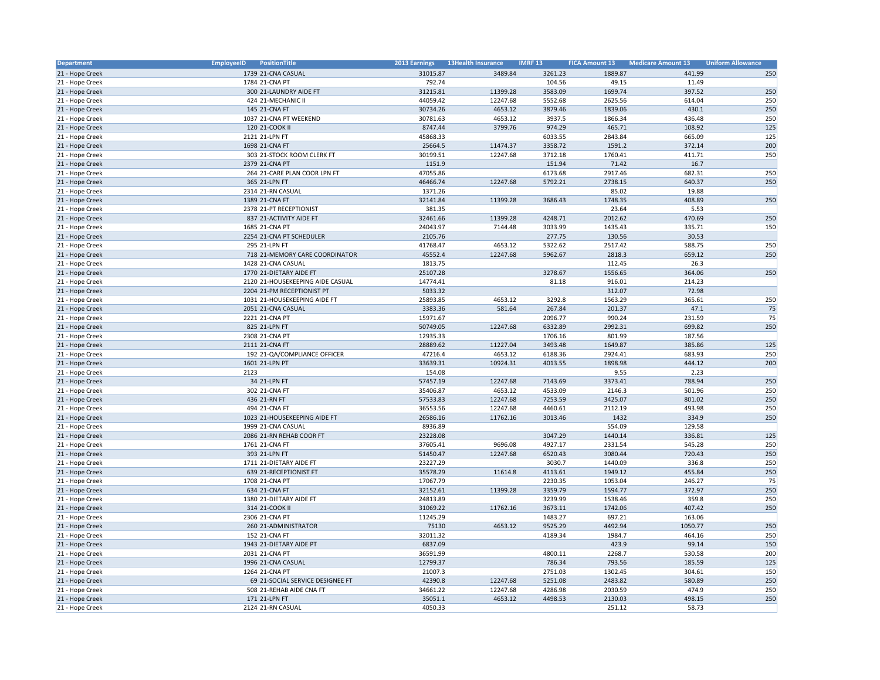| Department | EmployeeID | PositionTitle | 2013 Earnings | 13Health Insurance | IMRF 13 | FICA Amount 13 | Medicare Amount 13 | Uniform Allowance |
|---|---|---|---|---|---|---|---|---|
| 21 - Hope Creek | 1739 | 21-CNA CASUAL | 31015.87 | 3489.84 | 3261.23 | 1889.87 | 441.99 | 250 |
| 21 - Hope Creek | 1784 | 21-CNA PT | 792.74 | | 104.56 | 49.15 | 11.49 | |
| 21 - Hope Creek | 300 | 21-LAUNDRY AIDE FT | 31215.81 | 11399.28 | 3583.09 | 1699.74 | 397.52 | 250 |
| 21 - Hope Creek | 424 | 21-MECHANIC II | 44059.42 | 12247.68 | 5552.68 | 2625.56 | 614.04 | 250 |
| 21 - Hope Creek | 145 | 21-CNA FT | 30734.26 | 4653.12 | 3879.46 | 1839.06 | 430.1 | 250 |
| 21 - Hope Creek | 1037 | 21-CNA PT WEEKEND | 30781.63 | 4653.12 | 3937.5 | 1866.34 | 436.48 | 250 |
| 21 - Hope Creek | 120 | 21-COOK II | 8747.44 | 3799.76 | 974.29 | 465.71 | 108.92 | 125 |
| 21 - Hope Creek | 2121 | 21-LPN FT | 45868.33 | | 6033.55 | 2843.84 | 665.09 | 125 |
| 21 - Hope Creek | 1698 | 21-CNA FT | 25664.5 | 11474.37 | 3358.72 | 1591.2 | 372.14 | 200 |
| 21 - Hope Creek | 303 | 21-STOCK ROOM CLERK FT | 30199.51 | 12247.68 | 3712.18 | 1760.41 | 411.71 | 250 |
| 21 - Hope Creek | 2379 | 21-CNA PT | 1151.9 | | 151.94 | 71.42 | 16.7 | |
| 21 - Hope Creek | 264 | 21-CARE PLAN COOR LPN FT | 47055.86 | | 6173.68 | 2917.46 | 682.31 | 250 |
| 21 - Hope Creek | 365 | 21-LPN FT | 46466.74 | 12247.68 | 5792.21 | 2738.15 | 640.37 | 250 |
| 21 - Hope Creek | 2314 | 21-RN CASUAL | 1371.26 | | | 85.02 | 19.88 | |
| 21 - Hope Creek | 1389 | 21-CNA FT | 32141.84 | 11399.28 | 3686.43 | 1748.35 | 408.89 | 250 |
| 21 - Hope Creek | 2378 | 21-PT RECEPTIONIST | 381.35 | | | 23.64 | 5.53 | |
| 21 - Hope Creek | 837 | 21-ACTIVITY AIDE FT | 32461.66 | 11399.28 | 4248.71 | 2012.62 | 470.69 | 250 |
| 21 - Hope Creek | 1685 | 21-CNA PT | 24043.97 | 7144.48 | 3033.99 | 1435.43 | 335.71 | 150 |
| 21 - Hope Creek | 2254 | 21-CNA PT SCHEDULER | 2105.76 | | 277.75 | 130.56 | 30.53 | |
| 21 - Hope Creek | 295 | 21-LPN FT | 41768.47 | 4653.12 | 5322.62 | 2517.42 | 588.75 | 250 |
| 21 - Hope Creek | 718 | 21-MEMORY CARE COORDINATOR | 45552.4 | 12247.68 | 5962.67 | 2818.3 | 659.12 | 250 |
| 21 - Hope Creek | 1428 | 21-CNA CASUAL | 1813.75 | | | 112.45 | 26.3 | |
| 21 - Hope Creek | 1770 | 21-DIETARY AIDE FT | 25107.28 | | 3278.67 | 1556.65 | 364.06 | 250 |
| 21 - Hope Creek | 2120 | 21-HOUSEKEEPING AIDE CASUAL | 14774.41 | | 81.18 | 916.01 | 214.23 | |
| 21 - Hope Creek | 2204 | 21-PM RECEPTIONIST PT | 5033.32 | | | 312.07 | 72.98 | |
| 21 - Hope Creek | 1031 | 21-HOUSEKEEPING AIDE FT | 25893.85 | 4653.12 | 3292.8 | 1563.29 | 365.61 | 250 |
| 21 - Hope Creek | 2051 | 21-CNA CASUAL | 3383.36 | 581.64 | 267.84 | 201.37 | 47.1 | 75 |
| 21 - Hope Creek | 2221 | 21-CNA PT | 15971.67 | | 2096.77 | 990.24 | 231.59 | 75 |
| 21 - Hope Creek | 825 | 21-LPN FT | 50749.05 | 12247.68 | 6332.89 | 2992.31 | 699.82 | 250 |
| 21 - Hope Creek | 2308 | 21-CNA PT | 12935.33 | | 1706.16 | 801.99 | 187.56 | |
| 21 - Hope Creek | 2111 | 21-CNA FT | 28889.62 | 11227.04 | 3493.48 | 1649.87 | 385.86 | 125 |
| 21 - Hope Creek | 192 | 21-QA/COMPLIANCE OFFICER | 47216.4 | 4653.12 | 6188.36 | 2924.41 | 683.93 | 250 |
| 21 - Hope Creek | 1601 | 21-LPN PT | 33639.31 | 10924.31 | 4013.55 | 1898.98 | 444.12 | 200 |
| 21 - Hope Creek | 2123 | | 154.08 | | | 9.55 | 2.23 | |
| 21 - Hope Creek | 34 | 21-LPN FT | 57457.19 | 12247.68 | 7143.69 | 3373.41 | 788.94 | 250 |
| 21 - Hope Creek | 302 | 21-CNA FT | 35406.87 | 4653.12 | 4533.09 | 2146.3 | 501.96 | 250 |
| 21 - Hope Creek | 436 | 21-RN FT | 57533.83 | 12247.68 | 7253.59 | 3425.07 | 801.02 | 250 |
| 21 - Hope Creek | 494 | 21-CNA FT | 36553.56 | 12247.68 | 4460.61 | 2112.19 | 493.98 | 250 |
| 21 - Hope Creek | 1023 | 21-HOUSEKEEPING AIDE FT | 26586.16 | 11762.16 | 3013.46 | 1432 | 334.9 | 250 |
| 21 - Hope Creek | 1999 | 21-CNA CASUAL | 8936.89 | | | 554.09 | 129.58 | |
| 21 - Hope Creek | 2086 | 21-RN REHAB COOR FT | 23228.08 | | 3047.29 | 1440.14 | 336.81 | 125 |
| 21 - Hope Creek | 1761 | 21-CNA FT | 37605.41 | 9696.08 | 4927.17 | 2331.54 | 545.28 | 250 |
| 21 - Hope Creek | 393 | 21-LPN FT | 51450.47 | 12247.68 | 6520.43 | 3080.44 | 720.43 | 250 |
| 21 - Hope Creek | 1711 | 21-DIETARY AIDE FT | 23227.29 | | 3030.7 | 1440.09 | 336.8 | 250 |
| 21 - Hope Creek | 639 | 21-RECEPTIONIST FT | 35578.29 | 11614.8 | 4113.61 | 1949.12 | 455.84 | 250 |
| 21 - Hope Creek | 1708 | 21-CNA PT | 17067.79 | | 2230.35 | 1053.04 | 246.27 | 75 |
| 21 - Hope Creek | 634 | 21-CNA FT | 32152.61 | 11399.28 | 3359.79 | 1594.77 | 372.97 | 250 |
| 21 - Hope Creek | 1380 | 21-DIETARY AIDE FT | 24813.89 | | 3239.99 | 1538.46 | 359.8 | 250 |
| 21 - Hope Creek | 314 | 21-COOK II | 31069.22 | 11762.16 | 3673.11 | 1742.06 | 407.42 | 250 |
| 21 - Hope Creek | 2306 | 21-CNA PT | 11245.29 | | 1483.27 | 697.21 | 163.06 | |
| 21 - Hope Creek | 260 | 21-ADMINISTRATOR | 75130 | 4653.12 | 9525.29 | 4492.94 | 1050.77 | 250 |
| 21 - Hope Creek | 152 | 21-CNA FT | 32011.32 | | 4189.34 | 1984.7 | 464.16 | 250 |
| 21 - Hope Creek | 1943 | 21-DIETARY AIDE PT | 6837.09 | | | 423.9 | 99.14 | 150 |
| 21 - Hope Creek | 2031 | 21-CNA PT | 36591.99 | | 4800.11 | 2268.7 | 530.58 | 200 |
| 21 - Hope Creek | 1996 | 21-CNA CASUAL | 12799.37 | | 786.34 | 793.56 | 185.59 | 125 |
| 21 - Hope Creek | 1264 | 21-CNA PT | 21007.3 | | 2751.03 | 1302.45 | 304.61 | 150 |
| 21 - Hope Creek | 69 | 21-SOCIAL SERVICE DESIGNEE FT | 42390.8 | 12247.68 | 5251.08 | 2483.82 | 580.89 | 250 |
| 21 - Hope Creek | 508 | 21-REHAB AIDE CNA FT | 34661.22 | 12247.68 | 4286.98 | 2030.59 | 474.9 | 250 |
| 21 - Hope Creek | 171 | 21-LPN FT | 35051.1 | 4653.12 | 4498.53 | 2130.03 | 498.15 | 250 |
| 21 - Hope Creek | 2124 | 21-RN CASUAL | 4050.33 | | | 251.12 | 58.73 | |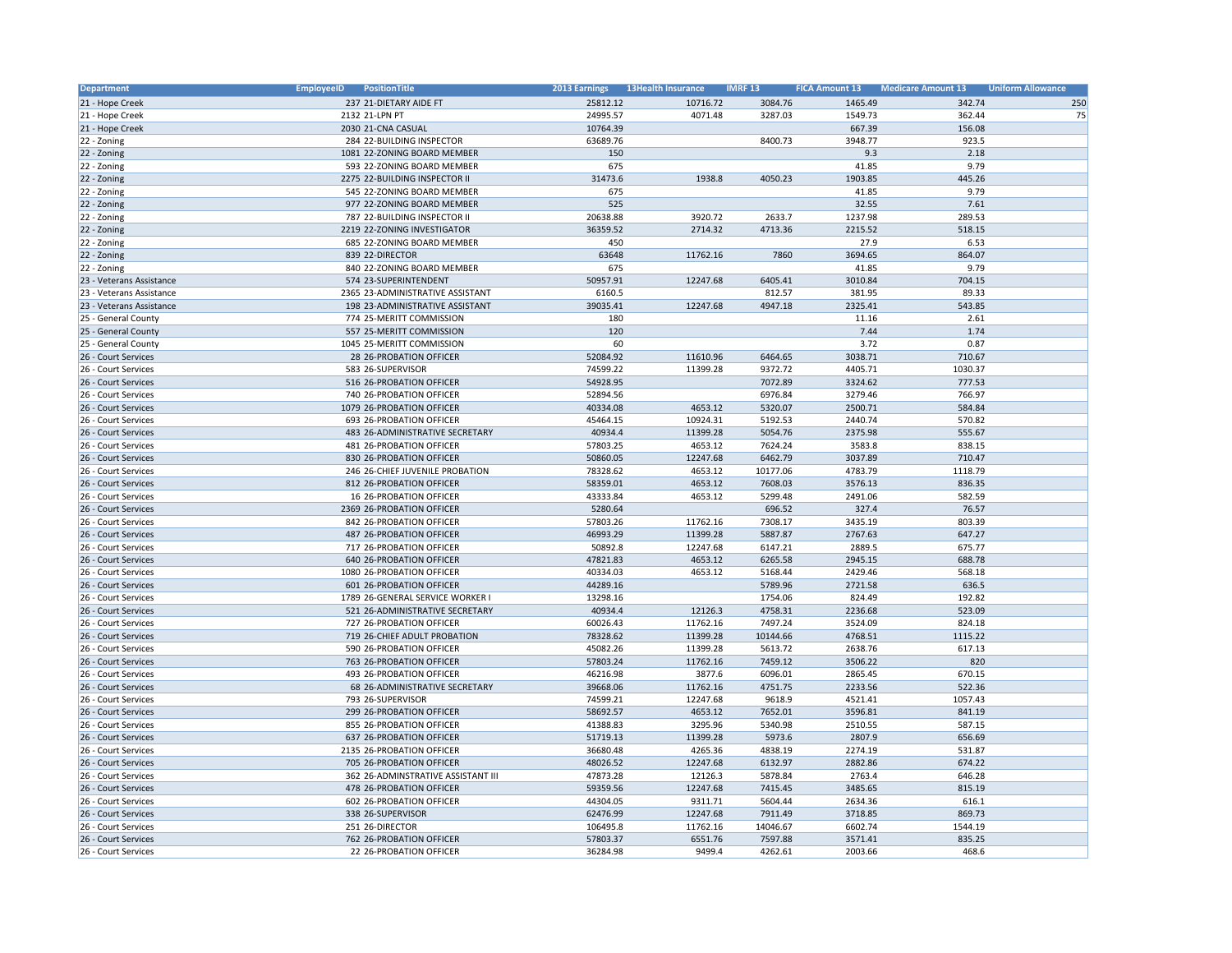| Department | EmployeeID | PositionTitle | 2013 Earnings | 13Health Insurance | IMRF 13 | FICA Amount 13 | Medicare Amount 13 | Uniform Allowance |
|---|---|---|---|---|---|---|---|---|
| 21 - Hope Creek | 237 | 21-DIETARY AIDE FT | 25812.12 | 10716.72 | 3084.76 | 1465.49 | 342.74 | 250 |
| 21 - Hope Creek | 2132 | 21-LPN PT | 24995.57 | 4071.48 | 3287.03 | 1549.73 | 362.44 | 75 |
| 21 - Hope Creek | 2030 | 21-CNA CASUAL | 10764.39 | | | 667.39 | 156.08 | |
| 22 - Zoning | 284 | 22-BUILDING INSPECTOR | 63689.76 | | 8400.73 | 3948.77 | 923.5 | |
| 22 - Zoning | 1081 | 22-ZONING BOARD MEMBER | 150 | | | 9.3 | 2.18 | |
| 22 - Zoning | 593 | 22-ZONING BOARD MEMBER | 675 | | | 41.85 | 9.79 | |
| 22 - Zoning | 2275 | 22-BUILDING INSPECTOR II | 31473.6 | 1938.8 | 4050.23 | 1903.85 | 445.26 | |
| 22 - Zoning | 545 | 22-ZONING BOARD MEMBER | 675 | | | 41.85 | 9.79 | |
| 22 - Zoning | 977 | 22-ZONING BOARD MEMBER | 525 | | | 32.55 | 7.61 | |
| 22 - Zoning | 787 | 22-BUILDING INSPECTOR II | 20638.88 | 3920.72 | 2633.7 | 1237.98 | 289.53 | |
| 22 - Zoning | 2219 | 22-ZONING INVESTIGATOR | 36359.52 | 2714.32 | 4713.36 | 2215.52 | 518.15 | |
| 22 - Zoning | 685 | 22-ZONING BOARD MEMBER | 450 | | | 27.9 | 6.53 | |
| 22 - Zoning | 839 | 22-DIRECTOR | 63648 | 11762.16 | 7860 | 3694.65 | 864.07 | |
| 22 - Zoning | 840 | 22-ZONING BOARD MEMBER | 675 | | | 41.85 | 9.79 | |
| 23 - Veterans Assistance | 574 | 23-SUPERINTENDENT | 50957.91 | 12247.68 | 6405.41 | 3010.84 | 704.15 | |
| 23 - Veterans Assistance | 2365 | 23-ADMINISTRATIVE ASSISTANT | 6160.5 | | 812.57 | 381.95 | 89.33 | |
| 23 - Veterans Assistance | 198 | 23-ADMINISTRATIVE ASSISTANT | 39035.41 | 12247.68 | 4947.18 | 2325.41 | 543.85 | |
| 25 - General County | 774 | 25-MERITT COMMISSION | 180 | | | 11.16 | 2.61 | |
| 25 - General County | 557 | 25-MERITT COMMISSION | 120 | | | 7.44 | 1.74 | |
| 25 - General County | 1045 | 25-MERITT COMMISSION | 60 | | | 3.72 | 0.87 | |
| 26 - Court Services | 28 | 26-PROBATION OFFICER | 52084.92 | 11610.96 | 6464.65 | 3038.71 | 710.67 | |
| 26 - Court Services | 583 | 26-SUPERVISOR | 74599.22 | 11399.28 | 9372.72 | 4405.71 | 1030.37 | |
| 26 - Court Services | 516 | 26-PROBATION OFFICER | 54928.95 | | 7072.89 | 3324.62 | 777.53 | |
| 26 - Court Services | 740 | 26-PROBATION OFFICER | 52894.56 | | 6976.84 | 3279.46 | 766.97 | |
| 26 - Court Services | 1079 | 26-PROBATION OFFICER | 40334.08 | 4653.12 | 5320.07 | 2500.71 | 584.84 | |
| 26 - Court Services | 693 | 26-PROBATION OFFICER | 45464.15 | 10924.31 | 5192.53 | 2440.74 | 570.82 | |
| 26 - Court Services | 483 | 26-ADMINISTRATIVE SECRETARY | 40934.4 | 11399.28 | 5054.76 | 2375.98 | 555.67 | |
| 26 - Court Services | 481 | 26-PROBATION OFFICER | 57803.25 | 4653.12 | 7624.24 | 3583.8 | 838.15 | |
| 26 - Court Services | 830 | 26-PROBATION OFFICER | 50860.05 | 12247.68 | 6462.79 | 3037.89 | 710.47 | |
| 26 - Court Services | 246 | 26-CHIEF JUVENILE PROBATION | 78328.62 | 4653.12 | 10177.06 | 4783.79 | 1118.79 | |
| 26 - Court Services | 812 | 26-PROBATION OFFICER | 58359.01 | 4653.12 | 7608.03 | 3576.13 | 836.35 | |
| 26 - Court Services | 16 | 26-PROBATION OFFICER | 43333.84 | 4653.12 | 5299.48 | 2491.06 | 582.59 | |
| 26 - Court Services | 2369 | 26-PROBATION OFFICER | 5280.64 | | 696.52 | 327.4 | 76.57 | |
| 26 - Court Services | 842 | 26-PROBATION OFFICER | 57803.26 | 11762.16 | 7308.17 | 3435.19 | 803.39 | |
| 26 - Court Services | 487 | 26-PROBATION OFFICER | 46993.29 | 11399.28 | 5887.87 | 2767.63 | 647.27 | |
| 26 - Court Services | 717 | 26-PROBATION OFFICER | 50892.8 | 12247.68 | 6147.21 | 2889.5 | 675.77 | |
| 26 - Court Services | 640 | 26-PROBATION OFFICER | 47821.83 | 4653.12 | 6265.58 | 2945.15 | 688.78 | |
| 26 - Court Services | 1080 | 26-PROBATION OFFICER | 40334.03 | 4653.12 | 5168.44 | 2429.46 | 568.18 | |
| 26 - Court Services | 601 | 26-PROBATION OFFICER | 44289.16 | | 5789.96 | 2721.58 | 636.5 | |
| 26 - Court Services | 1789 | 26-GENERAL SERVICE WORKER I | 13298.16 | | 1754.06 | 824.49 | 192.82 | |
| 26 - Court Services | 521 | 26-ADMINISTRATIVE SECRETARY | 40934.4 | 12126.3 | 4758.31 | 2236.68 | 523.09 | |
| 26 - Court Services | 727 | 26-PROBATION OFFICER | 60026.43 | 11762.16 | 7497.24 | 3524.09 | 824.18 | |
| 26 - Court Services | 719 | 26-CHIEF ADULT PROBATION | 78328.62 | 11399.28 | 10144.66 | 4768.51 | 1115.22 | |
| 26 - Court Services | 590 | 26-PROBATION OFFICER | 45082.26 | 11399.28 | 5613.72 | 2638.76 | 617.13 | |
| 26 - Court Services | 763 | 26-PROBATION OFFICER | 57803.24 | 11762.16 | 7459.12 | 3506.22 | 820 | |
| 26 - Court Services | 493 | 26-PROBATION OFFICER | 46216.98 | 3877.6 | 6096.01 | 2865.45 | 670.15 | |
| 26 - Court Services | 68 | 26-ADMINISTRATIVE SECRETARY | 39668.06 | 11762.16 | 4751.75 | 2233.56 | 522.36 | |
| 26 - Court Services | 793 | 26-SUPERVISOR | 74599.21 | 12247.68 | 9618.9 | 4521.41 | 1057.43 | |
| 26 - Court Services | 299 | 26-PROBATION OFFICER | 58692.57 | 4653.12 | 7652.01 | 3596.81 | 841.19 | |
| 26 - Court Services | 855 | 26-PROBATION OFFICER | 41388.83 | 3295.96 | 5340.98 | 2510.55 | 587.15 | |
| 26 - Court Services | 637 | 26-PROBATION OFFICER | 51719.13 | 11399.28 | 5973.6 | 2807.9 | 656.69 | |
| 26 - Court Services | 2135 | 26-PROBATION OFFICER | 36680.48 | 4265.36 | 4838.19 | 2274.19 | 531.87 | |
| 26 - Court Services | 705 | 26-PROBATION OFFICER | 48026.52 | 12247.68 | 6132.97 | 2882.86 | 674.22 | |
| 26 - Court Services | 362 | 26-ADMINSTRATIVE ASSISTANT III | 47873.28 | 12126.3 | 5878.84 | 2763.4 | 646.28 | |
| 26 - Court Services | 478 | 26-PROBATION OFFICER | 59359.56 | 12247.68 | 7415.45 | 3485.65 | 815.19 | |
| 26 - Court Services | 602 | 26-PROBATION OFFICER | 44304.05 | 9311.71 | 5604.44 | 2634.36 | 616.1 | |
| 26 - Court Services | 338 | 26-SUPERVISOR | 62476.99 | 12247.68 | 7911.49 | 3718.85 | 869.73 | |
| 26 - Court Services | 251 | 26-DIRECTOR | 106495.8 | 11762.16 | 14046.67 | 6602.74 | 1544.19 | |
| 26 - Court Services | 762 | 26-PROBATION OFFICER | 57803.37 | 6551.76 | 7597.88 | 3571.41 | 835.25 | |
| 26 - Court Services | 22 | 26-PROBATION OFFICER | 36284.98 | 9499.4 | 4262.61 | 2003.66 | 468.6 | |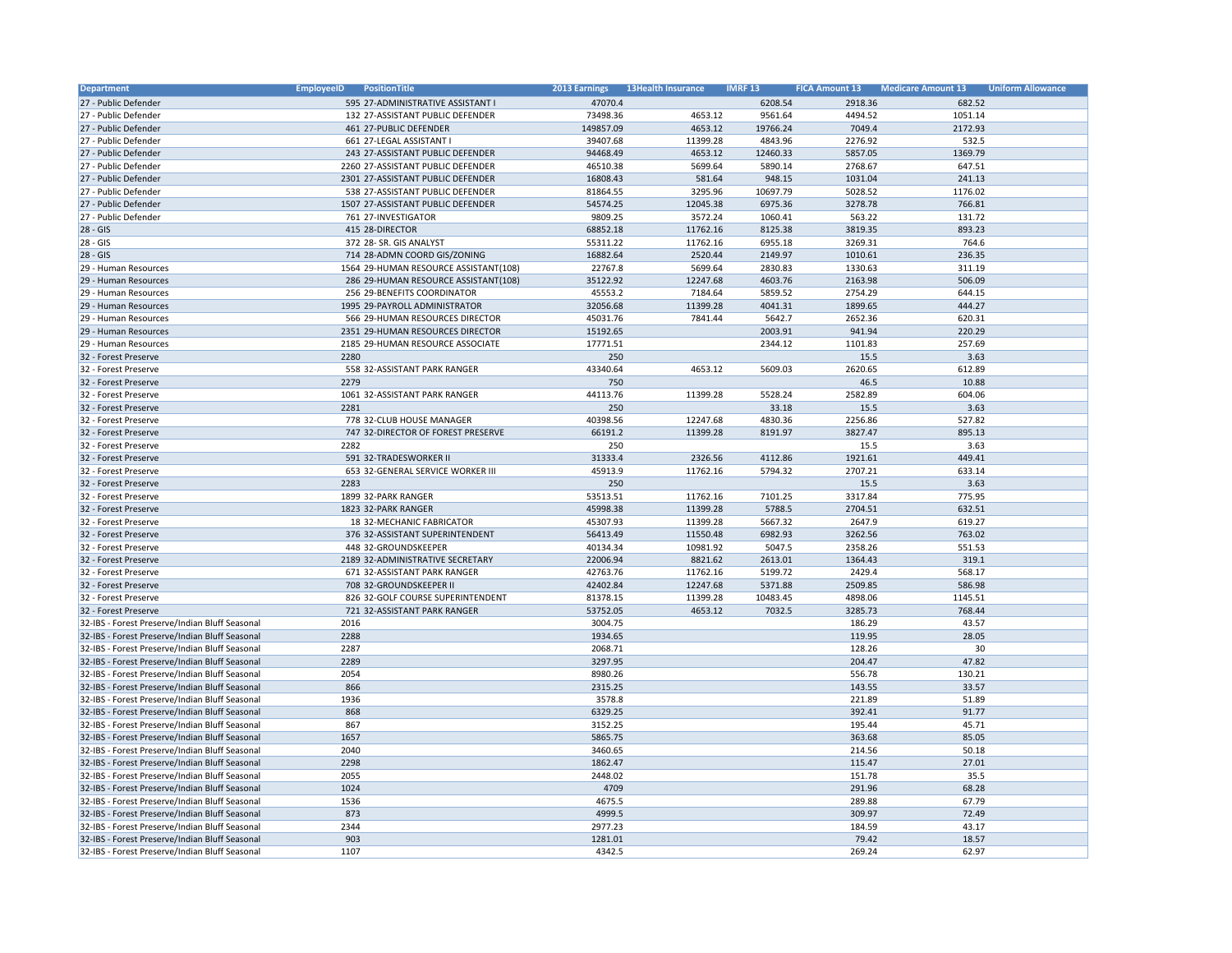| Department | EmployeeID | PositionTitle | 2013 Earnings | 13Health Insurance | IMRF 13 | FICA Amount 13 | Medicare Amount 13 | Uniform Allowance |
|---|---|---|---|---|---|---|---|---|
| 27 - Public Defender | 595 | 27-ADMINISTRATIVE ASSISTANT I | 47070.4 | | 6208.54 | 2918.36 | 682.52 | |
| 27 - Public Defender | 132 | 27-ASSISTANT PUBLIC DEFENDER | 73498.36 | 4653.12 | 9561.64 | 4494.52 | 1051.14 | |
| 27 - Public Defender | 461 | 27-PUBLIC DEFENDER | 149857.09 | 4653.12 | 19766.24 | 7049.4 | 2172.93 | |
| 27 - Public Defender | 661 | 27-LEGAL ASSISTANT I | 39407.68 | 11399.28 | 4843.96 | 2276.92 | 532.5 | |
| 27 - Public Defender | 243 | 27-ASSISTANT PUBLIC DEFENDER | 94468.49 | 4653.12 | 12460.33 | 5857.05 | 1369.79 | |
| 27 - Public Defender | 2260 | 27-ASSISTANT PUBLIC DEFENDER | 46510.38 | 5699.64 | 5890.14 | 2768.67 | 647.51 | |
| 27 - Public Defender | 2301 | 27-ASSISTANT PUBLIC DEFENDER | 16808.43 | 581.64 | 948.15 | 1031.04 | 241.13 | |
| 27 - Public Defender | 538 | 27-ASSISTANT PUBLIC DEFENDER | 81864.55 | 3295.96 | 10697.79 | 5028.52 | 1176.02 | |
| 27 - Public Defender | 1507 | 27-ASSISTANT PUBLIC DEFENDER | 54574.25 | 12045.38 | 6975.36 | 3278.78 | 766.81 | |
| 27 - Public Defender | 761 | 27-INVESTIGATOR | 9809.25 | 3572.24 | 1060.41 | 563.22 | 131.72 | |
| 28 - GIS | 415 | 28-DIRECTOR | 68852.18 | 11762.16 | 8125.38 | 3819.35 | 893.23 | |
| 28 - GIS | 372 | 28- SR. GIS ANALYST | 55311.22 | 11762.16 | 6955.18 | 3269.31 | 764.6 | |
| 28 - GIS | 714 | 28-ADMN COORD GIS/ZONING | 16882.64 | 2520.44 | 2149.97 | 1010.61 | 236.35 | |
| 29 - Human Resources | 1564 | 29-HUMAN RESOURCE ASSISTANT(108) | 22767.8 | 5699.64 | 2830.83 | 1330.63 | 311.19 | |
| 29 - Human Resources | 286 | 29-HUMAN RESOURCE ASSISTANT(108) | 35122.92 | 12247.68 | 4603.76 | 2163.98 | 506.09 | |
| 29 - Human Resources | 256 | 29-BENEFITS COORDINATOR | 45553.2 | 7184.64 | 5859.52 | 2754.29 | 644.15 | |
| 29 - Human Resources | 1995 | 29-PAYROLL ADMINISTRATOR | 32056.68 | 11399.28 | 4041.31 | 1899.65 | 444.27 | |
| 29 - Human Resources | 566 | 29-HUMAN RESOURCES DIRECTOR | 45031.76 | 7841.44 | 5642.7 | 2652.36 | 620.31 | |
| 29 - Human Resources | 2351 | 29-HUMAN RESOURCES DIRECTOR | 15192.65 | | 2003.91 | 941.94 | 220.29 | |
| 29 - Human Resources | 2185 | 29-HUMAN RESOURCE ASSOCIATE | 17771.51 | | 2344.12 | 1101.83 | 257.69 | |
| 32 - Forest Preserve | 2280 | | 250 | | | 15.5 | 3.63 | |
| 32 - Forest Preserve | 558 | 32-ASSISTANT PARK RANGER | 43340.64 | 4653.12 | 5609.03 | 2620.65 | 612.89 | |
| 32 - Forest Preserve | 2279 | | 750 | | | 46.5 | 10.88 | |
| 32 - Forest Preserve | 1061 | 32-ASSISTANT PARK RANGER | 44113.76 | 11399.28 | 5528.24 | 2582.89 | 604.06 | |
| 32 - Forest Preserve | 2281 | | 250 | | 33.18 | 15.5 | 3.63 | |
| 32 - Forest Preserve | 778 | 32-CLUB HOUSE MANAGER | 40398.56 | 12247.68 | 4830.36 | 2256.86 | 527.82 | |
| 32 - Forest Preserve | 747 | 32-DIRECTOR OF FOREST PRESERVE | 66191.2 | 11399.28 | 8191.97 | 3827.47 | 895.13 | |
| 32 - Forest Preserve | 2282 | | 250 | | | 15.5 | 3.63 | |
| 32 - Forest Preserve | 591 | 32-TRADESWORKER II | 31333.4 | 2326.56 | 4112.86 | 1921.61 | 449.41 | |
| 32 - Forest Preserve | 653 | 32-GENERAL SERVICE WORKER III | 45913.9 | 11762.16 | 5794.32 | 2707.21 | 633.14 | |
| 32 - Forest Preserve | 2283 | | 250 | | | 15.5 | 3.63 | |
| 32 - Forest Preserve | 1899 | 32-PARK RANGER | 53513.51 | 11762.16 | 7101.25 | 3317.84 | 775.95 | |
| 32 - Forest Preserve | 1823 | 32-PARK RANGER | 45998.38 | 11399.28 | 5788.5 | 2704.51 | 632.51 | |
| 32 - Forest Preserve | 18 | 32-MECHANIC FABRICATOR | 45307.93 | 11399.28 | 5667.32 | 2647.9 | 619.27 | |
| 32 - Forest Preserve | 376 | 32-ASSISTANT SUPERINTENDENT | 56413.49 | 11550.48 | 6982.93 | 3262.56 | 763.02 | |
| 32 - Forest Preserve | 448 | 32-GROUNDSKEEPER | 40134.34 | 10981.92 | 5047.5 | 2358.26 | 551.53 | |
| 32 - Forest Preserve | 2189 | 32-ADMINISTRATIVE SECRETARY | 22006.94 | 8821.62 | 2613.01 | 1364.43 | 319.1 | |
| 32 - Forest Preserve | 671 | 32-ASSISTANT PARK RANGER | 42763.76 | 11762.16 | 5199.72 | 2429.4 | 568.17 | |
| 32 - Forest Preserve | 708 | 32-GROUNDSKEEPER II | 42402.84 | 12247.68 | 5371.88 | 2509.85 | 586.98 | |
| 32 - Forest Preserve | 826 | 32-GOLF COURSE SUPERINTENDENT | 81378.15 | 11399.28 | 10483.45 | 4898.06 | 1145.51 | |
| 32 - Forest Preserve | 721 | 32-ASSISTANT PARK RANGER | 53752.05 | 4653.12 | 7032.5 | 3285.73 | 768.44 | |
| 32-IBS - Forest Preserve/Indian Bluff Seasonal | 2016 | | 3004.75 | | | 186.29 | 43.57 | |
| 32-IBS - Forest Preserve/Indian Bluff Seasonal | 2288 | | 1934.65 | | | 119.95 | 28.05 | |
| 32-IBS - Forest Preserve/Indian Bluff Seasonal | 2287 | | 2068.71 | | | 128.26 | 30 | |
| 32-IBS - Forest Preserve/Indian Bluff Seasonal | 2289 | | 3297.95 | | | 204.47 | 47.82 | |
| 32-IBS - Forest Preserve/Indian Bluff Seasonal | 2054 | | 8980.26 | | | 556.78 | 130.21 | |
| 32-IBS - Forest Preserve/Indian Bluff Seasonal | 866 | | 2315.25 | | | 143.55 | 33.57 | |
| 32-IBS - Forest Preserve/Indian Bluff Seasonal | 1936 | | 3578.8 | | | 221.89 | 51.89 | |
| 32-IBS - Forest Preserve/Indian Bluff Seasonal | 868 | | 6329.25 | | | 392.41 | 91.77 | |
| 32-IBS - Forest Preserve/Indian Bluff Seasonal | 867 | | 3152.25 | | | 195.44 | 45.71 | |
| 32-IBS - Forest Preserve/Indian Bluff Seasonal | 1657 | | 5865.75 | | | 363.68 | 85.05 | |
| 32-IBS - Forest Preserve/Indian Bluff Seasonal | 2040 | | 3460.65 | | | 214.56 | 50.18 | |
| 32-IBS - Forest Preserve/Indian Bluff Seasonal | 2298 | | 1862.47 | | | 115.47 | 27.01 | |
| 32-IBS - Forest Preserve/Indian Bluff Seasonal | 2055 | | 2448.02 | | | 151.78 | 35.5 | |
| 32-IBS - Forest Preserve/Indian Bluff Seasonal | 1024 | | 4709 | | | 291.96 | 68.28 | |
| 32-IBS - Forest Preserve/Indian Bluff Seasonal | 1536 | | 4675.5 | | | 289.88 | 67.79 | |
| 32-IBS - Forest Preserve/Indian Bluff Seasonal | 873 | | 4999.5 | | | 309.97 | 72.49 | |
| 32-IBS - Forest Preserve/Indian Bluff Seasonal | 2344 | | 2977.23 | | | 184.59 | 43.17 | |
| 32-IBS - Forest Preserve/Indian Bluff Seasonal | 903 | | 1281.01 | | | 79.42 | 18.57 | |
| 32-IBS - Forest Preserve/Indian Bluff Seasonal | 1107 | | 4342.5 | | | 269.24 | 62.97 | |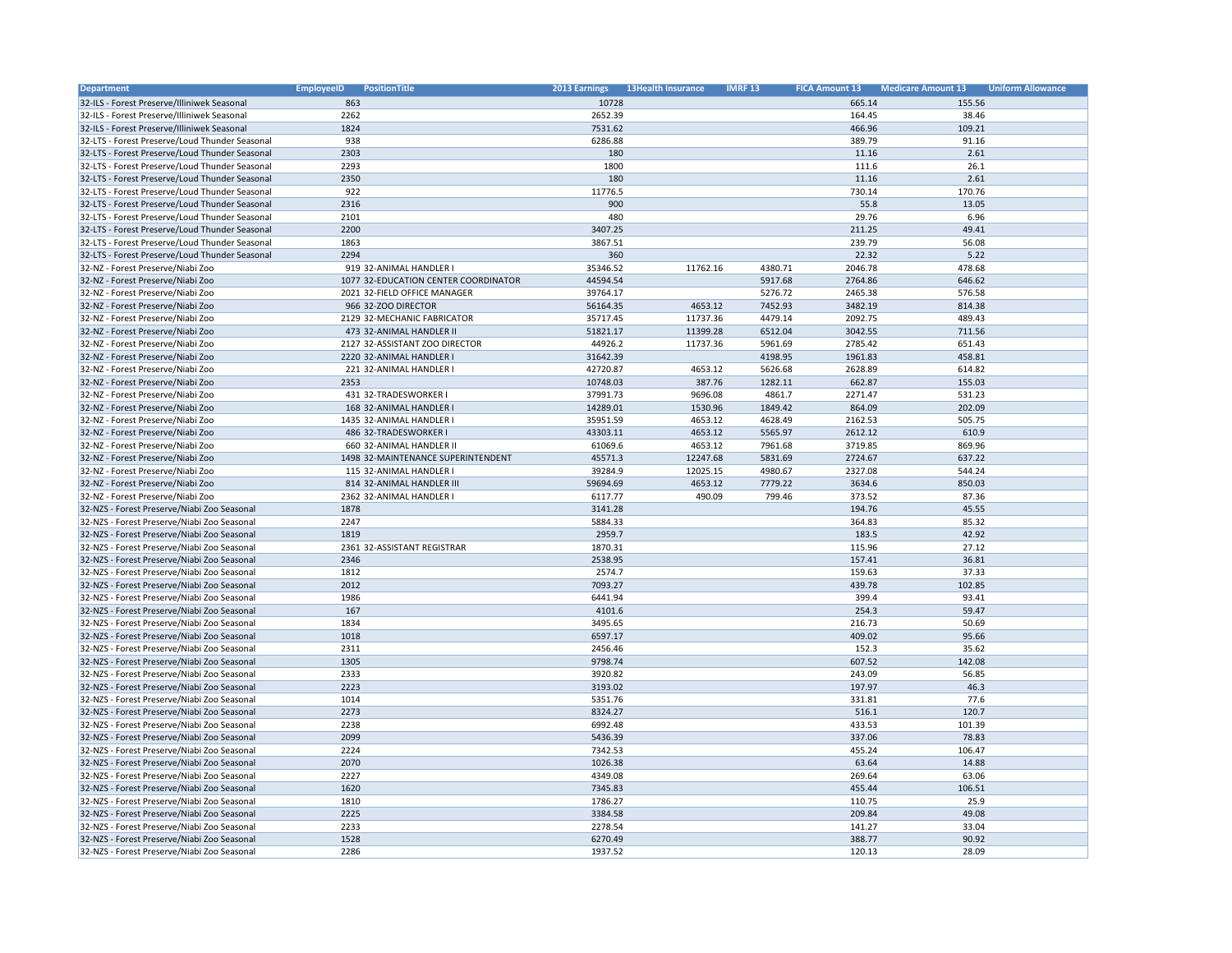| Department | EmployeeID | PositionTitle | 2013 Earnings | 13Health Insurance | IMRF 13 | FICA Amount 13 | Medicare Amount 13 | Uniform Allowance |
|---|---|---|---|---|---|---|---|---|
| 32-ILS - Forest Preserve/Illiniwek Seasonal | 863 | | 10728 | | | 665.14 | 155.56 | |
| 32-ILS - Forest Preserve/Illiniwek Seasonal | 2262 | | 2652.39 | | | 164.45 | 38.46 | |
| 32-ILS - Forest Preserve/Illiniwek Seasonal | 1824 | | 7531.62 | | | 466.96 | 109.21 | |
| 32-LTS - Forest Preserve/Loud Thunder Seasonal | 938 | | 6286.88 | | | 389.79 | 91.16 | |
| 32-LTS - Forest Preserve/Loud Thunder Seasonal | 2303 | | 180 | | | 11.16 | 2.61 | |
| 32-LTS - Forest Preserve/Loud Thunder Seasonal | 2293 | | 1800 | | | 111.6 | 26.1 | |
| 32-LTS - Forest Preserve/Loud Thunder Seasonal | 2350 | | 180 | | | 11.16 | 2.61 | |
| 32-LTS - Forest Preserve/Loud Thunder Seasonal | 922 | | 11776.5 | | | 730.14 | 170.76 | |
| 32-LTS - Forest Preserve/Loud Thunder Seasonal | 2316 | | 900 | | | 55.8 | 13.05 | |
| 32-LTS - Forest Preserve/Loud Thunder Seasonal | 2101 | | 480 | | | 29.76 | 6.96 | |
| 32-LTS - Forest Preserve/Loud Thunder Seasonal | 2200 | | 3407.25 | | | 211.25 | 49.41 | |
| 32-LTS - Forest Preserve/Loud Thunder Seasonal | 1863 | | 3867.51 | | | 239.79 | 56.08 | |
| 32-LTS - Forest Preserve/Loud Thunder Seasonal | 2294 | | 360 | | | 22.32 | 5.22 | |
| 32-NZ - Forest Preserve/Niabi Zoo | 919 | 32-ANIMAL HANDLER I | 35346.52 | 11762.16 | 4380.71 | 2046.78 | 478.68 | |
| 32-NZ - Forest Preserve/Niabi Zoo | 1077 | 32-EDUCATION CENTER COORDINATOR | 44594.54 | | 5917.68 | 2764.86 | 646.62 | |
| 32-NZ - Forest Preserve/Niabi Zoo | 2021 | 32-FIELD OFFICE MANAGER | 39764.17 | | 5276.72 | 2465.38 | 576.58 | |
| 32-NZ - Forest Preserve/Niabi Zoo | 966 | 32-ZOO DIRECTOR | 56164.35 | 4653.12 | 7452.93 | 3482.19 | 814.38 | |
| 32-NZ - Forest Preserve/Niabi Zoo | 2129 | 32-MECHANIC FABRICATOR | 35717.45 | 11737.36 | 4479.14 | 2092.75 | 489.43 | |
| 32-NZ - Forest Preserve/Niabi Zoo | 473 | 32-ANIMAL HANDLER II | 51821.17 | 11399.28 | 6512.04 | 3042.55 | 711.56 | |
| 32-NZ - Forest Preserve/Niabi Zoo | 2127 | 32-ASSISTANT ZOO DIRECTOR | 44926.2 | 11737.36 | 5961.69 | 2785.42 | 651.43 | |
| 32-NZ - Forest Preserve/Niabi Zoo | 2220 | 32-ANIMAL HANDLER I | 31642.39 | | 4198.95 | 1961.83 | 458.81 | |
| 32-NZ - Forest Preserve/Niabi Zoo | 221 | 32-ANIMAL HANDLER I | 42720.87 | 4653.12 | 5626.68 | 2628.89 | 614.82 | |
| 32-NZ - Forest Preserve/Niabi Zoo | 2353 | | 10748.03 | 387.76 | 1282.11 | 662.87 | 155.03 | |
| 32-NZ - Forest Preserve/Niabi Zoo | 431 | 32-TRADESWORKER I | 37991.73 | 9696.08 | 4861.7 | 2271.47 | 531.23 | |
| 32-NZ - Forest Preserve/Niabi Zoo | 168 | 32-ANIMAL HANDLER I | 14289.01 | 1530.96 | 1849.42 | 864.09 | 202.09 | |
| 32-NZ - Forest Preserve/Niabi Zoo | 1435 | 32-ANIMAL HANDLER I | 35951.59 | 4653.12 | 4628.49 | 2162.53 | 505.75 | |
| 32-NZ - Forest Preserve/Niabi Zoo | 486 | 32-TRADESWORKER I | 43303.11 | 4653.12 | 5565.97 | 2612.12 | 610.9 | |
| 32-NZ - Forest Preserve/Niabi Zoo | 660 | 32-ANIMAL HANDLER II | 61069.6 | 4653.12 | 7961.68 | 3719.85 | 869.96 | |
| 32-NZ - Forest Preserve/Niabi Zoo | 1498 | 32-MAINTENANCE SUPERINTENDENT | 45571.3 | 12247.68 | 5831.69 | 2724.67 | 637.22 | |
| 32-NZ - Forest Preserve/Niabi Zoo | 115 | 32-ANIMAL HANDLER I | 39284.9 | 12025.15 | 4980.67 | 2327.08 | 544.24 | |
| 32-NZ - Forest Preserve/Niabi Zoo | 814 | 32-ANIMAL HANDLER III | 59694.69 | 4653.12 | 7779.22 | 3634.6 | 850.03 | |
| 32-NZ - Forest Preserve/Niabi Zoo | 2362 | 32-ANIMAL HANDLER I | 6117.77 | 490.09 | 799.46 | 373.52 | 87.36 | |
| 32-NZS - Forest Preserve/Niabi Zoo Seasonal | 1878 | | 3141.28 | | | 194.76 | 45.55 | |
| 32-NZS - Forest Preserve/Niabi Zoo Seasonal | 2247 | | 5884.33 | | | 364.83 | 85.32 | |
| 32-NZS - Forest Preserve/Niabi Zoo Seasonal | 1819 | | 2959.7 | | | 183.5 | 42.92 | |
| 32-NZS - Forest Preserve/Niabi Zoo Seasonal | 2361 | 32-ASSISTANT REGISTRAR | 1870.31 | | | 115.96 | 27.12 | |
| 32-NZS - Forest Preserve/Niabi Zoo Seasonal | 2346 | | 2538.95 | | | 157.41 | 36.81 | |
| 32-NZS - Forest Preserve/Niabi Zoo Seasonal | 1812 | | 2574.7 | | | 159.63 | 37.33 | |
| 32-NZS - Forest Preserve/Niabi Zoo Seasonal | 2012 | | 7093.27 | | | 439.78 | 102.85 | |
| 32-NZS - Forest Preserve/Niabi Zoo Seasonal | 1986 | | 6441.94 | | | 399.4 | 93.41 | |
| 32-NZS - Forest Preserve/Niabi Zoo Seasonal | 167 | | 4101.6 | | | 254.3 | 59.47 | |
| 32-NZS - Forest Preserve/Niabi Zoo Seasonal | 1834 | | 3495.65 | | | 216.73 | 50.69 | |
| 32-NZS - Forest Preserve/Niabi Zoo Seasonal | 1018 | | 6597.17 | | | 409.02 | 95.66 | |
| 32-NZS - Forest Preserve/Niabi Zoo Seasonal | 2311 | | 2456.46 | | | 152.3 | 35.62 | |
| 32-NZS - Forest Preserve/Niabi Zoo Seasonal | 1305 | | 9798.74 | | | 607.52 | 142.08 | |
| 32-NZS - Forest Preserve/Niabi Zoo Seasonal | 2333 | | 3920.82 | | | 243.09 | 56.85 | |
| 32-NZS - Forest Preserve/Niabi Zoo Seasonal | 2223 | | 3193.02 | | | 197.97 | 46.3 | |
| 32-NZS - Forest Preserve/Niabi Zoo Seasonal | 1014 | | 5351.76 | | | 331.81 | 77.6 | |
| 32-NZS - Forest Preserve/Niabi Zoo Seasonal | 2273 | | 8324.27 | | | 516.1 | 120.7 | |
| 32-NZS - Forest Preserve/Niabi Zoo Seasonal | 2238 | | 6992.48 | | | 433.53 | 101.39 | |
| 32-NZS - Forest Preserve/Niabi Zoo Seasonal | 2099 | | 5436.39 | | | 337.06 | 78.83 | |
| 32-NZS - Forest Preserve/Niabi Zoo Seasonal | 2224 | | 7342.53 | | | 455.24 | 106.47 | |
| 32-NZS - Forest Preserve/Niabi Zoo Seasonal | 2070 | | 1026.38 | | | 63.64 | 14.88 | |
| 32-NZS - Forest Preserve/Niabi Zoo Seasonal | 2227 | | 4349.08 | | | 269.64 | 63.06 | |
| 32-NZS - Forest Preserve/Niabi Zoo Seasonal | 1620 | | 7345.83 | | | 455.44 | 106.51 | |
| 32-NZS - Forest Preserve/Niabi Zoo Seasonal | 1810 | | 1786.27 | | | 110.75 | 25.9 | |
| 32-NZS - Forest Preserve/Niabi Zoo Seasonal | 2225 | | 3384.58 | | | 209.84 | 49.08 | |
| 32-NZS - Forest Preserve/Niabi Zoo Seasonal | 2233 | | 2278.54 | | | 141.27 | 33.04 | |
| 32-NZS - Forest Preserve/Niabi Zoo Seasonal | 1528 | | 6270.49 | | | 388.77 | 90.92 | |
| 32-NZS - Forest Preserve/Niabi Zoo Seasonal | 2286 | | 1937.52 | | | 120.13 | 28.09 | |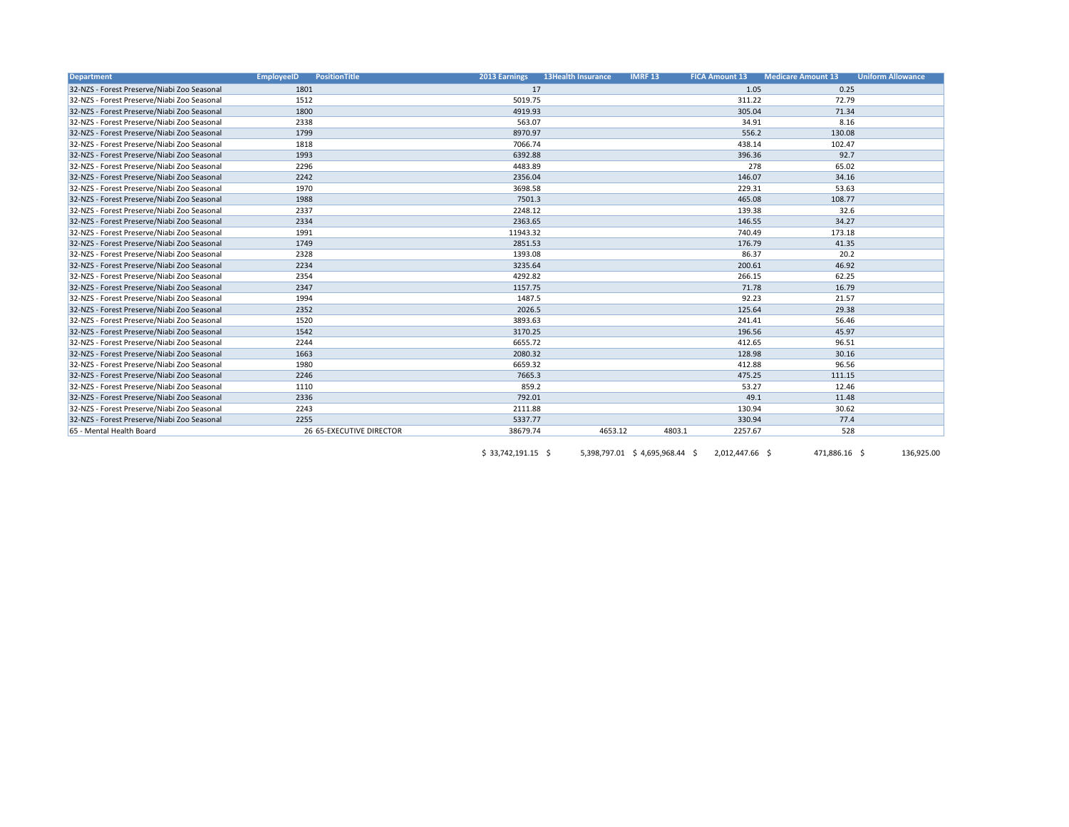| Department | EmployeeID | PositionTitle | 2013 Earnings | 13Health Insurance | IMRF 13 | FICA Amount 13 | Medicare Amount 13 | Uniform Allowance |
|---|---|---|---|---|---|---|---|---|
| 32-NZS - Forest Preserve/Niabi Zoo Seasonal | 1801 | | 17 | | | 1.05 | 0.25 | |
| 32-NZS - Forest Preserve/Niabi Zoo Seasonal | 1512 | | 5019.75 | | | 311.22 | 72.79 | |
| 32-NZS - Forest Preserve/Niabi Zoo Seasonal | 1800 | | 4919.93 | | | 305.04 | 71.34 | |
| 32-NZS - Forest Preserve/Niabi Zoo Seasonal | 2338 | | 563.07 | | | 34.91 | 8.16 | |
| 32-NZS - Forest Preserve/Niabi Zoo Seasonal | 1799 | | 8970.97 | | | 556.2 | 130.08 | |
| 32-NZS - Forest Preserve/Niabi Zoo Seasonal | 1818 | | 7066.74 | | | 438.14 | 102.47 | |
| 32-NZS - Forest Preserve/Niabi Zoo Seasonal | 1993 | | 6392.88 | | | 396.36 | 92.7 | |
| 32-NZS - Forest Preserve/Niabi Zoo Seasonal | 2296 | | 4483.89 | | | 278 | 65.02 | |
| 32-NZS - Forest Preserve/Niabi Zoo Seasonal | 2242 | | 2356.04 | | | 146.07 | 34.16 | |
| 32-NZS - Forest Preserve/Niabi Zoo Seasonal | 1970 | | 3698.58 | | | 229.31 | 53.63 | |
| 32-NZS - Forest Preserve/Niabi Zoo Seasonal | 1988 | | 7501.3 | | | 465.08 | 108.77 | |
| 32-NZS - Forest Preserve/Niabi Zoo Seasonal | 2337 | | 2248.12 | | | 139.38 | 32.6 | |
| 32-NZS - Forest Preserve/Niabi Zoo Seasonal | 2334 | | 2363.65 | | | 146.55 | 34.27 | |
| 32-NZS - Forest Preserve/Niabi Zoo Seasonal | 1991 | | 11943.32 | | | 740.49 | 173.18 | |
| 32-NZS - Forest Preserve/Niabi Zoo Seasonal | 1749 | | 2851.53 | | | 176.79 | 41.35 | |
| 32-NZS - Forest Preserve/Niabi Zoo Seasonal | 2328 | | 1393.08 | | | 86.37 | 20.2 | |
| 32-NZS - Forest Preserve/Niabi Zoo Seasonal | 2234 | | 3235.64 | | | 200.61 | 46.92 | |
| 32-NZS - Forest Preserve/Niabi Zoo Seasonal | 2354 | | 4292.82 | | | 266.15 | 62.25 | |
| 32-NZS - Forest Preserve/Niabi Zoo Seasonal | 2347 | | 1157.75 | | | 71.78 | 16.79 | |
| 32-NZS - Forest Preserve/Niabi Zoo Seasonal | 1994 | | 1487.5 | | | 92.23 | 21.57 | |
| 32-NZS - Forest Preserve/Niabi Zoo Seasonal | 2352 | | 2026.5 | | | 125.64 | 29.38 | |
| 32-NZS - Forest Preserve/Niabi Zoo Seasonal | 1520 | | 3893.63 | | | 241.41 | 56.46 | |
| 32-NZS - Forest Preserve/Niabi Zoo Seasonal | 1542 | | 3170.25 | | | 196.56 | 45.97 | |
| 32-NZS - Forest Preserve/Niabi Zoo Seasonal | 2244 | | 6655.72 | | | 412.65 | 96.51 | |
| 32-NZS - Forest Preserve/Niabi Zoo Seasonal | 1663 | | 2080.32 | | | 128.98 | 30.16 | |
| 32-NZS - Forest Preserve/Niabi Zoo Seasonal | 1980 | | 6659.32 | | | 412.88 | 96.56 | |
| 32-NZS - Forest Preserve/Niabi Zoo Seasonal | 2246 | | 7665.3 | | | 475.25 | 111.15 | |
| 32-NZS - Forest Preserve/Niabi Zoo Seasonal | 1110 | | 859.2 | | | 53.27 | 12.46 | |
| 32-NZS - Forest Preserve/Niabi Zoo Seasonal | 2336 | | 792.01 | | | 49.1 | 11.48 | |
| 32-NZS - Forest Preserve/Niabi Zoo Seasonal | 2243 | | 2111.88 | | | 130.94 | 30.62 | |
| 32-NZS - Forest Preserve/Niabi Zoo Seasonal | 2255 | | 5337.77 | | | 330.94 | 77.4 | |
| 65 - Mental Health Board | 26 | 65-EXECUTIVE DIRECTOR | 38679.74 | 4653.12 | 4803.1 | 2257.67 | 528 | |
| | | | $ 33,742,191.15 | $ 5,398,797.01 | $ 4,695,968.44 | $ 2,012,447.66 | $ 471,886.16 | $ 136,925.00 |